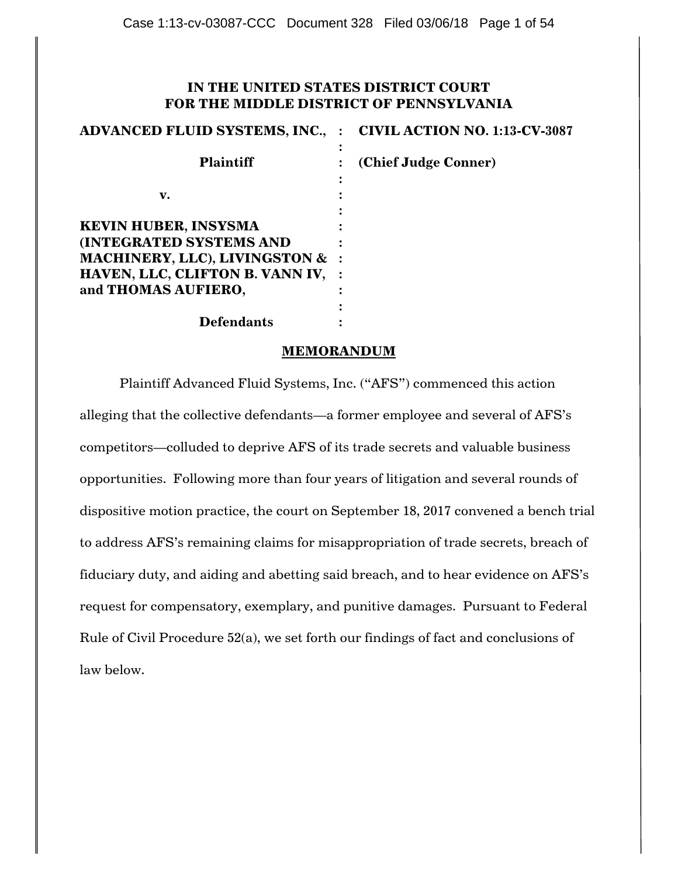**IN THE UNITED STATES DISTRICT COURT**
**FOR THE MIDDLE DISTRICT OF PENNSYLVANIA**

| | | |
|---|---|---|
| **ADVANCED FLUID SYSTEMS, INC.,** | : | **CIVIL ACTION NO. 1:13-CV-3087** |
| | : | |
| **Plaintiff** | : | **(Chief Judge Conner)** |
| | : | |
| **v.** | : | |
| | : | |
| **KEVIN HUBER, INSYSMA (INTEGRATED SYSTEMS AND MACHINERY, LLC), LIVINGSTON & HAVEN, LLC, CLIFTON B. VANN IV, and THOMAS AUFIERO,** | : | |
| | : | |
| **Defendants** | : | |

## MEMORANDUM

Plaintiff Advanced Fluid Systems, Inc. ("AFS") commenced this action alleging that the collective defendants—a former employee and several of AFS's competitors—colluded to deprive AFS of its trade secrets and valuable business opportunities. Following more than four years of litigation and several rounds of dispositive motion practice, the court on September 18, 2017 convened a bench trial to address AFS's remaining claims for misappropriation of trade secrets, breach of fiduciary duty, and aiding and abetting said breach, and to hear evidence on AFS's request for compensatory, exemplary, and punitive damages. Pursuant to Federal Rule of Civil Procedure 52(a), we set forth our findings of fact and conclusions of law below.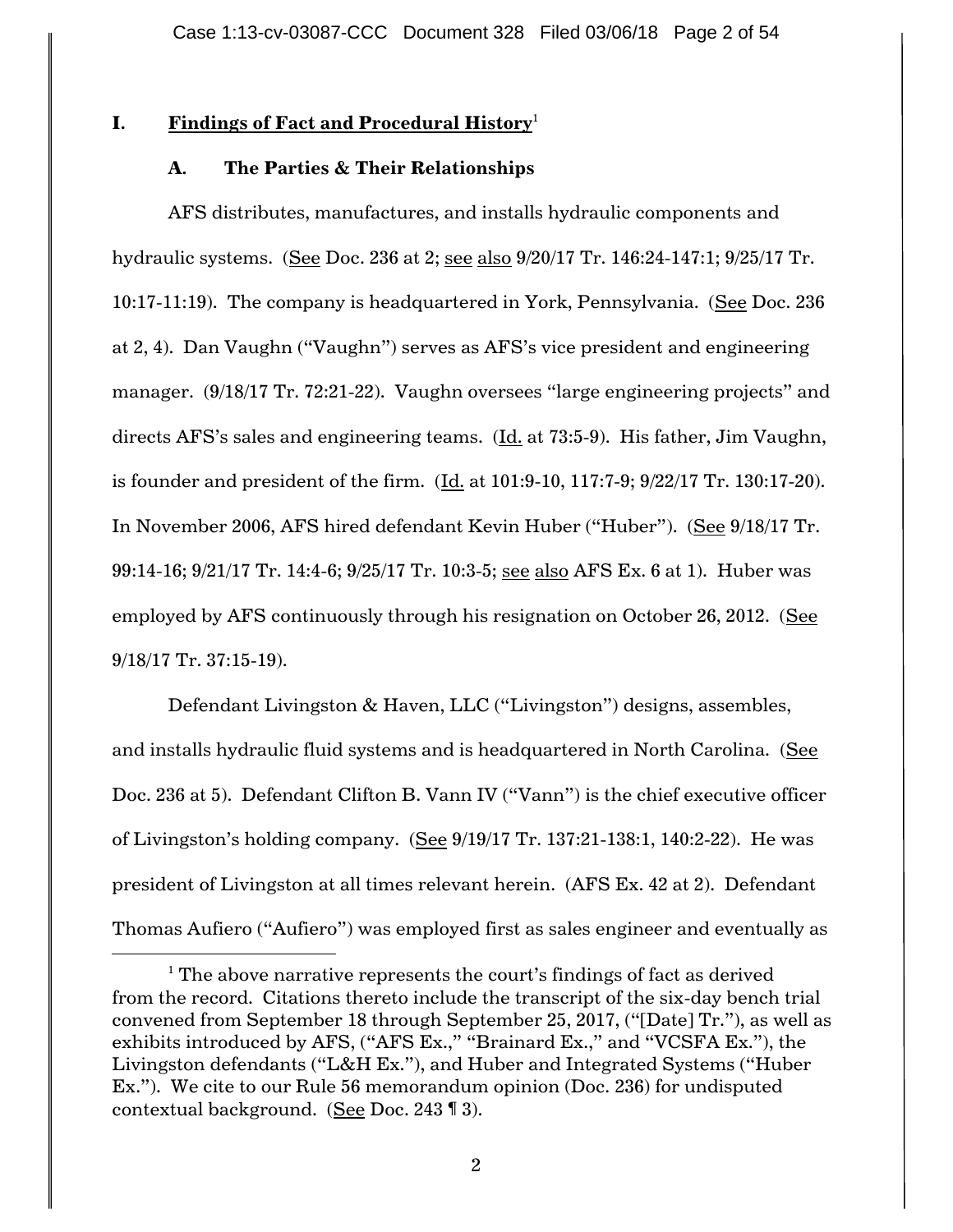## I. Findings of Fact and Procedural History[1]

### A. The Parties & Their Relationships

AFS distributes, manufactures, and installs hydraulic components and hydraulic systems. (See Doc. 236 at 2; see also 9/20/17 Tr. 146:24-147:1; 9/25/17 Tr. 10:17-11:19). The company is headquartered in York, Pennsylvania. (See Doc. 236 at 2, 4). Dan Vaughn ("Vaughn") serves as AFS's vice president and engineering manager. (9/18/17 Tr. 72:21-22). Vaughn oversees "large engineering projects" and directs AFS's sales and engineering teams. (Id. at 73:5-9). His father, Jim Vaughn, is founder and president of the firm. (Id. at 101:9-10, 117:7-9; 9/22/17 Tr. 130:17-20). In November 2006, AFS hired defendant Kevin Huber ("Huber"). (See 9/18/17 Tr. 99:14-16; 9/21/17 Tr. 14:4-6; 9/25/17 Tr. 10:3-5; see also AFS Ex. 6 at 1). Huber was employed by AFS continuously through his resignation on October 26, 2012. (See 9/18/17 Tr. 37:15-19).

Defendant Livingston & Haven, LLC ("Livingston") designs, assembles, and installs hydraulic fluid systems and is headquartered in North Carolina. (See Doc. 236 at 5). Defendant Clifton B. Vann IV ("Vann") is the chief executive officer of Livingston's holding company. (See 9/19/17 Tr. 137:21-138:1, 140:2-22). He was president of Livingston at all times relevant herein. (AFS Ex. 42 at 2). Defendant Thomas Aufiero ("Aufiero") was employed first as sales engineer and eventually as

[1] The above narrative represents the court's findings of fact as derived from the record. Citations thereto include the transcript of the six-day bench trial convened from September 18 through September 25, 2017, ("[Date] Tr."), as well as exhibits introduced by AFS, ("AFS Ex.," "Brainard Ex.," and "VCSFA Ex."), the Livingston defendants ("L&H Ex."), and Huber and Integrated Systems ("Huber Ex."). We cite to our Rule 56 memorandum opinion (Doc. 236) for undisputed contextual background. (See Doc. 243 ¶ 3).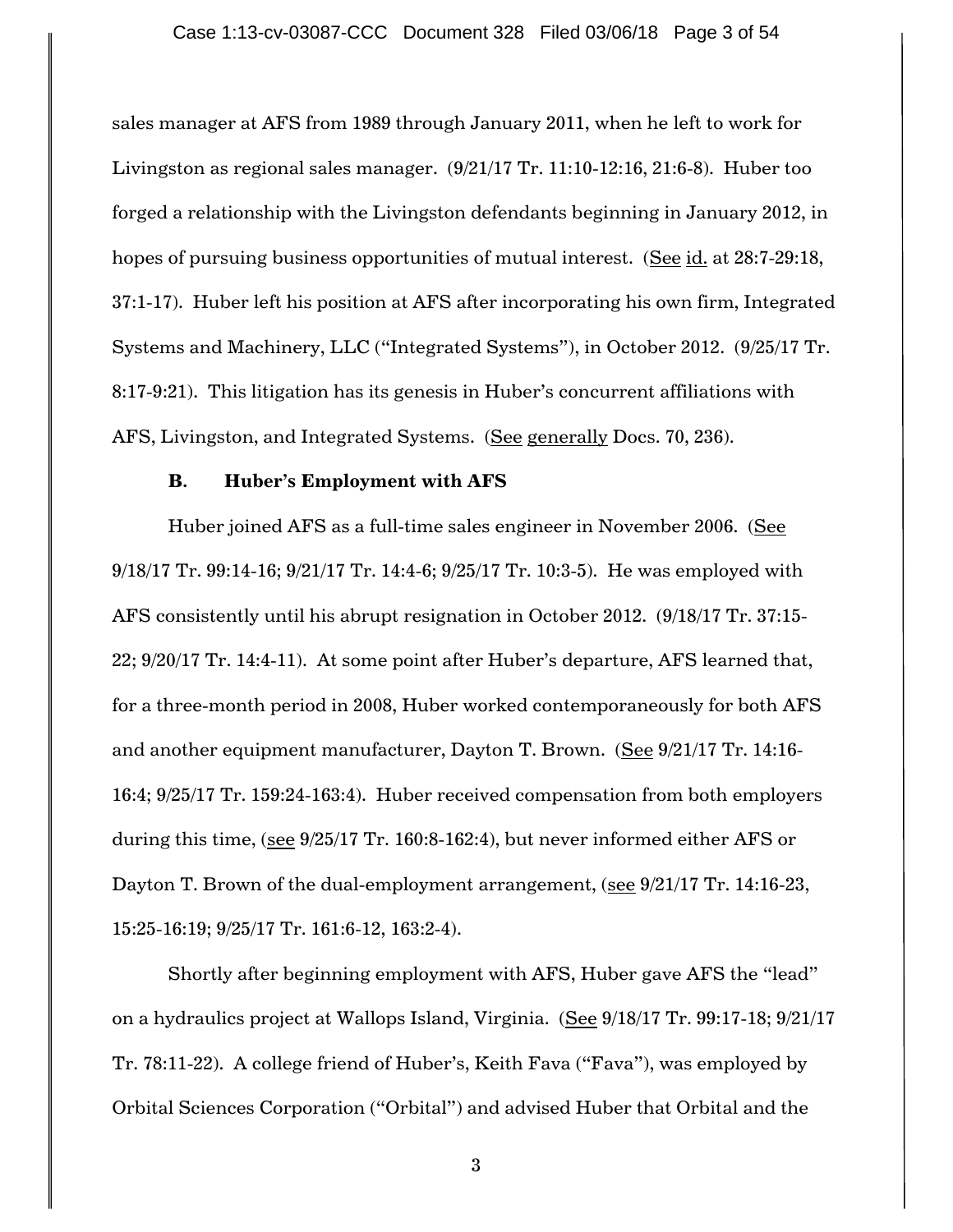sales manager at AFS from 1989 through January 2011, when he left to work for Livingston as regional sales manager. (9/21/17 Tr. 11:10-12:16, 21:6-8). Huber too forged a relationship with the Livingston defendants beginning in January 2012, in hopes of pursuing business opportunities of mutual interest. (See id. at 28:7-29:18, 37:1-17). Huber left his position at AFS after incorporating his own firm, Integrated Systems and Machinery, LLC ("Integrated Systems"), in October 2012. (9/25/17 Tr. 8:17-9:21). This litigation has its genesis in Huber's concurrent affiliations with AFS, Livingston, and Integrated Systems. (See generally Docs. 70, 236).

### B. Huber's Employment with AFS

Huber joined AFS as a full-time sales engineer in November 2006. (See 9/18/17 Tr. 99:14-16; 9/21/17 Tr. 14:4-6; 9/25/17 Tr. 10:3-5). He was employed with AFS consistently until his abrupt resignation in October 2012. (9/18/17 Tr. 37:15-22; 9/20/17 Tr. 14:4-11). At some point after Huber's departure, AFS learned that, for a three-month period in 2008, Huber worked contemporaneously for both AFS and another equipment manufacturer, Dayton T. Brown. (See 9/21/17 Tr. 14:16-16:4; 9/25/17 Tr. 159:24-163:4). Huber received compensation from both employers during this time, (see 9/25/17 Tr. 160:8-162:4), but never informed either AFS or Dayton T. Brown of the dual-employment arrangement, (see 9/21/17 Tr. 14:16-23, 15:25-16:19; 9/25/17 Tr. 161:6-12, 163:2-4).

Shortly after beginning employment with AFS, Huber gave AFS the "lead" on a hydraulics project at Wallops Island, Virginia. (See 9/18/17 Tr. 99:17-18; 9/21/17 Tr. 78:11-22). A college friend of Huber's, Keith Fava ("Fava"), was employed by Orbital Sciences Corporation ("Orbital") and advised Huber that Orbital and the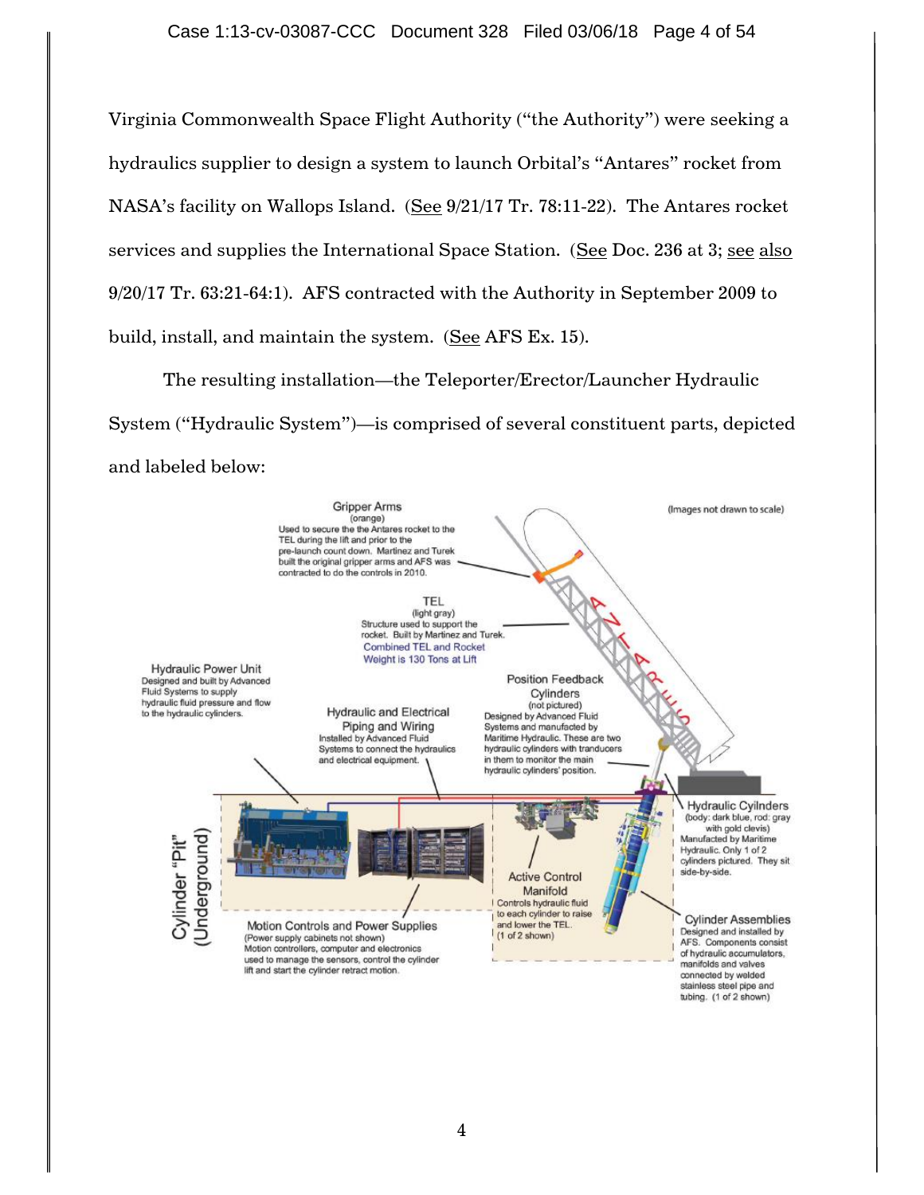Virginia Commonwealth Space Flight Authority ("the Authority") were seeking a hydraulics supplier to design a system to launch Orbital's "Antares" rocket from NASA's facility on Wallops Island. (See 9/21/17 Tr. 78:11-22). The Antares rocket services and supplies the International Space Station. (See Doc. 236 at 3; see also 9/20/17 Tr. 63:21-64:1). AFS contracted with the Authority in September 2009 to build, install, and maintain the system. (See AFS Ex. 15).

The resulting installation—the Teleporter/Erector/Launcher Hydraulic System ("Hydraulic System")—is comprised of several constituent parts, depicted and labeled below:

(Images not drawn to scale)

**Gripper Arms** (orange)
Used to secure the the Antares rocket to the TEL during the lift and prior to the pre-launch count down. Martinez and Turek built the original gripper arms and AFS was contracted to do the controls in 2010.

**TEL** (light gray)
Structure used to support the rocket. Built by Martinez and Turek.
Combined TEL and Rocket Weight is 130 Tons at Lift

**Hydraulic Power Unit**
Designed and built by Advanced Fluid Systems to supply hydraulic fluid pressure and flow to the hydraulic cylinders.

**Hydraulic and Electrical Piping and Wiring**
Installed by Advanced Fluid Systems to connect the hydraulics and electrical equipment.

**Position Feedback Cylinders** (not pictured)
Designed by Advanced Fluid Systems and manufacted by Maritime Hydraulic. These are two hydraulic cylinders with tranducers in them to monitor the main hydraulic cylinders' position.

**Hydraulic Cyilnders** (body: dark blue, rod: gray with gold clevis)
Manufactured by Maritime Hydraulic. Only 1 of 2 cylinders pictured. They sit side-by-side.

**Cylinder "Pit" (Underground)**

**Active Control Manifold**
Controls hydraulic fluid to each cylinder to raise and lower the TEL. (1 of 2 shown)

**Motion Controls and Power Supplies**
(Power supply cabinets not shown)
Motion controllers, computer and electronics used to manage the sensors, control the cylinder lift and start the cylinder retract motion.

**Cylinder Assemblies**
Designed and installed by AFS. Components consist of hydraulic accumulators, manifolds and valves connected by welded stainless steel pipe and tubing. (1 of 2 shown)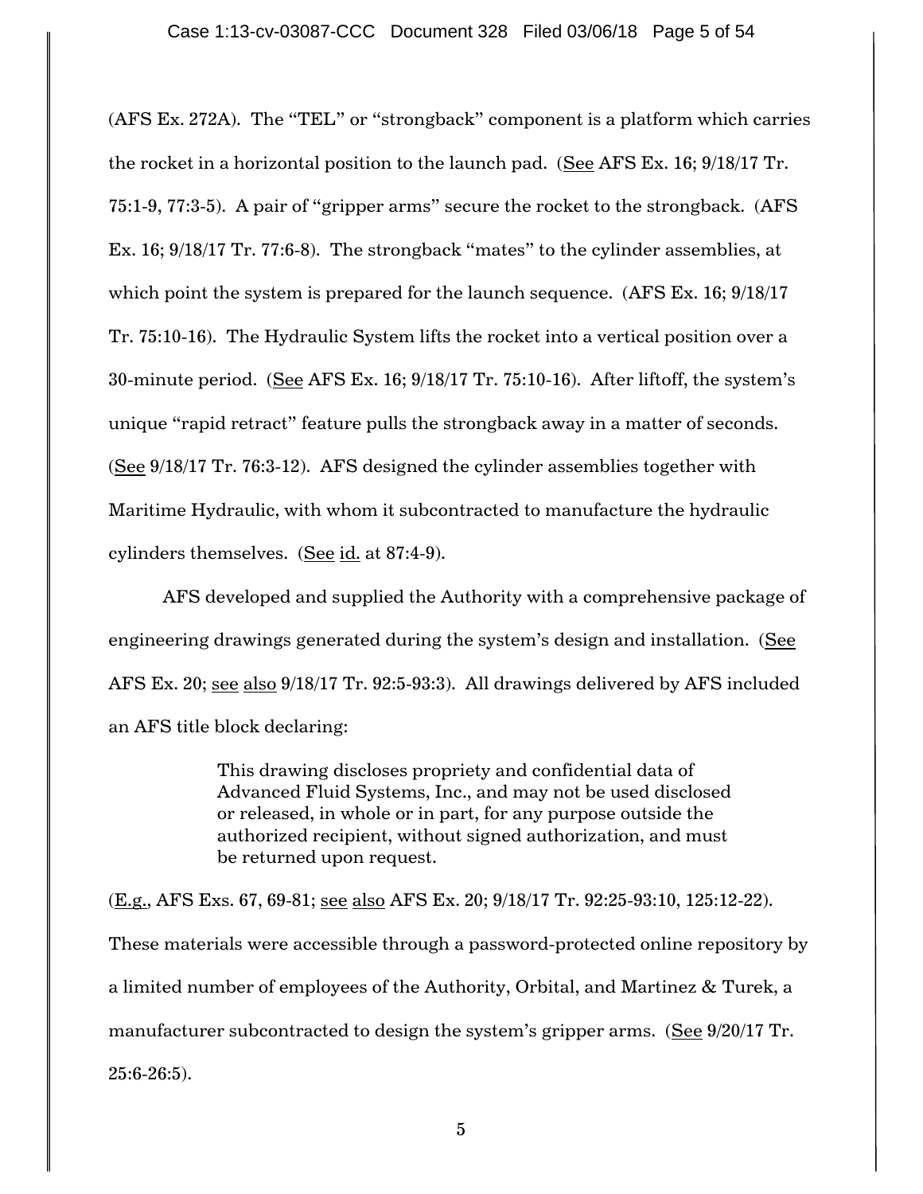(AFS Ex. 272A). The "TEL" or "strongback" component is a platform which carries the rocket in a horizontal position to the launch pad. (See AFS Ex. 16; 9/18/17 Tr. 75:1-9, 77:3-5). A pair of "gripper arms" secure the rocket to the strongback. (AFS Ex. 16; 9/18/17 Tr. 77:6-8). The strongback "mates" to the cylinder assemblies, at which point the system is prepared for the launch sequence. (AFS Ex. 16; 9/18/17 Tr. 75:10-16). The Hydraulic System lifts the rocket into a vertical position over a 30-minute period. (See AFS Ex. 16; 9/18/17 Tr. 75:10-16). After liftoff, the system's unique "rapid retract" feature pulls the strongback away in a matter of seconds. (See 9/18/17 Tr. 76:3-12). AFS designed the cylinder assemblies together with Maritime Hydraulic, with whom it subcontracted to manufacture the hydraulic cylinders themselves. (See id. at 87:4-9).

AFS developed and supplied the Authority with a comprehensive package of engineering drawings generated during the system's design and installation. (See AFS Ex. 20; see also 9/18/17 Tr. 92:5-93:3). All drawings delivered by AFS included an AFS title block declaring:

> This drawing discloses propriety and confidential data of Advanced Fluid Systems, Inc., and may not be used disclosed or released, in whole or in part, for any purpose outside the authorized recipient, without signed authorization, and must be returned upon request.

(E.g., AFS Exs. 67, 69-81; see also AFS Ex. 20; 9/18/17 Tr. 92:25-93:10, 125:12-22). These materials were accessible through a password-protected online repository by a limited number of employees of the Authority, Orbital, and Martinez & Turek, a manufacturer subcontracted to design the system's gripper arms. (See 9/20/17 Tr. 25:6-26:5).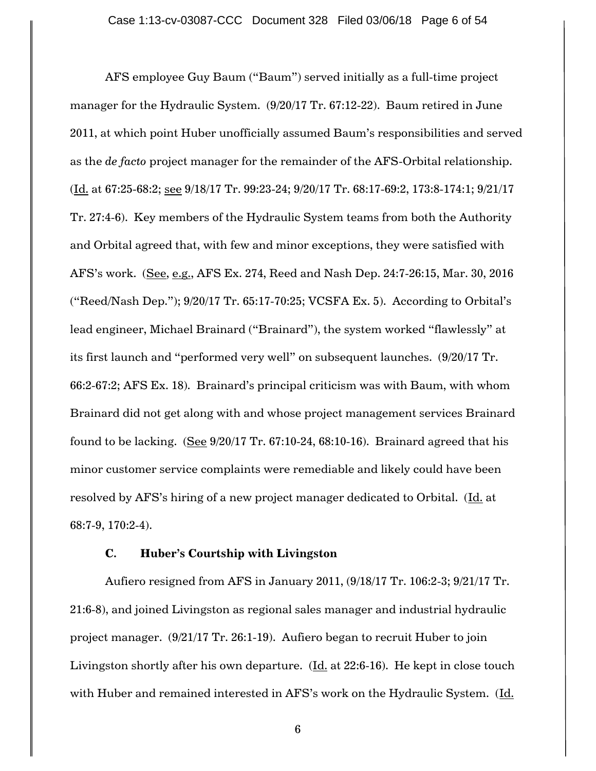AFS employee Guy Baum ("Baum") served initially as a full-time project manager for the Hydraulic System. (9/20/17 Tr. 67:12-22). Baum retired in June 2011, at which point Huber unofficially assumed Baum's responsibilities and served as the *de facto* project manager for the remainder of the AFS-Orbital relationship. (Id. at 67:25-68:2; see 9/18/17 Tr. 99:23-24; 9/20/17 Tr. 68:17-69:2, 173:8-174:1; 9/21/17 Tr. 27:4-6). Key members of the Hydraulic System teams from both the Authority and Orbital agreed that, with few and minor exceptions, they were satisfied with AFS's work. (See, e.g., AFS Ex. 274, Reed and Nash Dep. 24:7-26:15, Mar. 30, 2016 ("Reed/Nash Dep."); 9/20/17 Tr. 65:17-70:25; VCSFA Ex. 5). According to Orbital's lead engineer, Michael Brainard ("Brainard"), the system worked "flawlessly" at its first launch and "performed very well" on subsequent launches. (9/20/17 Tr. 66:2-67:2; AFS Ex. 18). Brainard's principal criticism was with Baum, with whom Brainard did not get along with and whose project management services Brainard found to be lacking. (See 9/20/17 Tr. 67:10-24, 68:10-16). Brainard agreed that his minor customer service complaints were remediable and likely could have been resolved by AFS's hiring of a new project manager dedicated to Orbital. (Id. at 68:7-9, 170:2-4).

### C. Huber's Courtship with Livingston

Aufiero resigned from AFS in January 2011, (9/18/17 Tr. 106:2-3; 9/21/17 Tr. 21:6-8), and joined Livingston as regional sales manager and industrial hydraulic project manager. (9/21/17 Tr. 26:1-19). Aufiero began to recruit Huber to join Livingston shortly after his own departure. (Id. at 22:6-16). He kept in close touch with Huber and remained interested in AFS's work on the Hydraulic System. (Id.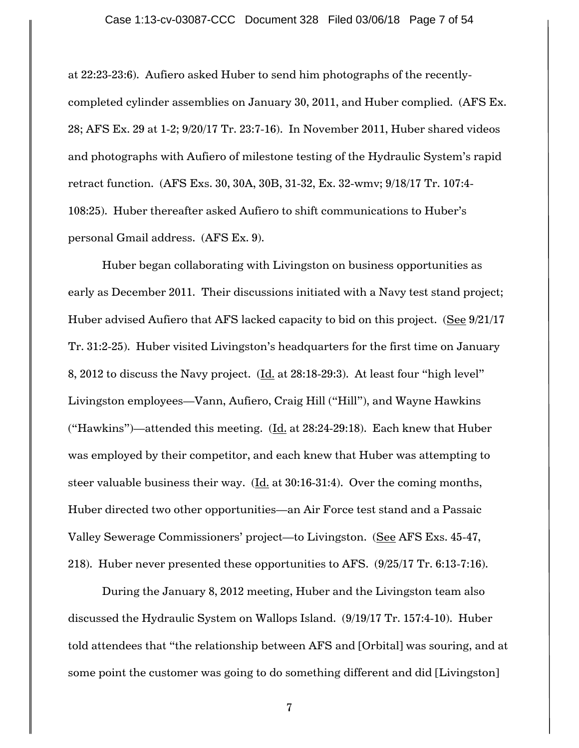at 22:23-23:6). Aufiero asked Huber to send him photographs of the recently-completed cylinder assemblies on January 30, 2011, and Huber complied. (AFS Ex. 28; AFS Ex. 29 at 1-2; 9/20/17 Tr. 23:7-16). In November 2011, Huber shared videos and photographs with Aufiero of milestone testing of the Hydraulic System's rapid retract function. (AFS Exs. 30, 30A, 30B, 31-32, Ex. 32-wmv; 9/18/17 Tr. 107:4-108:25). Huber thereafter asked Aufiero to shift communications to Huber's personal Gmail address. (AFS Ex. 9).

Huber began collaborating with Livingston on business opportunities as early as December 2011. Their discussions initiated with a Navy test stand project; Huber advised Aufiero that AFS lacked capacity to bid on this project. (See 9/21/17 Tr. 31:2-25). Huber visited Livingston's headquarters for the first time on January 8, 2012 to discuss the Navy project. (Id. at 28:18-29:3). At least four "high level" Livingston employees—Vann, Aufiero, Craig Hill ("Hill"), and Wayne Hawkins ("Hawkins")—attended this meeting. (Id. at 28:24-29:18). Each knew that Huber was employed by their competitor, and each knew that Huber was attempting to steer valuable business their way. (Id. at 30:16-31:4). Over the coming months, Huber directed two other opportunities—an Air Force test stand and a Passaic Valley Sewerage Commissioners' project—to Livingston. (See AFS Exs. 45-47, 218). Huber never presented these opportunities to AFS. (9/25/17 Tr. 6:13-7:16).

During the January 8, 2012 meeting, Huber and the Livingston team also discussed the Hydraulic System on Wallops Island. (9/19/17 Tr. 157:4-10). Huber told attendees that "the relationship between AFS and [Orbital] was souring, and at some point the customer was going to do something different and did [Livingston]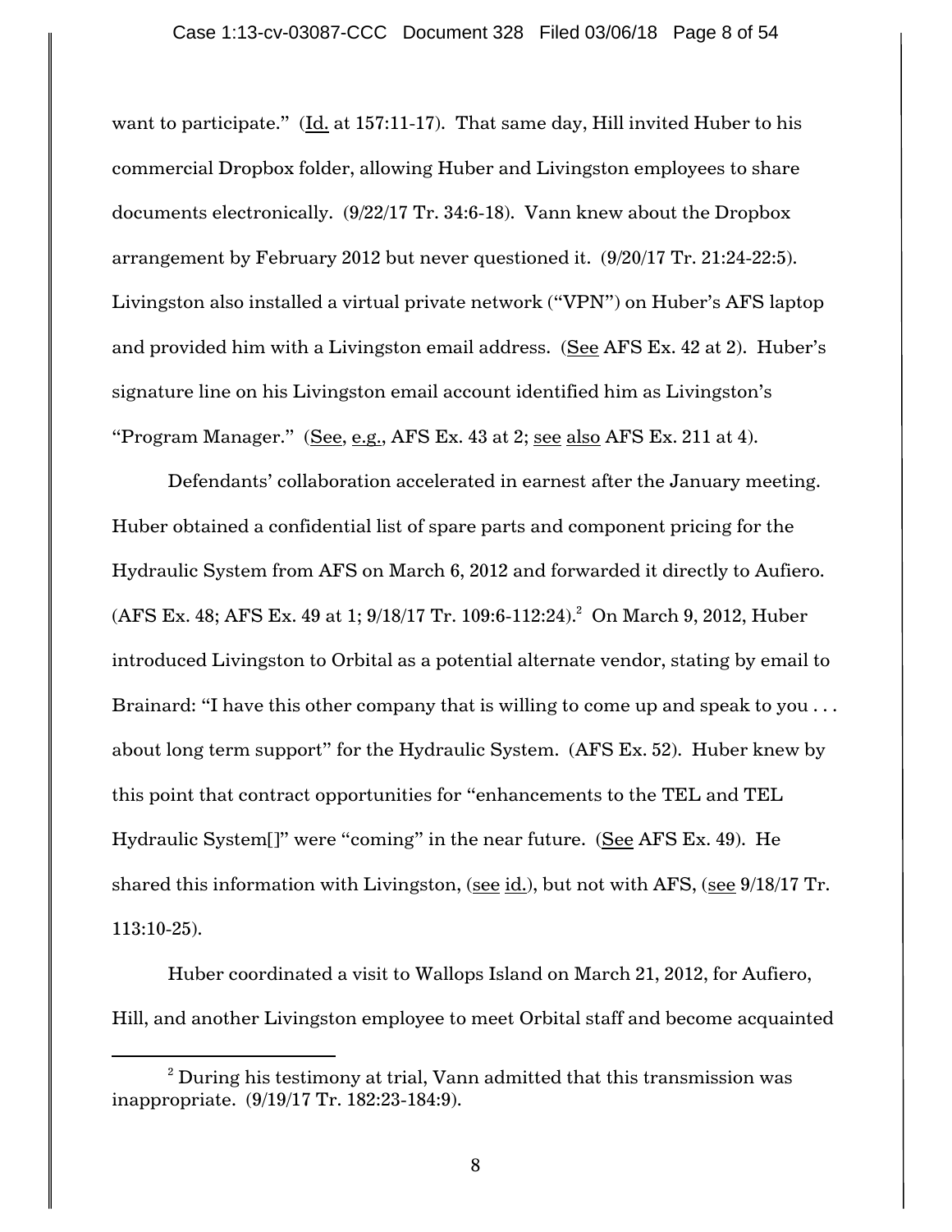want to participate." (Id. at 157:11-17). That same day, Hill invited Huber to his commercial Dropbox folder, allowing Huber and Livingston employees to share documents electronically. (9/22/17 Tr. 34:6-18). Vann knew about the Dropbox arrangement by February 2012 but never questioned it. (9/20/17 Tr. 21:24-22:5). Livingston also installed a virtual private network ("VPN") on Huber's AFS laptop and provided him with a Livingston email address. (See AFS Ex. 42 at 2). Huber's signature line on his Livingston email account identified him as Livingston's "Program Manager." (See, e.g., AFS Ex. 43 at 2; see also AFS Ex. 211 at 4).

Defendants' collaboration accelerated in earnest after the January meeting. Huber obtained a confidential list of spare parts and component pricing for the Hydraulic System from AFS on March 6, 2012 and forwarded it directly to Aufiero. (AFS Ex. 48; AFS Ex. 49 at 1; 9/18/17 Tr. 109:6-112:24).[2] On March 9, 2012, Huber introduced Livingston to Orbital as a potential alternate vendor, stating by email to Brainard: "I have this other company that is willing to come up and speak to you . . . about long term support" for the Hydraulic System. (AFS Ex. 52). Huber knew by this point that contract opportunities for "enhancements to the TEL and TEL Hydraulic System[]" were "coming" in the near future. (See AFS Ex. 49). He shared this information with Livingston, (see id.), but not with AFS, (see 9/18/17 Tr. 113:10-25).

Huber coordinated a visit to Wallops Island on March 21, 2012, for Aufiero, Hill, and another Livingston employee to meet Orbital staff and become acquainted

---

[2] During his testimony at trial, Vann admitted that this transmission was inappropriate. (9/19/17 Tr. 182:23-184:9).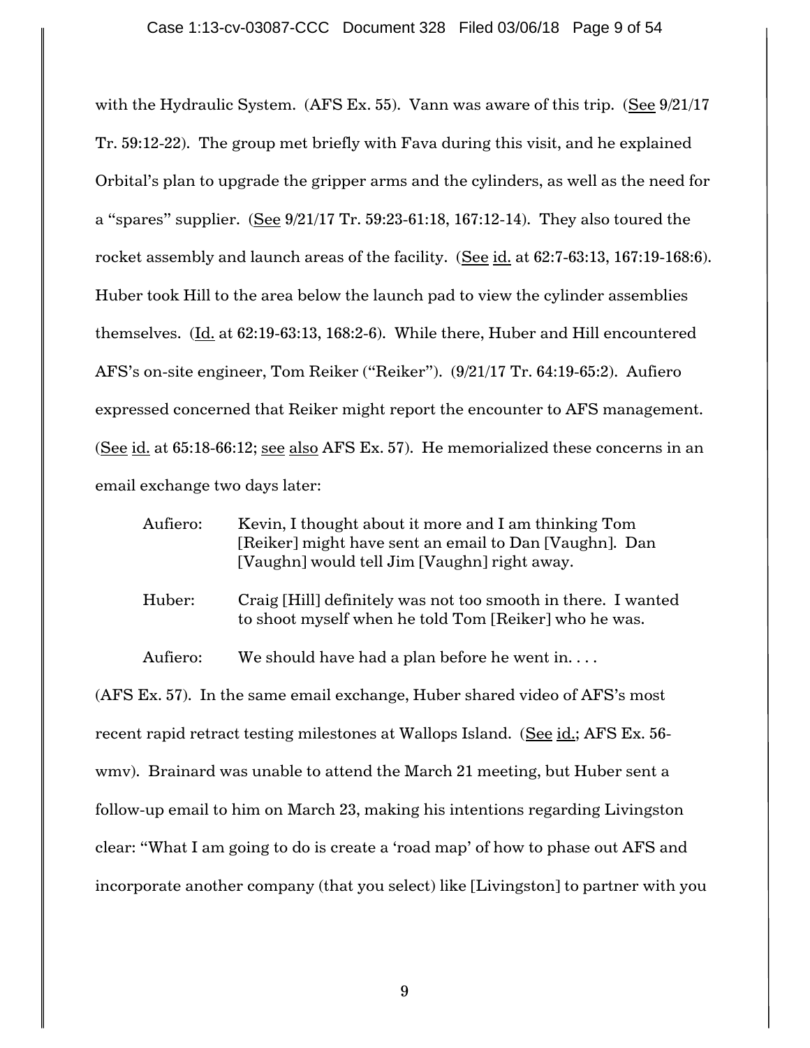with the Hydraulic System. (AFS Ex. 55). Vann was aware of this trip. (See 9/21/17 Tr. 59:12-22). The group met briefly with Fava during this visit, and he explained Orbital's plan to upgrade the gripper arms and the cylinders, as well as the need for a "spares" supplier. (See 9/21/17 Tr. 59:23-61:18, 167:12-14). They also toured the rocket assembly and launch areas of the facility. (See id. at 62:7-63:13, 167:19-168:6). Huber took Hill to the area below the launch pad to view the cylinder assemblies themselves. (Id. at 62:19-63:13, 168:2-6). While there, Huber and Hill encountered AFS's on-site engineer, Tom Reiker ("Reiker"). (9/21/17 Tr. 64:19-65:2). Aufiero expressed concerned that Reiker might report the encounter to AFS management. (See id. at 65:18-66:12; see also AFS Ex. 57). He memorialized these concerns in an email exchange two days later:

> Aufiero: Kevin, I thought about it more and I am thinking Tom [Reiker] might have sent an email to Dan [Vaughn]. Dan [Vaughn] would tell Jim [Vaughn] right away.
>
> Huber: Craig [Hill] definitely was not too smooth in there. I wanted to shoot myself when he told Tom [Reiker] who he was.
>
> Aufiero: We should have had a plan before he went in. . . .

(AFS Ex. 57). In the same email exchange, Huber shared video of AFS's most recent rapid retract testing milestones at Wallops Island. (See id.; AFS Ex. 56-wmv). Brainard was unable to attend the March 21 meeting, but Huber sent a follow-up email to him on March 23, making his intentions regarding Livingston clear: "What I am going to do is create a 'road map' of how to phase out AFS and incorporate another company (that you select) like [Livingston] to partner with you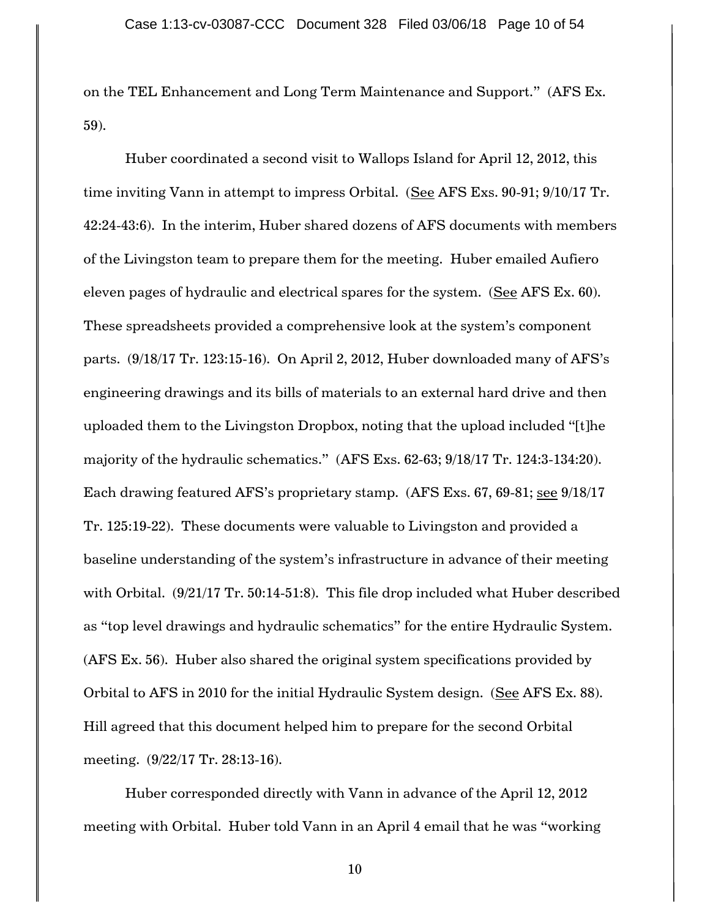on the TEL Enhancement and Long Term Maintenance and Support." (AFS Ex. 59).

Huber coordinated a second visit to Wallops Island for April 12, 2012, this time inviting Vann in attempt to impress Orbital. (See AFS Exs. 90-91; 9/10/17 Tr. 42:24-43:6). In the interim, Huber shared dozens of AFS documents with members of the Livingston team to prepare them for the meeting. Huber emailed Aufiero eleven pages of hydraulic and electrical spares for the system. (See AFS Ex. 60). These spreadsheets provided a comprehensive look at the system's component parts. (9/18/17 Tr. 123:15-16). On April 2, 2012, Huber downloaded many of AFS's engineering drawings and its bills of materials to an external hard drive and then uploaded them to the Livingston Dropbox, noting that the upload included "[t]he majority of the hydraulic schematics." (AFS Exs. 62-63; 9/18/17 Tr. 124:3-134:20). Each drawing featured AFS's proprietary stamp. (AFS Exs. 67, 69-81; see 9/18/17 Tr. 125:19-22). These documents were valuable to Livingston and provided a baseline understanding of the system's infrastructure in advance of their meeting with Orbital. (9/21/17 Tr. 50:14-51:8). This file drop included what Huber described as "top level drawings and hydraulic schematics" for the entire Hydraulic System. (AFS Ex. 56). Huber also shared the original system specifications provided by Orbital to AFS in 2010 for the initial Hydraulic System design. (See AFS Ex. 88). Hill agreed that this document helped him to prepare for the second Orbital meeting. (9/22/17 Tr. 28:13-16).

Huber corresponded directly with Vann in advance of the April 12, 2012 meeting with Orbital. Huber told Vann in an April 4 email that he was "working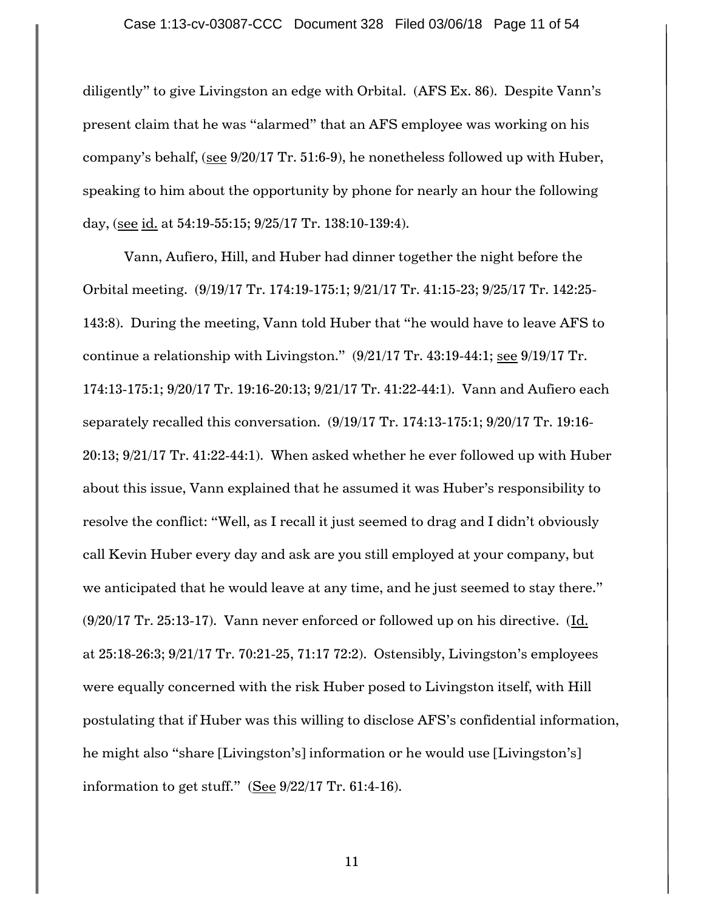diligently" to give Livingston an edge with Orbital. (AFS Ex. 86). Despite Vann's present claim that he was "alarmed" that an AFS employee was working on his company's behalf, (see 9/20/17 Tr. 51:6-9), he nonetheless followed up with Huber, speaking to him about the opportunity by phone for nearly an hour the following day, (see id. at 54:19-55:15; 9/25/17 Tr. 138:10-139:4).

Vann, Aufiero, Hill, and Huber had dinner together the night before the Orbital meeting. (9/19/17 Tr. 174:19-175:1; 9/21/17 Tr. 41:15-23; 9/25/17 Tr. 142:25-143:8). During the meeting, Vann told Huber that "he would have to leave AFS to continue a relationship with Livingston." (9/21/17 Tr. 43:19-44:1; see 9/19/17 Tr. 174:13-175:1; 9/20/17 Tr. 19:16-20:13; 9/21/17 Tr. 41:22-44:1). Vann and Aufiero each separately recalled this conversation. (9/19/17 Tr. 174:13-175:1; 9/20/17 Tr. 19:16-20:13; 9/21/17 Tr. 41:22-44:1). When asked whether he ever followed up with Huber about this issue, Vann explained that he assumed it was Huber's responsibility to resolve the conflict: "Well, as I recall it just seemed to drag and I didn't obviously call Kevin Huber every day and ask are you still employed at your company, but we anticipated that he would leave at any time, and he just seemed to stay there." (9/20/17 Tr. 25:13-17). Vann never enforced or followed up on his directive. (Id. at 25:18-26:3; 9/21/17 Tr. 70:21-25, 71:17 72:2). Ostensibly, Livingston's employees were equally concerned with the risk Huber posed to Livingston itself, with Hill postulating that if Huber was this willing to disclose AFS's confidential information, he might also "share [Livingston's] information or he would use [Livingston's] information to get stuff." (See 9/22/17 Tr. 61:4-16).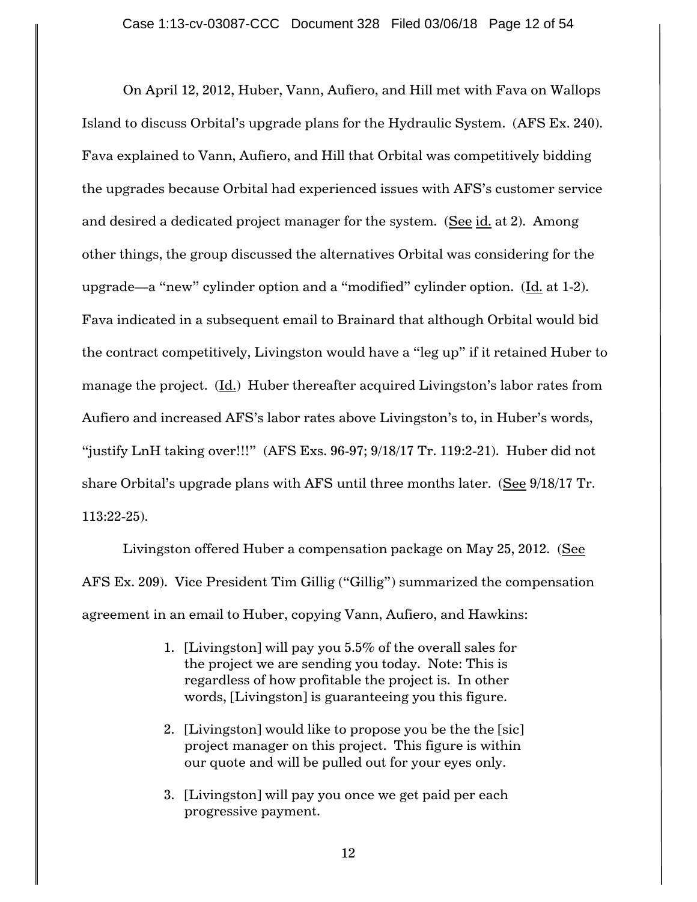On April 12, 2012, Huber, Vann, Aufiero, and Hill met with Fava on Wallops Island to discuss Orbital's upgrade plans for the Hydraulic System. (AFS Ex. 240). Fava explained to Vann, Aufiero, and Hill that Orbital was competitively bidding the upgrades because Orbital had experienced issues with AFS's customer service and desired a dedicated project manager for the system. (See id. at 2). Among other things, the group discussed the alternatives Orbital was considering for the upgrade—a "new" cylinder option and a "modified" cylinder option. (Id. at 1-2). Fava indicated in a subsequent email to Brainard that although Orbital would bid the contract competitively, Livingston would have a "leg up" if it retained Huber to manage the project. (Id.) Huber thereafter acquired Livingston's labor rates from Aufiero and increased AFS's labor rates above Livingston's to, in Huber's words, "justify LnH taking over!!!" (AFS Exs. 96-97; 9/18/17 Tr. 119:2-21). Huber did not share Orbital's upgrade plans with AFS until three months later. (See 9/18/17 Tr. 113:22-25).

Livingston offered Huber a compensation package on May 25, 2012. (See AFS Ex. 209). Vice President Tim Gillig ("Gillig") summarized the compensation agreement in an email to Huber, copying Vann, Aufiero, and Hawkins:

> 1. [Livingston] will pay you 5.5% of the overall sales for the project we are sending you today. Note: This is regardless of how profitable the project is. In other words, [Livingston] is guaranteeing you this figure.
>
> 2. [Livingston] would like to propose you be the the [sic] project manager on this project. This figure is within our quote and will be pulled out for your eyes only.
>
> 3. [Livingston] will pay you once we get paid per each progressive payment.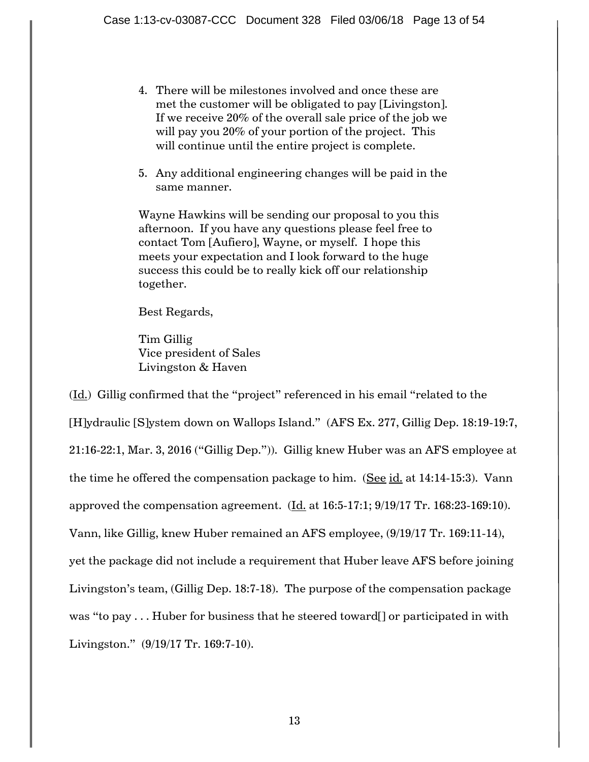4. There will be milestones involved and once these are met the customer will be obligated to pay [Livingston]. If we receive 20% of the overall sale price of the job we will pay you 20% of your portion of the project. This will continue until the entire project is complete.

5. Any additional engineering changes will be paid in the same manner.

> Wayne Hawkins will be sending our proposal to you this afternoon. If you have any questions please feel free to contact Tom [Aufiero], Wayne, or myself. I hope this meets your expectation and I look forward to the huge success this could be to really kick off our relationship together.
>
> Best Regards,
>
> Tim Gillig
> Vice president of Sales
> Livingston & Haven

(Id.) Gillig confirmed that the "project" referenced in his email "related to the [H]ydraulic [S]ystem down on Wallops Island." (AFS Ex. 277, Gillig Dep. 18:19-19:7, 21:16-22:1, Mar. 3, 2016 ("Gillig Dep.")). Gillig knew Huber was an AFS employee at the time he offered the compensation package to him. (See id. at 14:14-15:3). Vann approved the compensation agreement. (Id. at 16:5-17:1; 9/19/17 Tr. 168:23-169:10). Vann, like Gillig, knew Huber remained an AFS employee, (9/19/17 Tr. 169:11-14), yet the package did not include a requirement that Huber leave AFS before joining Livingston's team, (Gillig Dep. 18:7-18). The purpose of the compensation package was "to pay . . . Huber for business that he steered toward[] or participated in with Livingston." (9/19/17 Tr. 169:7-10).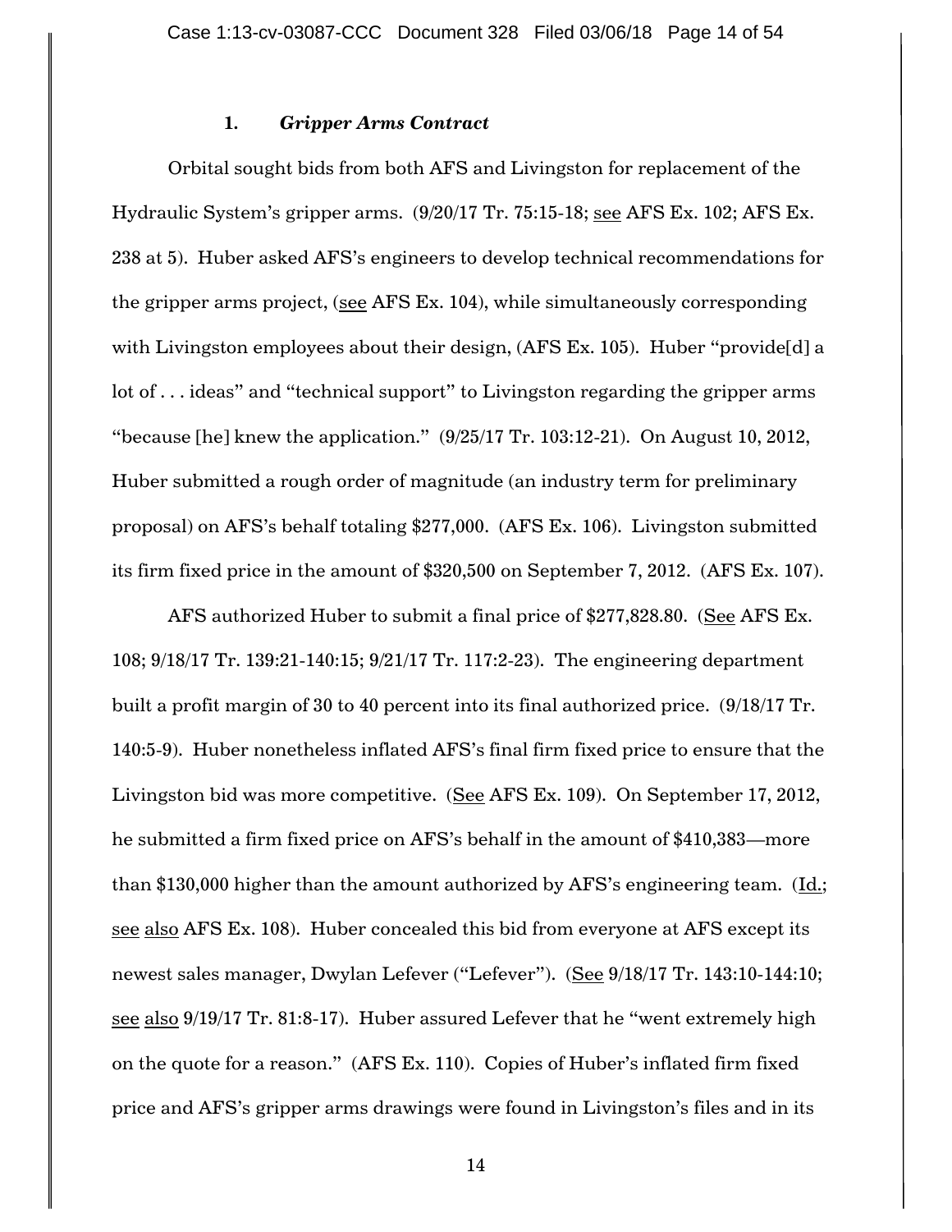### 1. *Gripper Arms Contract*

Orbital sought bids from both AFS and Livingston for replacement of the Hydraulic System's gripper arms. (9/20/17 Tr. 75:15-18; see AFS Ex. 102; AFS Ex. 238 at 5). Huber asked AFS's engineers to develop technical recommendations for the gripper arms project, (see AFS Ex. 104), while simultaneously corresponding with Livingston employees about their design, (AFS Ex. 105). Huber "provide[d] a lot of . . . ideas" and "technical support" to Livingston regarding the gripper arms "because [he] knew the application." (9/25/17 Tr. 103:12-21). On August 10, 2012, Huber submitted a rough order of magnitude (an industry term for preliminary proposal) on AFS's behalf totaling $277,000. (AFS Ex. 106). Livingston submitted its firm fixed price in the amount of $320,500 on September 7, 2012. (AFS Ex. 107).

AFS authorized Huber to submit a final price of $277,828.80. (See AFS Ex. 108; 9/18/17 Tr. 139:21-140:15; 9/21/17 Tr. 117:2-23). The engineering department built a profit margin of 30 to 40 percent into its final authorized price. (9/18/17 Tr. 140:5-9). Huber nonetheless inflated AFS's final firm fixed price to ensure that the Livingston bid was more competitive. (See AFS Ex. 109). On September 17, 2012, he submitted a firm fixed price on AFS's behalf in the amount of $410,383—more than $130,000 higher than the amount authorized by AFS's engineering team. (Id.; see also AFS Ex. 108). Huber concealed this bid from everyone at AFS except its newest sales manager, Dwylan Lefever ("Lefever"). (See 9/18/17 Tr. 143:10-144:10; see also 9/19/17 Tr. 81:8-17). Huber assured Lefever that he "went extremely high on the quote for a reason." (AFS Ex. 110). Copies of Huber's inflated firm fixed price and AFS's gripper arms drawings were found in Livingston's files and in its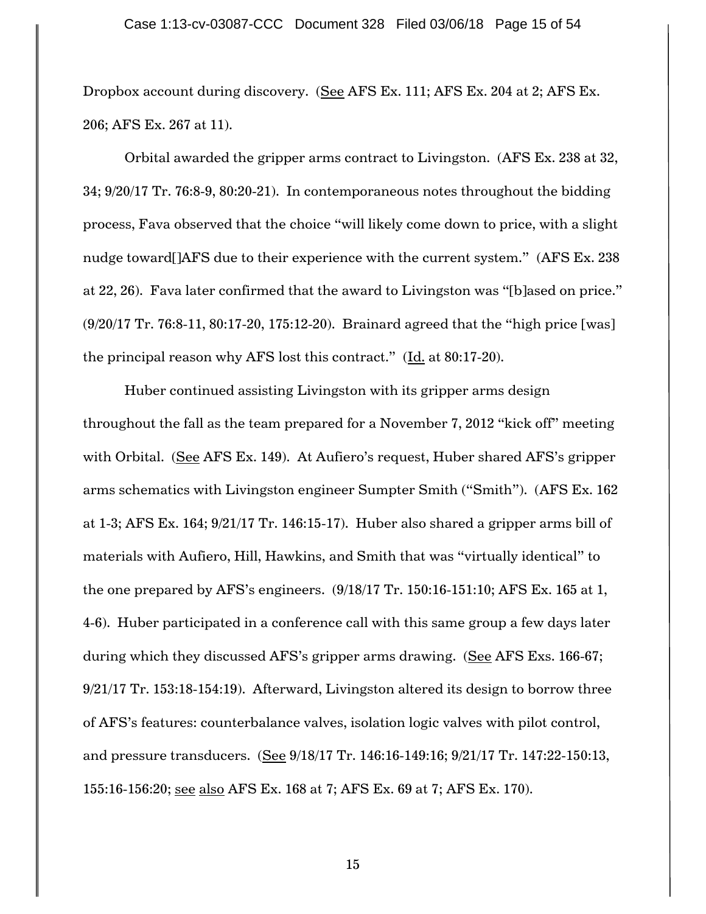Dropbox account during discovery. (See AFS Ex. 111; AFS Ex. 204 at 2; AFS Ex. 206; AFS Ex. 267 at 11).

Orbital awarded the gripper arms contract to Livingston. (AFS Ex. 238 at 32, 34; 9/20/17 Tr. 76:8-9, 80:20-21). In contemporaneous notes throughout the bidding process, Fava observed that the choice "will likely come down to price, with a slight nudge toward[]AFS due to their experience with the current system." (AFS Ex. 238 at 22, 26). Fava later confirmed that the award to Livingston was "[b]ased on price." (9/20/17 Tr. 76:8-11, 80:17-20, 175:12-20). Brainard agreed that the "high price [was] the principal reason why AFS lost this contract." (Id. at 80:17-20).

Huber continued assisting Livingston with its gripper arms design throughout the fall as the team prepared for a November 7, 2012 "kick off" meeting with Orbital. (See AFS Ex. 149). At Aufiero's request, Huber shared AFS's gripper arms schematics with Livingston engineer Sumpter Smith ("Smith"). (AFS Ex. 162 at 1-3; AFS Ex. 164; 9/21/17 Tr. 146:15-17). Huber also shared a gripper arms bill of materials with Aufiero, Hill, Hawkins, and Smith that was "virtually identical" to the one prepared by AFS's engineers. (9/18/17 Tr. 150:16-151:10; AFS Ex. 165 at 1, 4-6). Huber participated in a conference call with this same group a few days later during which they discussed AFS's gripper arms drawing. (See AFS Exs. 166-67; 9/21/17 Tr. 153:18-154:19). Afterward, Livingston altered its design to borrow three of AFS's features: counterbalance valves, isolation logic valves with pilot control, and pressure transducers. (See 9/18/17 Tr. 146:16-149:16; 9/21/17 Tr. 147:22-150:13, 155:16-156:20; see also AFS Ex. 168 at 7; AFS Ex. 69 at 7; AFS Ex. 170).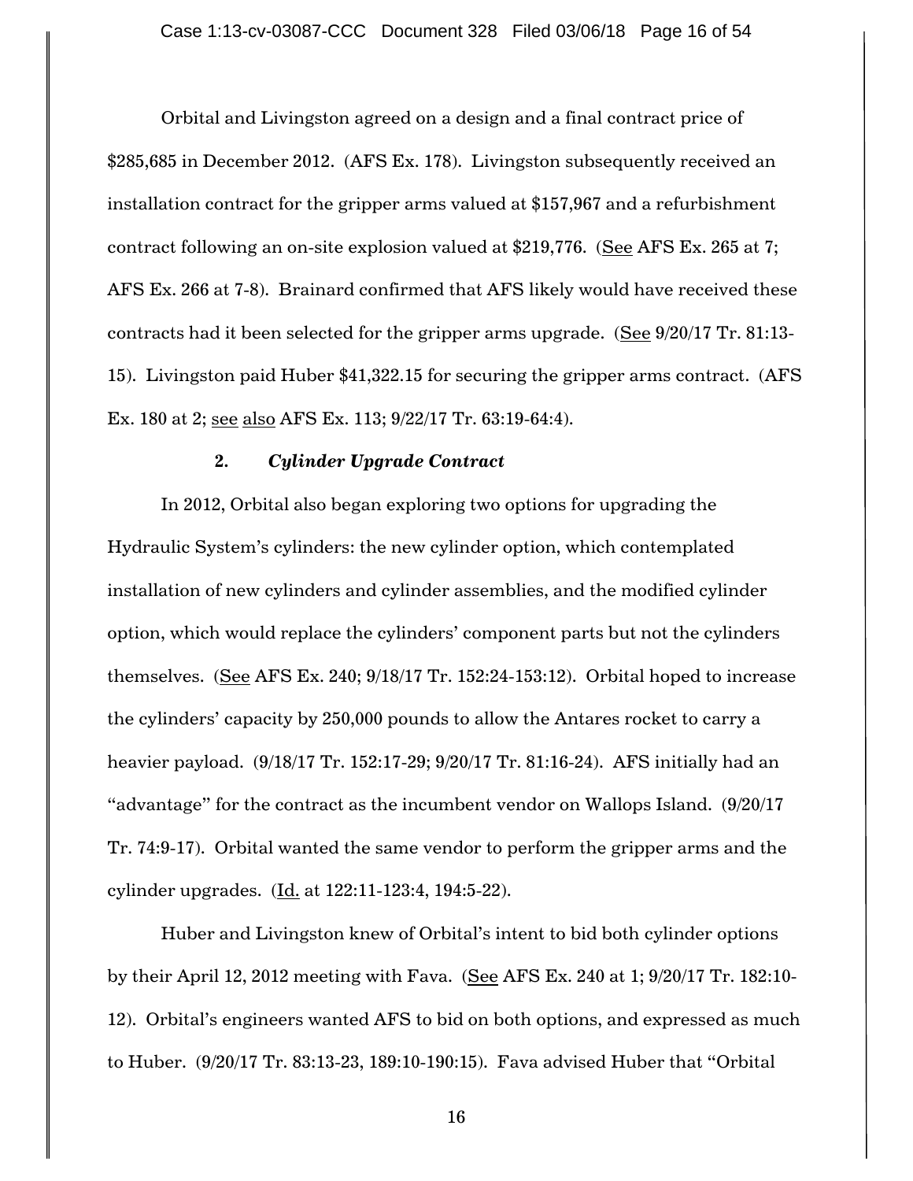Orbital and Livingston agreed on a design and a final contract price of $285,685 in December 2012. (AFS Ex. 178). Livingston subsequently received an installation contract for the gripper arms valued at $157,967 and a refurbishment contract following an on-site explosion valued at $219,776. (See AFS Ex. 265 at 7; AFS Ex. 266 at 7-8). Brainard confirmed that AFS likely would have received these contracts had it been selected for the gripper arms upgrade. (See 9/20/17 Tr. 81:13-15). Livingston paid Huber $41,322.15 for securing the gripper arms contract. (AFS Ex. 180 at 2; see also AFS Ex. 113; 9/22/17 Tr. 63:19-64:4).

### 2. *Cylinder Upgrade Contract*

In 2012, Orbital also began exploring two options for upgrading the Hydraulic System's cylinders: the new cylinder option, which contemplated installation of new cylinders and cylinder assemblies, and the modified cylinder option, which would replace the cylinders' component parts but not the cylinders themselves. (See AFS Ex. 240; 9/18/17 Tr. 152:24-153:12). Orbital hoped to increase the cylinders' capacity by 250,000 pounds to allow the Antares rocket to carry a heavier payload. (9/18/17 Tr. 152:17-29; 9/20/17 Tr. 81:16-24). AFS initially had an "advantage" for the contract as the incumbent vendor on Wallops Island. (9/20/17 Tr. 74:9-17). Orbital wanted the same vendor to perform the gripper arms and the cylinder upgrades. (Id. at 122:11-123:4, 194:5-22).

Huber and Livingston knew of Orbital's intent to bid both cylinder options by their April 12, 2012 meeting with Fava. (See AFS Ex. 240 at 1; 9/20/17 Tr. 182:10-12). Orbital's engineers wanted AFS to bid on both options, and expressed as much to Huber. (9/20/17 Tr. 83:13-23, 189:10-190:15). Fava advised Huber that "Orbital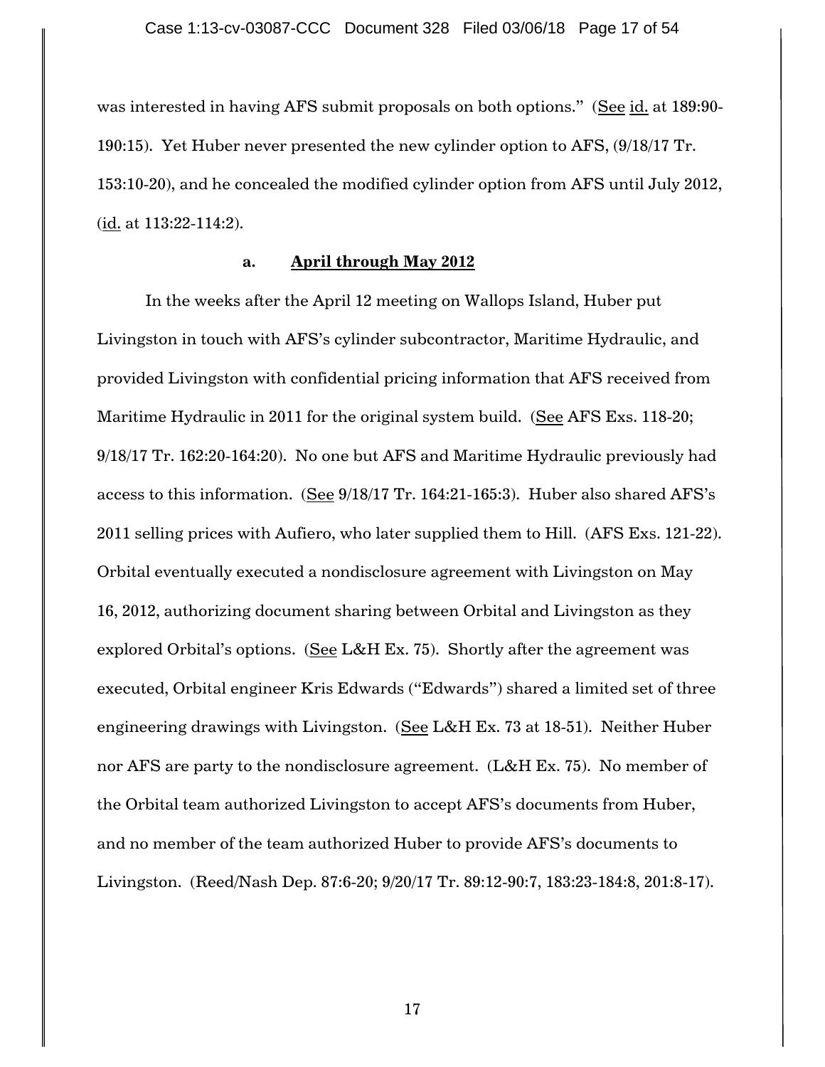was interested in having AFS submit proposals on both options." (See id. at 189:90-190:15). Yet Huber never presented the new cylinder option to AFS, (9/18/17 Tr. 153:10-20), and he concealed the modified cylinder option from AFS until July 2012, (id. at 113:22-114:2).

#### a. April through May 2012

In the weeks after the April 12 meeting on Wallops Island, Huber put Livingston in touch with AFS's cylinder subcontractor, Maritime Hydraulic, and provided Livingston with confidential pricing information that AFS received from Maritime Hydraulic in 2011 for the original system build. (See AFS Exs. 118-20; 9/18/17 Tr. 162:20-164:20). No one but AFS and Maritime Hydraulic previously had access to this information. (See 9/18/17 Tr. 164:21-165:3). Huber also shared AFS's 2011 selling prices with Aufiero, who later supplied them to Hill. (AFS Exs. 121-22). Orbital eventually executed a nondisclosure agreement with Livingston on May 16, 2012, authorizing document sharing between Orbital and Livingston as they explored Orbital's options. (See L&H Ex. 75). Shortly after the agreement was executed, Orbital engineer Kris Edwards ("Edwards") shared a limited set of three engineering drawings with Livingston. (See L&H Ex. 73 at 18-51). Neither Huber nor AFS are party to the nondisclosure agreement. (L&H Ex. 75). No member of the Orbital team authorized Livingston to accept AFS's documents from Huber, and no member of the team authorized Huber to provide AFS's documents to Livingston. (Reed/Nash Dep. 87:6-20; 9/20/17 Tr. 89:12-90:7, 183:23-184:8, 201:8-17).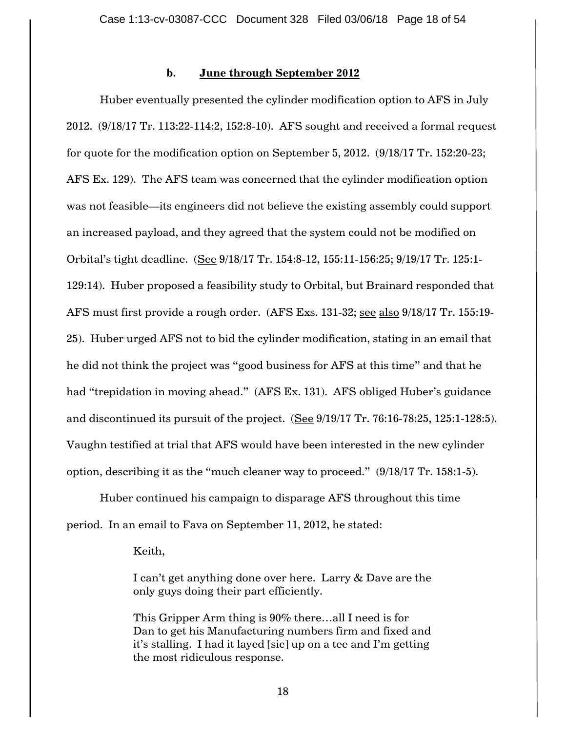### b. <u>June through September 2012</u>

Huber eventually presented the cylinder modification option to AFS in July 2012. (9/18/17 Tr. 113:22-114:2, 152:8-10). AFS sought and received a formal request for quote for the modification option on September 5, 2012. (9/18/17 Tr. 152:20-23; AFS Ex. 129). The AFS team was concerned that the cylinder modification option was not feasible—its engineers did not believe the existing assembly could support an increased payload, and they agreed that the system could not be modified on Orbital's tight deadline. (<u>See</u> 9/18/17 Tr. 154:8-12, 155:11-156:25; 9/19/17 Tr. 125:1-129:14). Huber proposed a feasibility study to Orbital, but Brainard responded that AFS must first provide a rough order. (AFS Exs. 131-32; <u>see</u> <u>also</u> 9/18/17 Tr. 155:19-25). Huber urged AFS not to bid the cylinder modification, stating in an email that he did not think the project was "good business for AFS at this time" and that he had "trepidation in moving ahead." (AFS Ex. 131). AFS obliged Huber's guidance and discontinued its pursuit of the project. (<u>See</u> 9/19/17 Tr. 76:16-78:25, 125:1-128:5). Vaughn testified at trial that AFS would have been interested in the new cylinder option, describing it as the "much cleaner way to proceed." (9/18/17 Tr. 158:1-5).

Huber continued his campaign to disparage AFS throughout this time period. In an email to Fava on September 11, 2012, he stated:

> Keith,
>
> I can't get anything done over here. Larry & Dave are the only guys doing their part efficiently.
>
> This Gripper Arm thing is 90% there…all I need is for Dan to get his Manufacturing numbers firm and fixed and it's stalling. I had it layed [sic] up on a tee and I'm getting the most ridiculous response.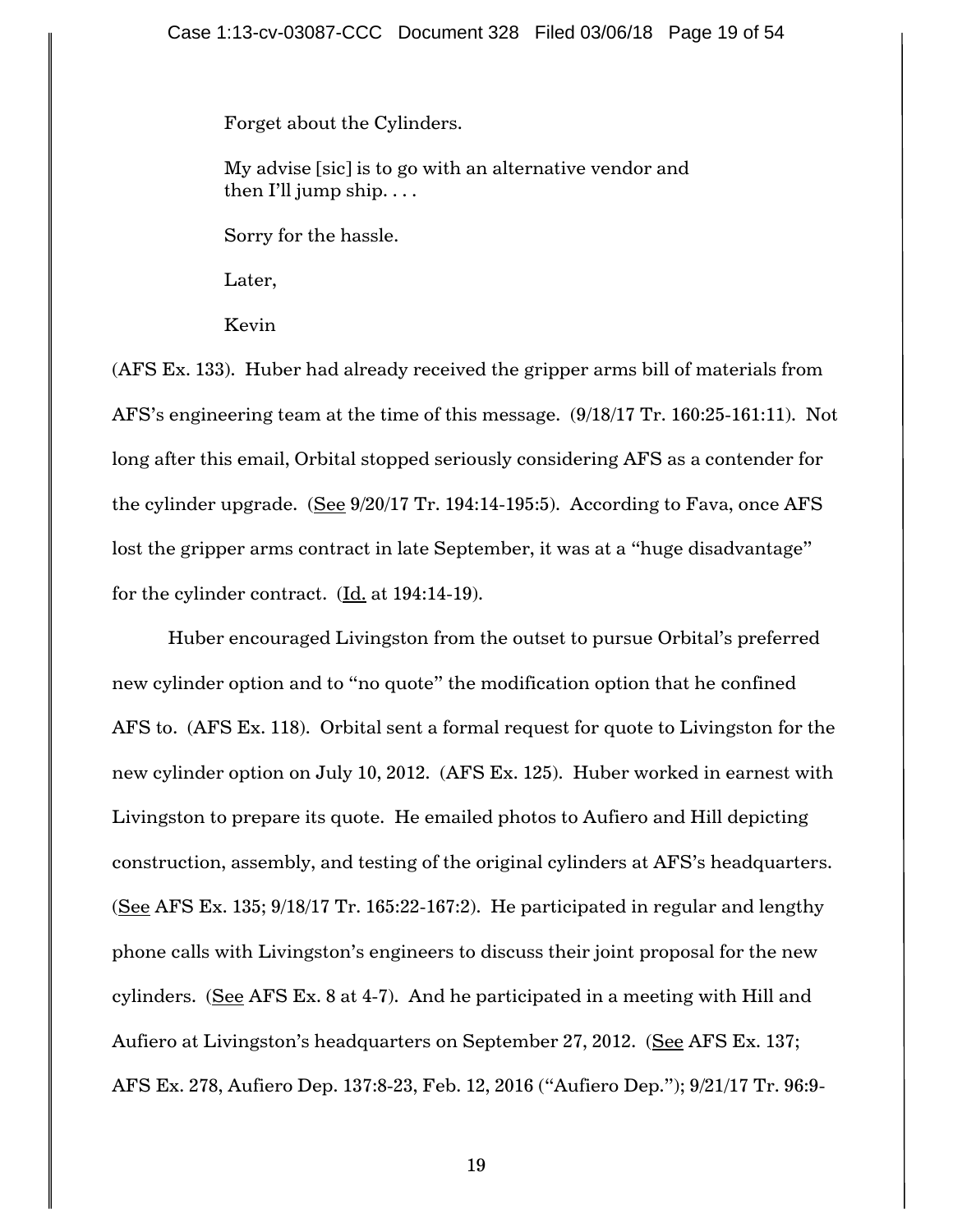> Forget about the Cylinders.
>
> My advise [sic] is to go with an alternative vendor and then I'll jump ship. . . .
>
> Sorry for the hassle.
>
> Later,
>
> Kevin

(AFS Ex. 133). Huber had already received the gripper arms bill of materials from AFS's engineering team at the time of this message. (9/18/17 Tr. 160:25-161:11). Not long after this email, Orbital stopped seriously considering AFS as a contender for the cylinder upgrade. (See 9/20/17 Tr. 194:14-195:5). According to Fava, once AFS lost the gripper arms contract in late September, it was at a "huge disadvantage" for the cylinder contract. (Id. at 194:14-19).

Huber encouraged Livingston from the outset to pursue Orbital's preferred new cylinder option and to "no quote" the modification option that he confined AFS to. (AFS Ex. 118). Orbital sent a formal request for quote to Livingston for the new cylinder option on July 10, 2012. (AFS Ex. 125). Huber worked in earnest with Livingston to prepare its quote. He emailed photos to Aufiero and Hill depicting construction, assembly, and testing of the original cylinders at AFS's headquarters. (See AFS Ex. 135; 9/18/17 Tr. 165:22-167:2). He participated in regular and lengthy phone calls with Livingston's engineers to discuss their joint proposal for the new cylinders. (See AFS Ex. 8 at 4-7). And he participated in a meeting with Hill and Aufiero at Livingston's headquarters on September 27, 2012. (See AFS Ex. 137; AFS Ex. 278, Aufiero Dep. 137:8-23, Feb. 12, 2016 ("Aufiero Dep."); 9/21/17 Tr. 96:9-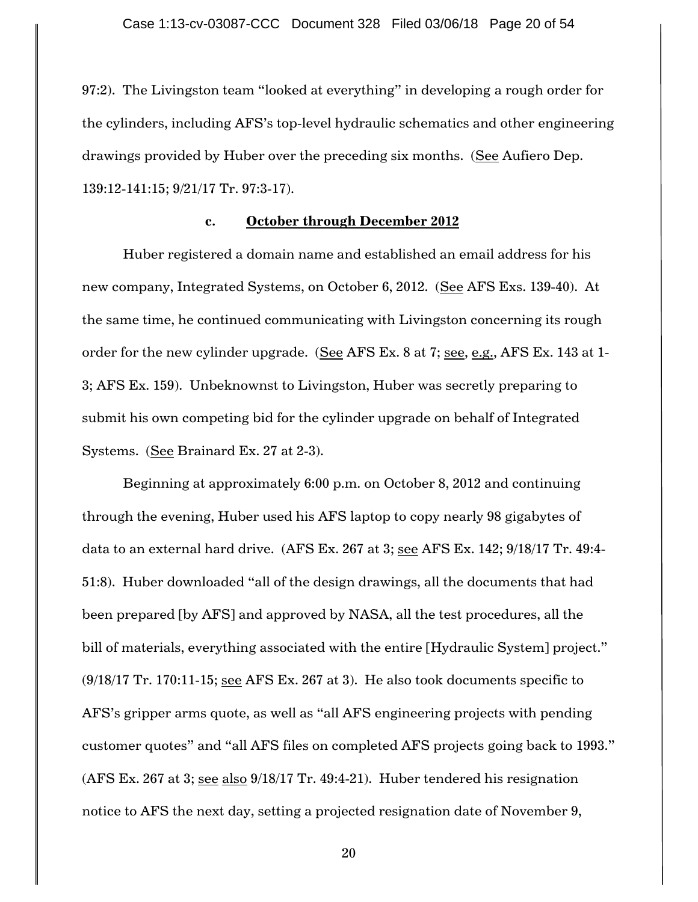97:2). The Livingston team "looked at everything" in developing a rough order for the cylinders, including AFS's top-level hydraulic schematics and other engineering drawings provided by Huber over the preceding six months. (See Aufiero Dep. 139:12-141:15; 9/21/17 Tr. 97:3-17).

### c. **October through December 2012**

Huber registered a domain name and established an email address for his new company, Integrated Systems, on October 6, 2012. (See AFS Exs. 139-40). At the same time, he continued communicating with Livingston concerning its rough order for the new cylinder upgrade. (See AFS Ex. 8 at 7; see, e.g., AFS Ex. 143 at 1-3; AFS Ex. 159). Unbeknownst to Livingston, Huber was secretly preparing to submit his own competing bid for the cylinder upgrade on behalf of Integrated Systems. (See Brainard Ex. 27 at 2-3).

Beginning at approximately 6:00 p.m. on October 8, 2012 and continuing through the evening, Huber used his AFS laptop to copy nearly 98 gigabytes of data to an external hard drive. (AFS Ex. 267 at 3; see AFS Ex. 142; 9/18/17 Tr. 49:4-51:8). Huber downloaded "all of the design drawings, all the documents that had been prepared [by AFS] and approved by NASA, all the test procedures, all the bill of materials, everything associated with the entire [Hydraulic System] project." (9/18/17 Tr. 170:11-15; see AFS Ex. 267 at 3). He also took documents specific to AFS's gripper arms quote, as well as "all AFS engineering projects with pending customer quotes" and "all AFS files on completed AFS projects going back to 1993." (AFS Ex. 267 at 3; see also 9/18/17 Tr. 49:4-21). Huber tendered his resignation notice to AFS the next day, setting a projected resignation date of November 9,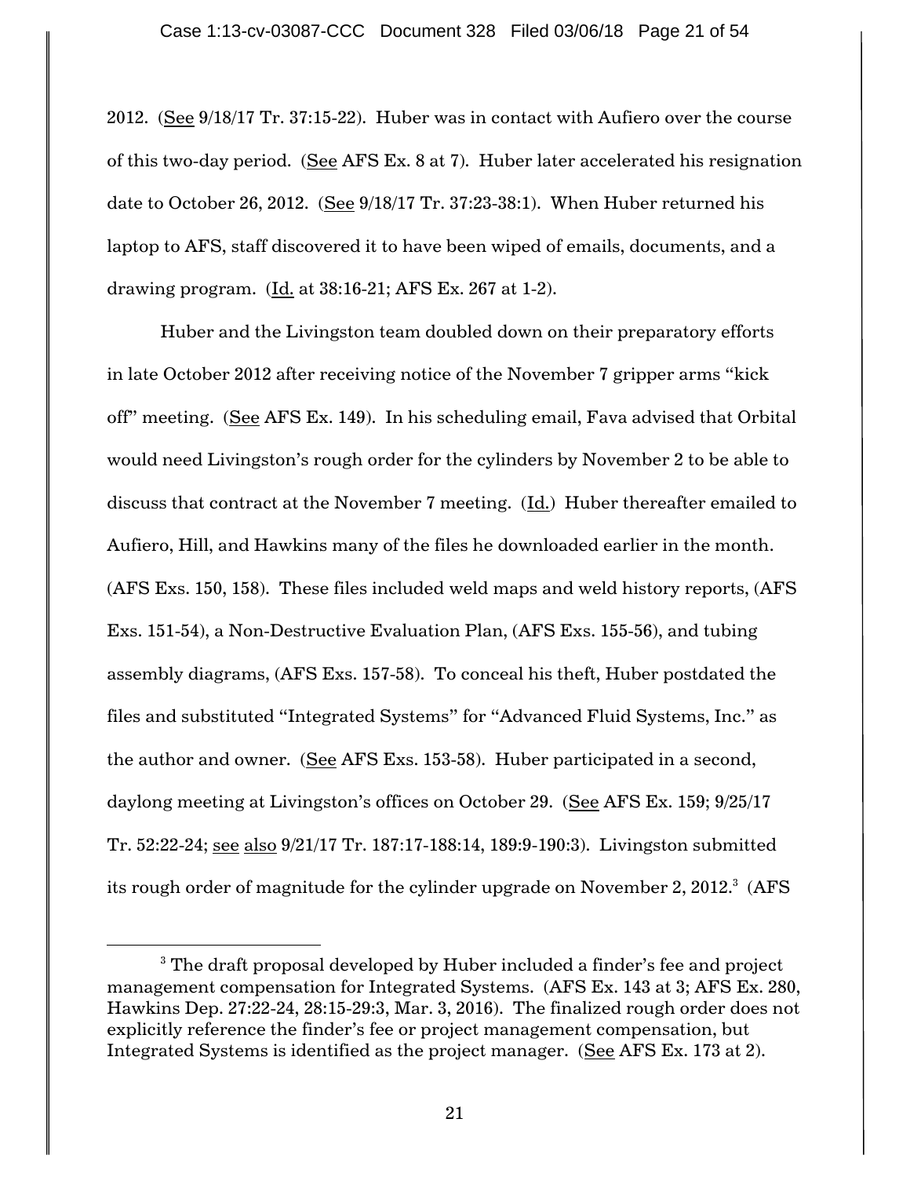2012. (See 9/18/17 Tr. 37:15-22). Huber was in contact with Aufiero over the course of this two-day period. (See AFS Ex. 8 at 7). Huber later accelerated his resignation date to October 26, 2012. (See 9/18/17 Tr. 37:23-38:1). When Huber returned his laptop to AFS, staff discovered it to have been wiped of emails, documents, and a drawing program. (Id. at 38:16-21; AFS Ex. 267 at 1-2).

Huber and the Livingston team doubled down on their preparatory efforts in late October 2012 after receiving notice of the November 7 gripper arms "kick off" meeting. (See AFS Ex. 149). In his scheduling email, Fava advised that Orbital would need Livingston's rough order for the cylinders by November 2 to be able to discuss that contract at the November 7 meeting. (Id.) Huber thereafter emailed to Aufiero, Hill, and Hawkins many of the files he downloaded earlier in the month. (AFS Exs. 150, 158). These files included weld maps and weld history reports, (AFS Exs. 151-54), a Non-Destructive Evaluation Plan, (AFS Exs. 155-56), and tubing assembly diagrams, (AFS Exs. 157-58). To conceal his theft, Huber postdated the files and substituted "Integrated Systems" for "Advanced Fluid Systems, Inc." as the author and owner. (See AFS Exs. 153-58). Huber participated in a second, daylong meeting at Livingston's offices on October 29. (See AFS Ex. 159; 9/25/17 Tr. 52:22-24; see also 9/21/17 Tr. 187:17-188:14, 189:9-190:3). Livingston submitted its rough order of magnitude for the cylinder upgrade on November 2, 2012.[3] (AFS

[3] The draft proposal developed by Huber included a finder's fee and project management compensation for Integrated Systems. (AFS Ex. 143 at 3; AFS Ex. 280, Hawkins Dep. 27:22-24, 28:15-29:3, Mar. 3, 2016). The finalized rough order does not explicitly reference the finder's fee or project management compensation, but Integrated Systems is identified as the project manager. (See AFS Ex. 173 at 2).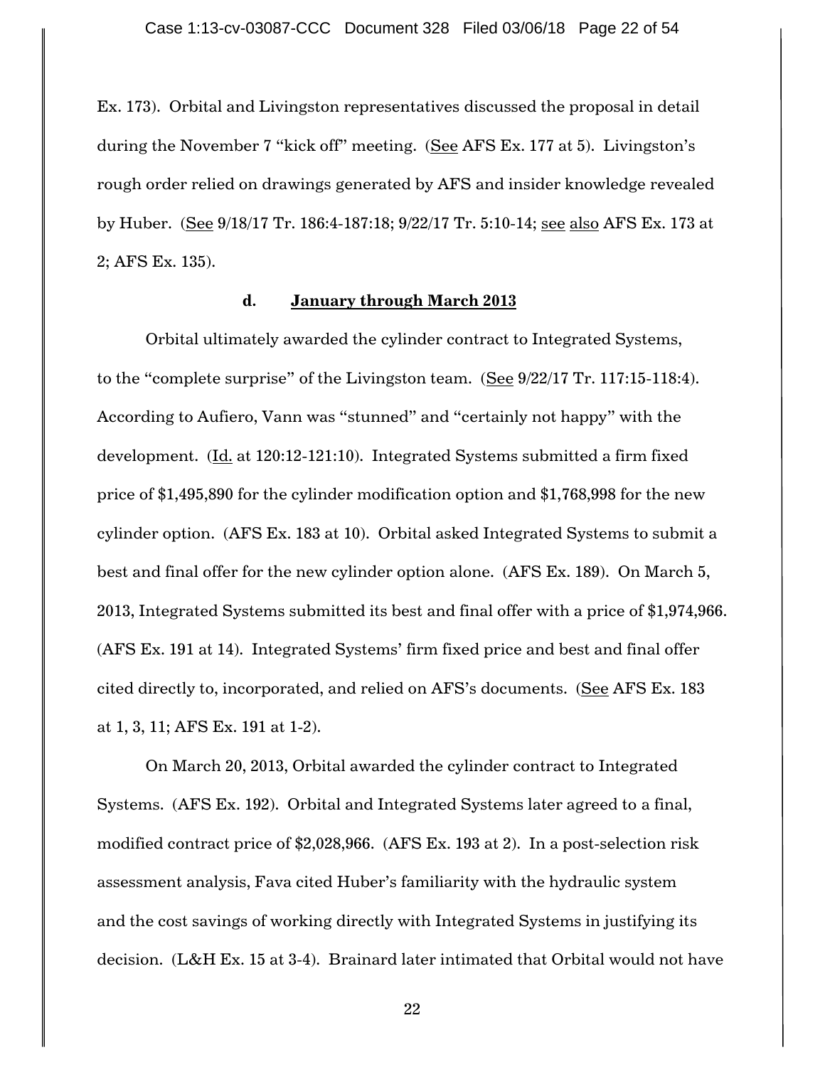Ex. 173). Orbital and Livingston representatives discussed the proposal in detail during the November 7 "kick off" meeting. (See AFS Ex. 177 at 5). Livingston's rough order relied on drawings generated by AFS and insider knowledge revealed by Huber. (See 9/18/17 Tr. 186:4-187:18; 9/22/17 Tr. 5:10-14; see also AFS Ex. 173 at 2; AFS Ex. 135).

#### d. January through March 2013

Orbital ultimately awarded the cylinder contract to Integrated Systems, to the "complete surprise" of the Livingston team. (See 9/22/17 Tr. 117:15-118:4). According to Aufiero, Vann was "stunned" and "certainly not happy" with the development. (Id. at 120:12-121:10). Integrated Systems submitted a firm fixed price of $1,495,890 for the cylinder modification option and $1,768,998 for the new cylinder option. (AFS Ex. 183 at 10). Orbital asked Integrated Systems to submit a best and final offer for the new cylinder option alone. (AFS Ex. 189). On March 5, 2013, Integrated Systems submitted its best and final offer with a price of $1,974,966. (AFS Ex. 191 at 14). Integrated Systems' firm fixed price and best and final offer cited directly to, incorporated, and relied on AFS's documents. (See AFS Ex. 183 at 1, 3, 11; AFS Ex. 191 at 1-2).

On March 20, 2013, Orbital awarded the cylinder contract to Integrated Systems. (AFS Ex. 192). Orbital and Integrated Systems later agreed to a final, modified contract price of $2,028,966. (AFS Ex. 193 at 2). In a post-selection risk assessment analysis, Fava cited Huber's familiarity with the hydraulic system and the cost savings of working directly with Integrated Systems in justifying its decision. (L&H Ex. 15 at 3-4). Brainard later intimated that Orbital would not have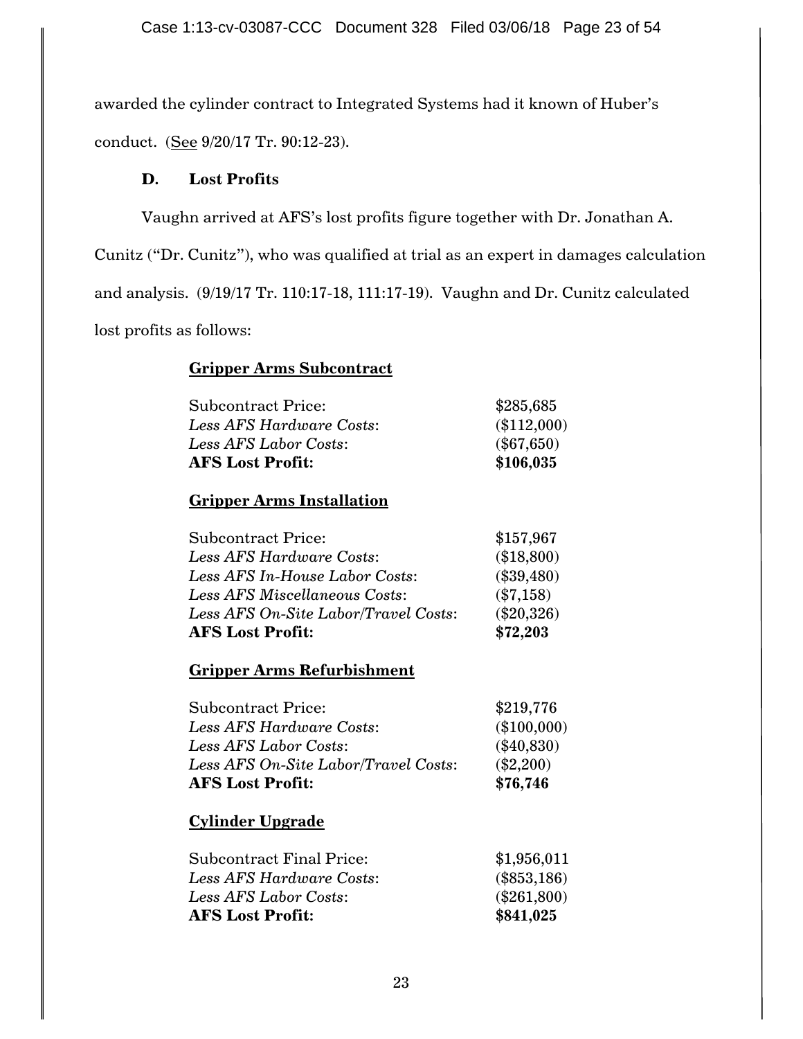awarded the cylinder contract to Integrated Systems had it known of Huber's conduct. (See 9/20/17 Tr. 90:12-23).

### D. Lost Profits

Vaughn arrived at AFS's lost profits figure together with Dr. Jonathan A. Cunitz ("Dr. Cunitz"), who was qualified at trial as an expert in damages calculation and analysis. (9/19/17 Tr. 110:17-18, 111:17-19). Vaughn and Dr. Cunitz calculated lost profits as follows:

**Gripper Arms Subcontract**

| | |
|---|---|
| Subcontract Price: | $285,685 |
| *Less AFS Hardware Costs*: | ($112,000) |
| *Less AFS Labor Costs*: | ($67,650) |
| **AFS Lost Profit:** | **$106,035** |

**Gripper Arms Installation**

| | |
|---|---|
| Subcontract Price: | $157,967 |
| *Less AFS Hardware Costs*: | ($18,800) |
| *Less AFS In-House Labor Costs*: | ($39,480) |
| *Less AFS Miscellaneous Costs*: | ($7,158) |
| *Less AFS On-Site Labor/Travel Costs*: | ($20,326) |
| **AFS Lost Profit:** | **$72,203** |

**Gripper Arms Refurbishment**

| | |
|---|---|
| Subcontract Price: | $219,776 |
| *Less AFS Hardware Costs*: | ($100,000) |
| *Less AFS Labor Costs*: | ($40,830) |
| *Less AFS On-Site Labor/Travel Costs*: | ($2,200) |
| **AFS Lost Profit:** | **$76,746** |

**Cylinder Upgrade**

| | |
|---|---|
| Subcontract Final Price: | $1,956,011 |
| *Less AFS Hardware Costs*: | ($853,186) |
| *Less AFS Labor Costs*: | ($261,800) |
| **AFS Lost Profit:** | **$841,025** |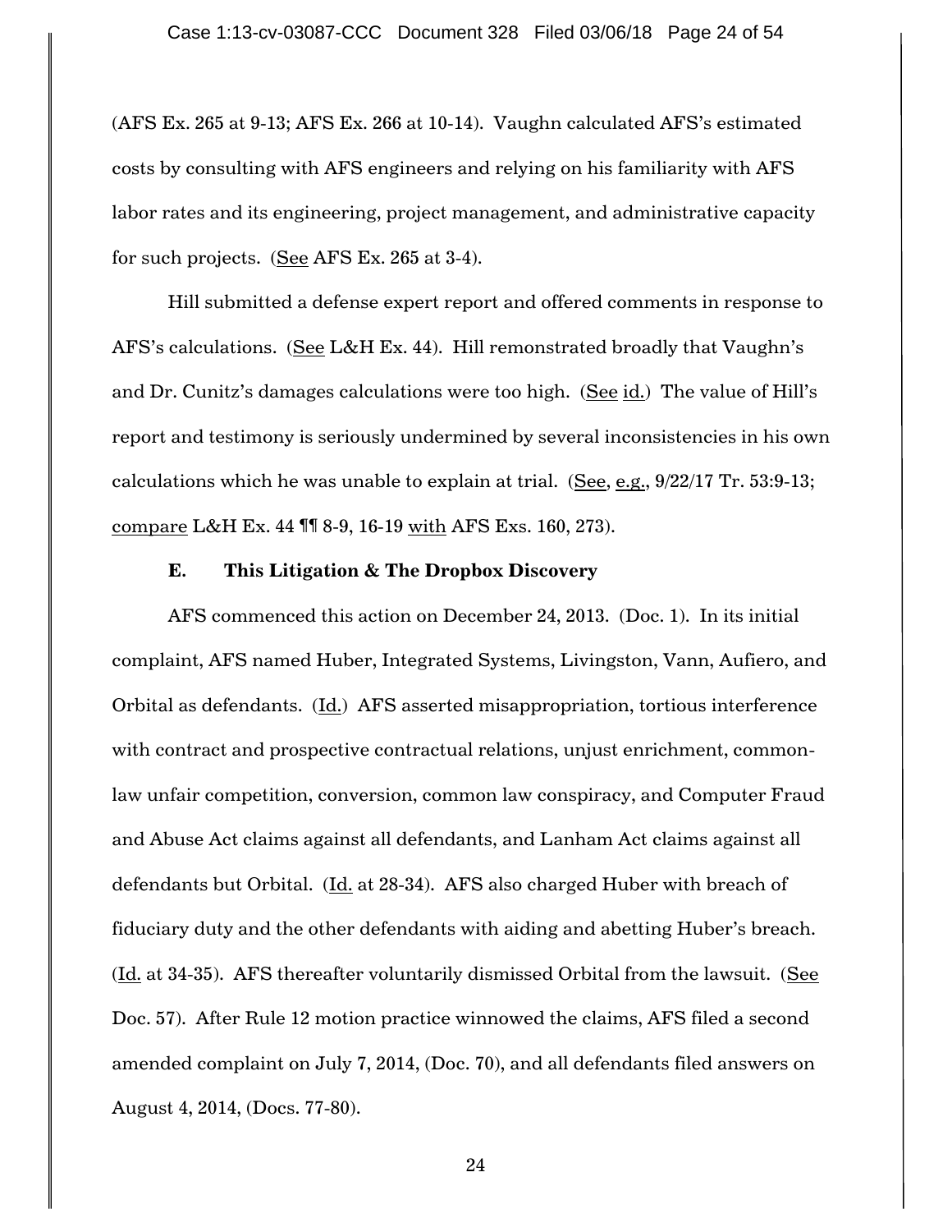(AFS Ex. 265 at 9-13; AFS Ex. 266 at 10-14). Vaughn calculated AFS's estimated costs by consulting with AFS engineers and relying on his familiarity with AFS labor rates and its engineering, project management, and administrative capacity for such projects. (See AFS Ex. 265 at 3-4).

Hill submitted a defense expert report and offered comments in response to AFS's calculations. (See L&H Ex. 44). Hill remonstrated broadly that Vaughn's and Dr. Cunitz's damages calculations were too high. (See id.) The value of Hill's report and testimony is seriously undermined by several inconsistencies in his own calculations which he was unable to explain at trial. (See, e.g., 9/22/17 Tr. 53:9-13; compare L&H Ex. 44 ¶¶ 8-9, 16-19 with AFS Exs. 160, 273).

### E. This Litigation & The Dropbox Discovery

AFS commenced this action on December 24, 2013. (Doc. 1). In its initial complaint, AFS named Huber, Integrated Systems, Livingston, Vann, Aufiero, and Orbital as defendants. (Id.) AFS asserted misappropriation, tortious interference with contract and prospective contractual relations, unjust enrichment, common-law unfair competition, conversion, common law conspiracy, and Computer Fraud and Abuse Act claims against all defendants, and Lanham Act claims against all defendants but Orbital. (Id. at 28-34). AFS also charged Huber with breach of fiduciary duty and the other defendants with aiding and abetting Huber's breach. (Id. at 34-35). AFS thereafter voluntarily dismissed Orbital from the lawsuit. (See Doc. 57). After Rule 12 motion practice winnowed the claims, AFS filed a second amended complaint on July 7, 2014, (Doc. 70), and all defendants filed answers on August 4, 2014, (Docs. 77-80).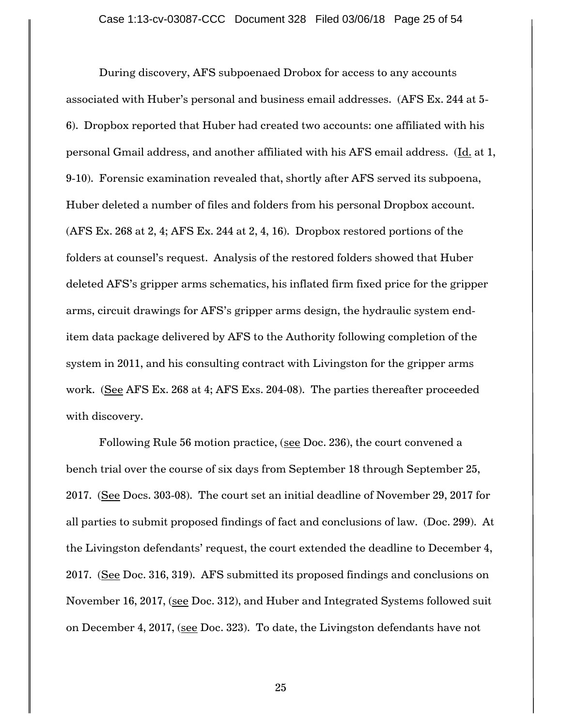During discovery, AFS subpoenaed Drobox for access to any accounts associated with Huber's personal and business email addresses. (AFS Ex. 244 at 5-6). Dropbox reported that Huber had created two accounts: one affiliated with his personal Gmail address, and another affiliated with his AFS email address. (Id. at 1, 9-10). Forensic examination revealed that, shortly after AFS served its subpoena, Huber deleted a number of files and folders from his personal Dropbox account. (AFS Ex. 268 at 2, 4; AFS Ex. 244 at 2, 4, 16). Dropbox restored portions of the folders at counsel's request. Analysis of the restored folders showed that Huber deleted AFS's gripper arms schematics, his inflated firm fixed price for the gripper arms, circuit drawings for AFS's gripper arms design, the hydraulic system end-item data package delivered by AFS to the Authority following completion of the system in 2011, and his consulting contract with Livingston for the gripper arms work. (See AFS Ex. 268 at 4; AFS Exs. 204-08). The parties thereafter proceeded with discovery.

Following Rule 56 motion practice, (see Doc. 236), the court convened a bench trial over the course of six days from September 18 through September 25, 2017. (See Docs. 303-08). The court set an initial deadline of November 29, 2017 for all parties to submit proposed findings of fact and conclusions of law. (Doc. 299). At the Livingston defendants' request, the court extended the deadline to December 4, 2017. (See Doc. 316, 319). AFS submitted its proposed findings and conclusions on November 16, 2017, (see Doc. 312), and Huber and Integrated Systems followed suit on December 4, 2017, (see Doc. 323). To date, the Livingston defendants have not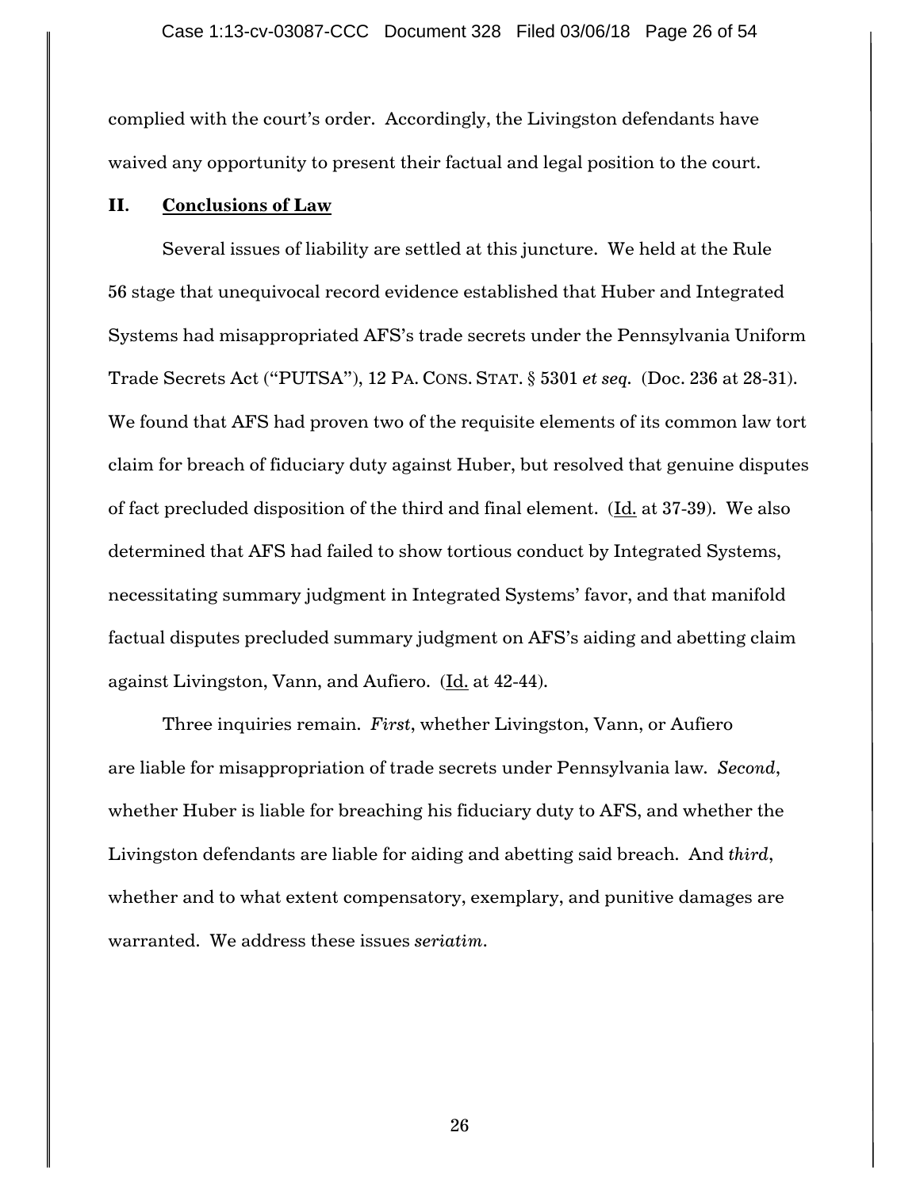complied with the court's order. Accordingly, the Livingston defendants have waived any opportunity to present their factual and legal position to the court.

## II. Conclusions of Law

Several issues of liability are settled at this juncture. We held at the Rule 56 stage that unequivocal record evidence established that Huber and Integrated Systems had misappropriated AFS's trade secrets under the Pennsylvania Uniform Trade Secrets Act ("PUTSA"), 12 PA. CONS. STAT. § 5301 *et seq.* (Doc. 236 at 28-31). We found that AFS had proven two of the requisite elements of its common law tort claim for breach of fiduciary duty against Huber, but resolved that genuine disputes of fact precluded disposition of the third and final element. (Id. at 37-39). We also determined that AFS had failed to show tortious conduct by Integrated Systems, necessitating summary judgment in Integrated Systems' favor, and that manifold factual disputes precluded summary judgment on AFS's aiding and abetting claim against Livingston, Vann, and Aufiero. (Id. at 42-44).

Three inquiries remain. *First*, whether Livingston, Vann, or Aufiero are liable for misappropriation of trade secrets under Pennsylvania law. *Second*, whether Huber is liable for breaching his fiduciary duty to AFS, and whether the Livingston defendants are liable for aiding and abetting said breach. And *third*, whether and to what extent compensatory, exemplary, and punitive damages are warranted. We address these issues *seriatim*.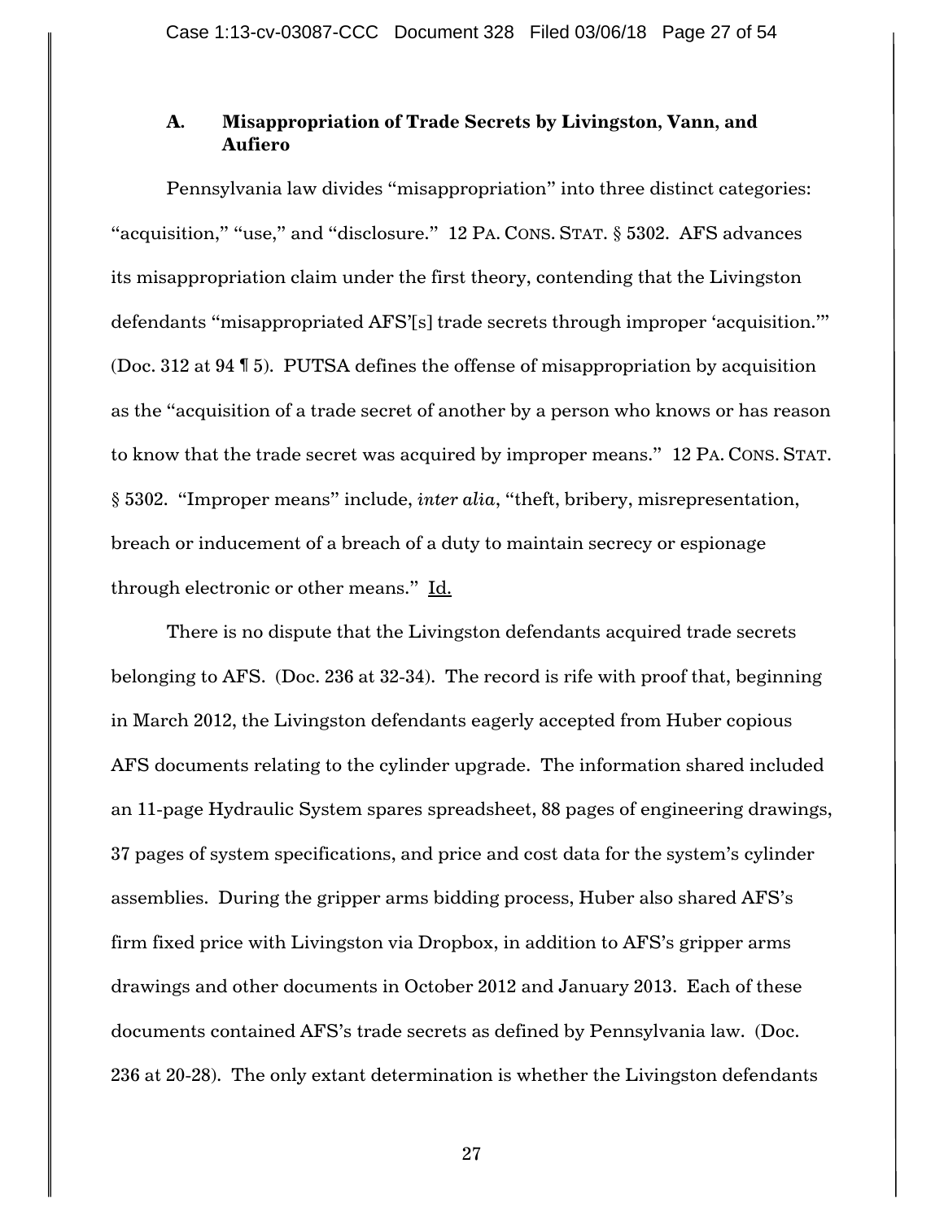### A. Misappropriation of Trade Secrets by Livingston, Vann, and Aufiero

Pennsylvania law divides "misappropriation" into three distinct categories: "acquisition," "use," and "disclosure." 12 PA. CONS. STAT. § 5302. AFS advances its misappropriation claim under the first theory, contending that the Livingston defendants "misappropriated AFS'[s] trade secrets through improper 'acquisition.'" (Doc. 312 at 94 ¶ 5). PUTSA defines the offense of misappropriation by acquisition as the "acquisition of a trade secret of another by a person who knows or has reason to know that the trade secret was acquired by improper means." 12 PA. CONS. STAT. § 5302. "Improper means" include, *inter alia*, "theft, bribery, misrepresentation, breach or inducement of a breach of a duty to maintain secrecy or espionage through electronic or other means." Id.

There is no dispute that the Livingston defendants acquired trade secrets belonging to AFS. (Doc. 236 at 32-34). The record is rife with proof that, beginning in March 2012, the Livingston defendants eagerly accepted from Huber copious AFS documents relating to the cylinder upgrade. The information shared included an 11-page Hydraulic System spares spreadsheet, 88 pages of engineering drawings, 37 pages of system specifications, and price and cost data for the system's cylinder assemblies. During the gripper arms bidding process, Huber also shared AFS's firm fixed price with Livingston via Dropbox, in addition to AFS's gripper arms drawings and other documents in October 2012 and January 2013. Each of these documents contained AFS's trade secrets as defined by Pennsylvania law. (Doc. 236 at 20-28). The only extant determination is whether the Livingston defendants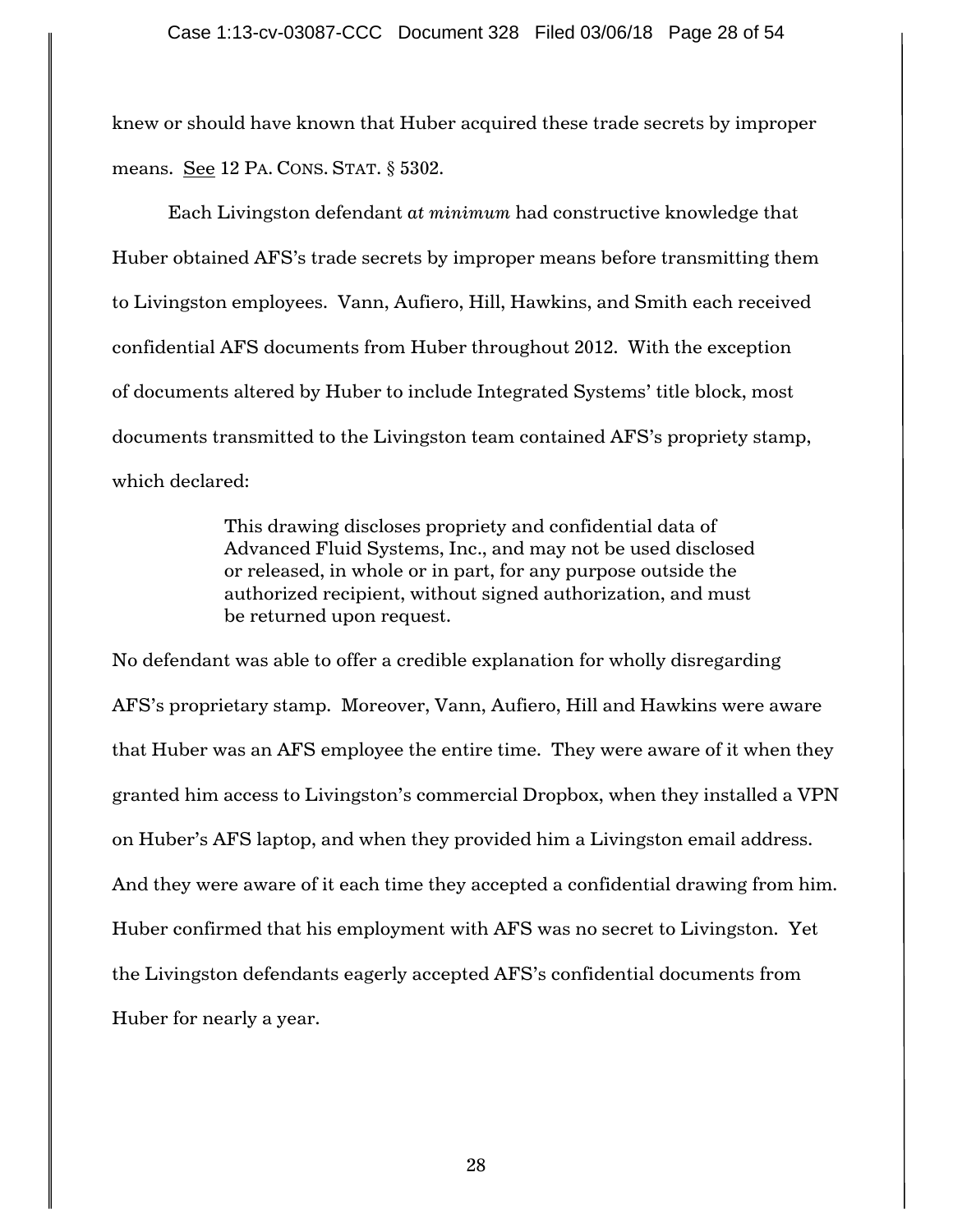knew or should have known that Huber acquired these trade secrets by improper means. See 12 PA. CONS. STAT. § 5302.

Each Livingston defendant *at minimum* had constructive knowledge that Huber obtained AFS's trade secrets by improper means before transmitting them to Livingston employees. Vann, Aufiero, Hill, Hawkins, and Smith each received confidential AFS documents from Huber throughout 2012. With the exception of documents altered by Huber to include Integrated Systems' title block, most documents transmitted to the Livingston team contained AFS's propriety stamp, which declared:

> This drawing discloses propriety and confidential data of Advanced Fluid Systems, Inc., and may not be used disclosed or released, in whole or in part, for any purpose outside the authorized recipient, without signed authorization, and must be returned upon request.

No defendant was able to offer a credible explanation for wholly disregarding AFS's proprietary stamp. Moreover, Vann, Aufiero, Hill and Hawkins were aware that Huber was an AFS employee the entire time. They were aware of it when they granted him access to Livingston's commercial Dropbox, when they installed a VPN on Huber's AFS laptop, and when they provided him a Livingston email address. And they were aware of it each time they accepted a confidential drawing from him. Huber confirmed that his employment with AFS was no secret to Livingston. Yet the Livingston defendants eagerly accepted AFS's confidential documents from Huber for nearly a year.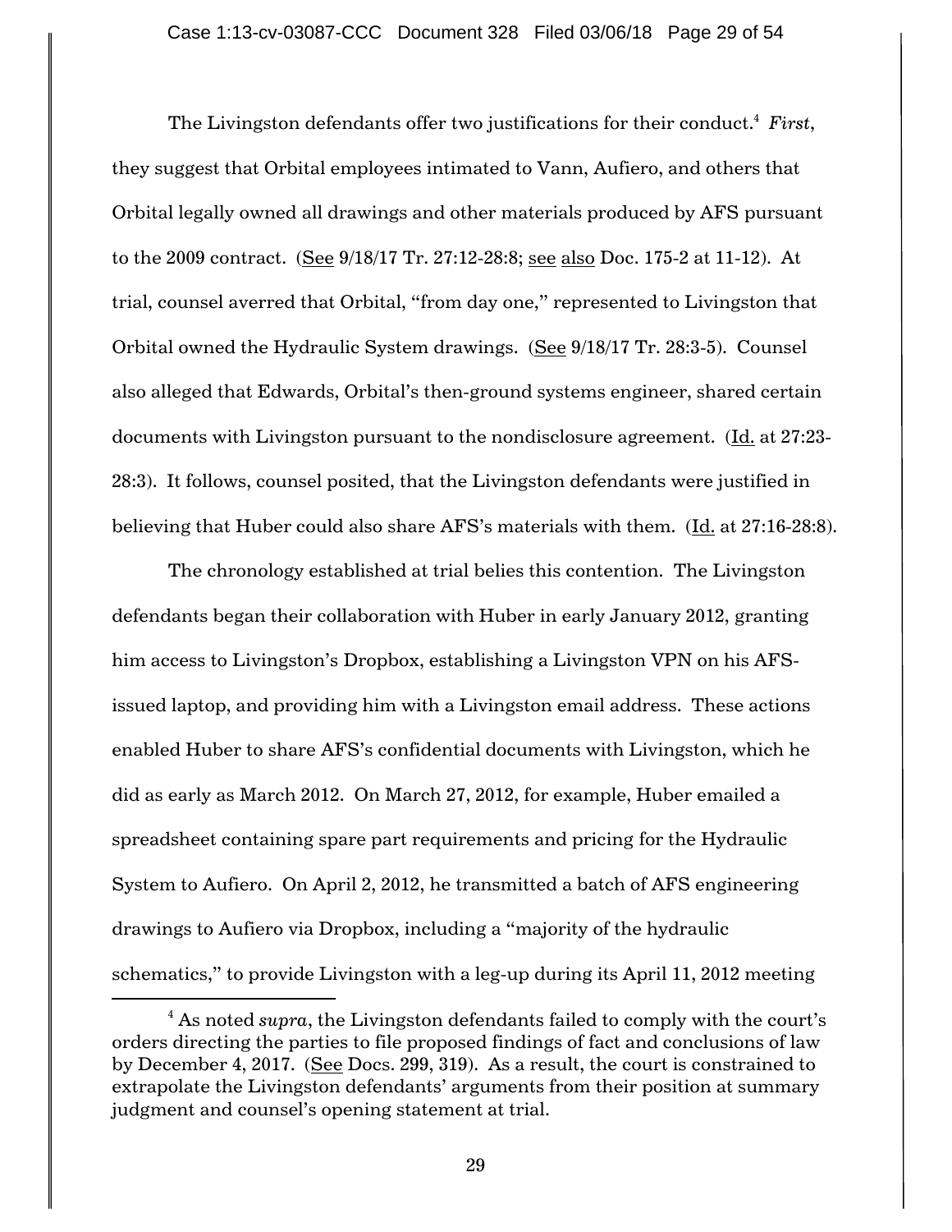The Livingston defendants offer two justifications for their conduct.[4] *First*, they suggest that Orbital employees intimated to Vann, Aufiero, and others that Orbital legally owned all drawings and other materials produced by AFS pursuant to the 2009 contract. (See 9/18/17 Tr. 27:12-28:8; see also Doc. 175-2 at 11-12). At trial, counsel averred that Orbital, "from day one," represented to Livingston that Orbital owned the Hydraulic System drawings. (See 9/18/17 Tr. 28:3-5). Counsel also alleged that Edwards, Orbital's then-ground systems engineer, shared certain documents with Livingston pursuant to the nondisclosure agreement. (Id. at 27:23-28:3). It follows, counsel posited, that the Livingston defendants were justified in believing that Huber could also share AFS's materials with them. (Id. at 27:16-28:8).

The chronology established at trial belies this contention. The Livingston defendants began their collaboration with Huber in early January 2012, granting him access to Livingston's Dropbox, establishing a Livingston VPN on his AFS-issued laptop, and providing him with a Livingston email address. These actions enabled Huber to share AFS's confidential documents with Livingston, which he did as early as March 2012. On March 27, 2012, for example, Huber emailed a spreadsheet containing spare part requirements and pricing for the Hydraulic System to Aufiero. On April 2, 2012, he transmitted a batch of AFS engineering drawings to Aufiero via Dropbox, including a "majority of the hydraulic schematics," to provide Livingston with a leg-up during its April 11, 2012 meeting

[4] As noted *supra*, the Livingston defendants failed to comply with the court's orders directing the parties to file proposed findings of fact and conclusions of law by December 4, 2017. (See Docs. 299, 319). As a result, the court is constrained to extrapolate the Livingston defendants' arguments from their position at summary judgment and counsel's opening statement at trial.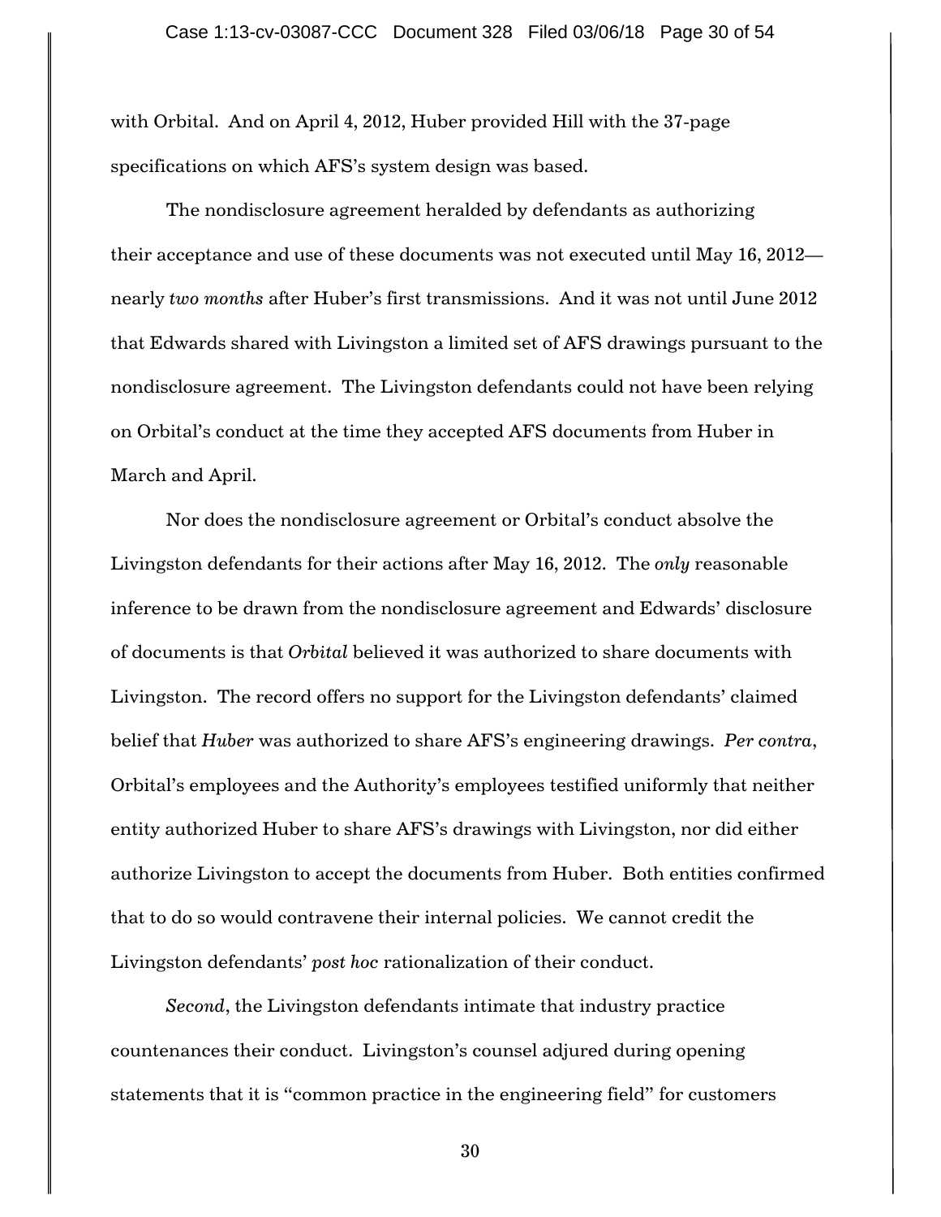with Orbital. And on April 4, 2012, Huber provided Hill with the 37-page specifications on which AFS's system design was based.

The nondisclosure agreement heralded by defendants as authorizing their acceptance and use of these documents was not executed until May 16, 2012—nearly *two months* after Huber's first transmissions. And it was not until June 2012 that Edwards shared with Livingston a limited set of AFS drawings pursuant to the nondisclosure agreement. The Livingston defendants could not have been relying on Orbital's conduct at the time they accepted AFS documents from Huber in March and April.

Nor does the nondisclosure agreement or Orbital's conduct absolve the Livingston defendants for their actions after May 16, 2012. The *only* reasonable inference to be drawn from the nondisclosure agreement and Edwards' disclosure of documents is that *Orbital* believed it was authorized to share documents with Livingston. The record offers no support for the Livingston defendants' claimed belief that *Huber* was authorized to share AFS's engineering drawings. *Per contra*, Orbital's employees and the Authority's employees testified uniformly that neither entity authorized Huber to share AFS's drawings with Livingston, nor did either authorize Livingston to accept the documents from Huber. Both entities confirmed that to do so would contravene their internal policies. We cannot credit the Livingston defendants' *post hoc* rationalization of their conduct.

*Second*, the Livingston defendants intimate that industry practice countenances their conduct. Livingston's counsel adjured during opening statements that it is "common practice in the engineering field" for customers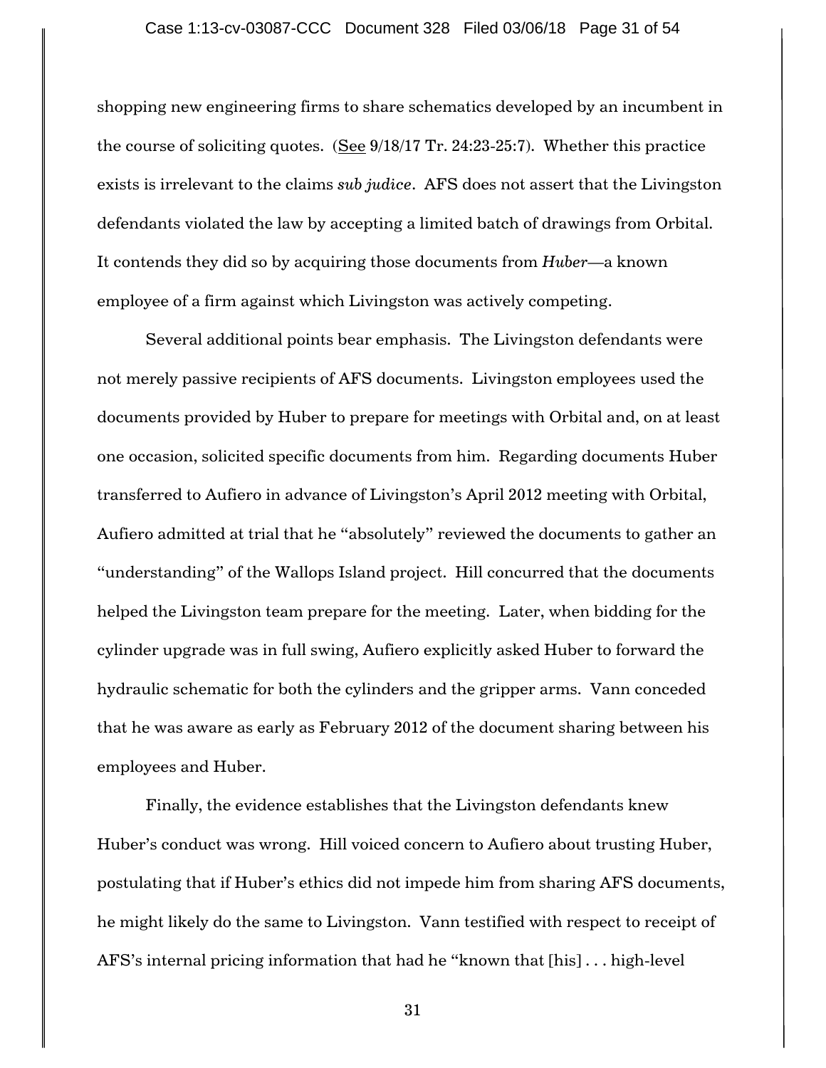shopping new engineering firms to share schematics developed by an incumbent in the course of soliciting quotes. (See 9/18/17 Tr. 24:23-25:7). Whether this practice exists is irrelevant to the claims *sub judice*. AFS does not assert that the Livingston defendants violated the law by accepting a limited batch of drawings from Orbital. It contends they did so by acquiring those documents from *Huber*—a known employee of a firm against which Livingston was actively competing.

Several additional points bear emphasis. The Livingston defendants were not merely passive recipients of AFS documents. Livingston employees used the documents provided by Huber to prepare for meetings with Orbital and, on at least one occasion, solicited specific documents from him. Regarding documents Huber transferred to Aufiero in advance of Livingston's April 2012 meeting with Orbital, Aufiero admitted at trial that he "absolutely" reviewed the documents to gather an "understanding" of the Wallops Island project. Hill concurred that the documents helped the Livingston team prepare for the meeting. Later, when bidding for the cylinder upgrade was in full swing, Aufiero explicitly asked Huber to forward the hydraulic schematic for both the cylinders and the gripper arms. Vann conceded that he was aware as early as February 2012 of the document sharing between his employees and Huber.

Finally, the evidence establishes that the Livingston defendants knew Huber's conduct was wrong. Hill voiced concern to Aufiero about trusting Huber, postulating that if Huber's ethics did not impede him from sharing AFS documents, he might likely do the same to Livingston. Vann testified with respect to receipt of AFS's internal pricing information that had he "known that [his] . . . high-level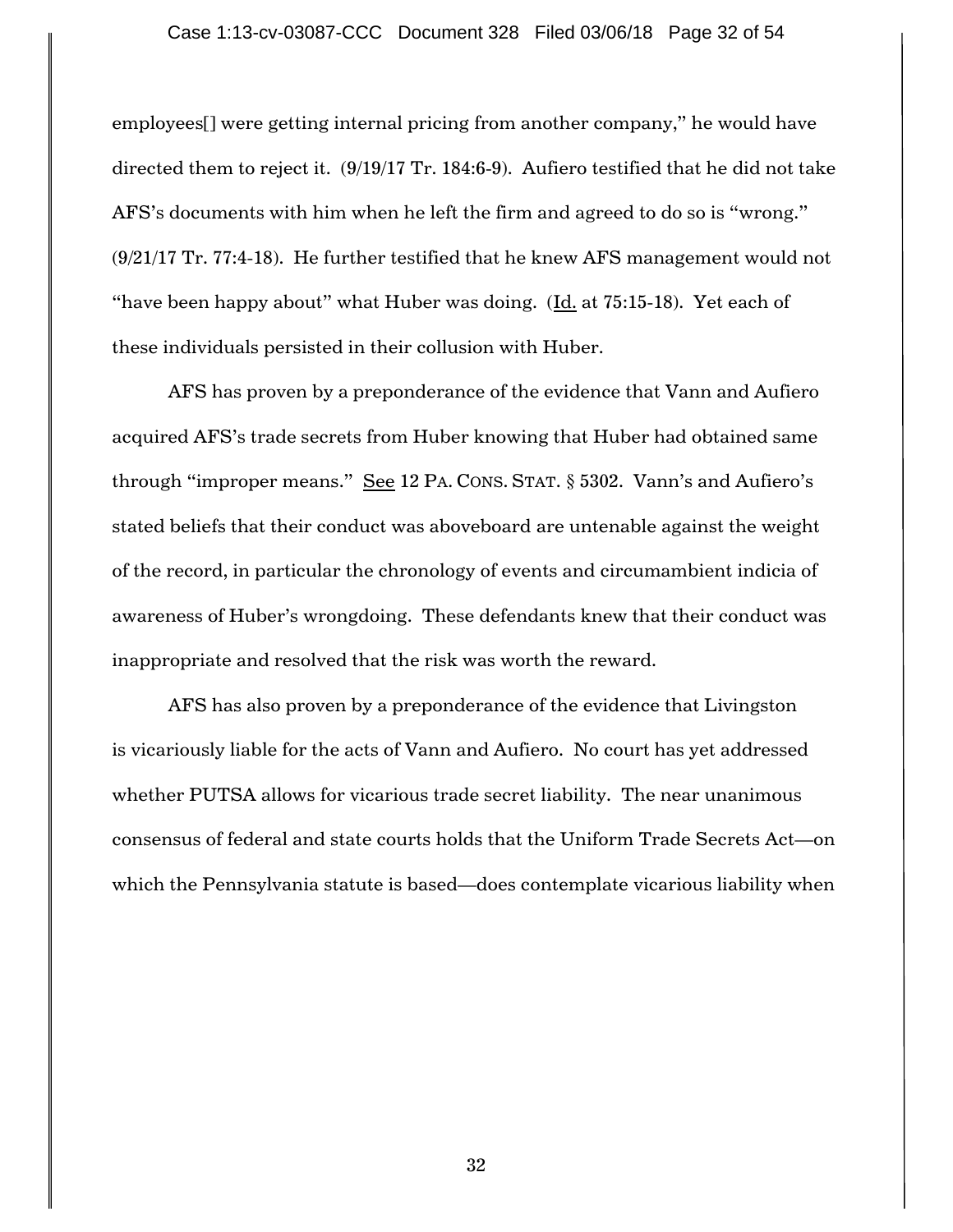employees[] were getting internal pricing from another company," he would have directed them to reject it. (9/19/17 Tr. 184:6-9). Aufiero testified that he did not take AFS's documents with him when he left the firm and agreed to do so is "wrong." (9/21/17 Tr. 77:4-18). He further testified that he knew AFS management would not "have been happy about" what Huber was doing. (Id. at 75:15-18). Yet each of these individuals persisted in their collusion with Huber.

AFS has proven by a preponderance of the evidence that Vann and Aufiero acquired AFS's trade secrets from Huber knowing that Huber had obtained same through "improper means." See 12 PA. CONS. STAT. § 5302. Vann's and Aufiero's stated beliefs that their conduct was aboveboard are untenable against the weight of the record, in particular the chronology of events and circumambient indicia of awareness of Huber's wrongdoing. These defendants knew that their conduct was inappropriate and resolved that the risk was worth the reward.

AFS has also proven by a preponderance of the evidence that Livingston is vicariously liable for the acts of Vann and Aufiero. No court has yet addressed whether PUTSA allows for vicarious trade secret liability. The near unanimous consensus of federal and state courts holds that the Uniform Trade Secrets Act—on which the Pennsylvania statute is based—does contemplate vicarious liability when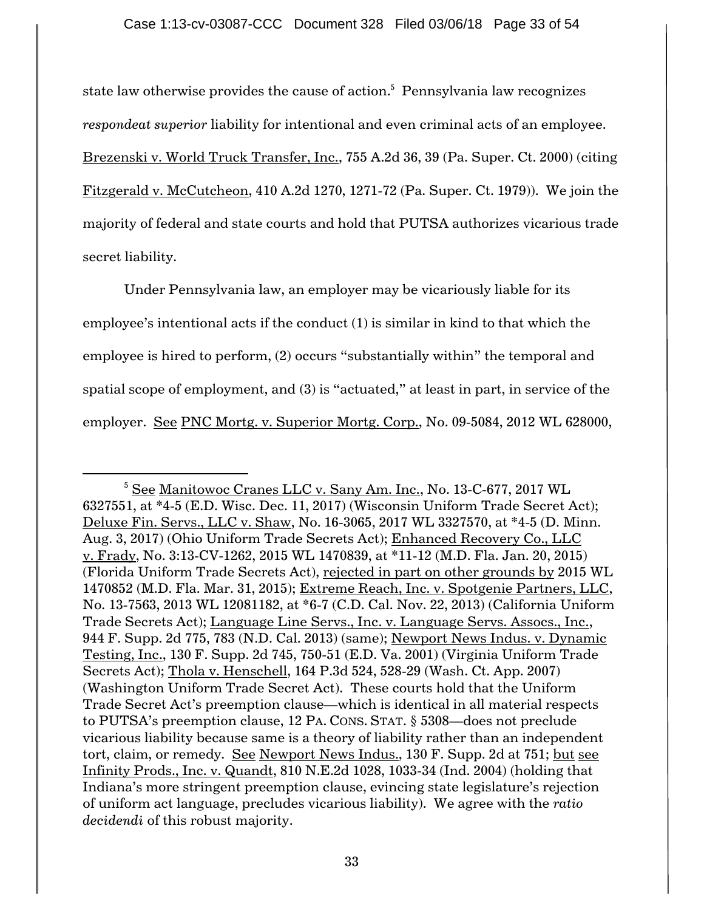state law otherwise provides the cause of action.[5] Pennsylvania law recognizes *respondeat superior* liability for intentional and even criminal acts of an employee. Brezenski v. World Truck Transfer, Inc., 755 A.2d 36, 39 (Pa. Super. Ct. 2000) (citing Fitzgerald v. McCutcheon, 410 A.2d 1270, 1271-72 (Pa. Super. Ct. 1979)). We join the majority of federal and state courts and hold that PUTSA authorizes vicarious trade secret liability.

Under Pennsylvania law, an employer may be vicariously liable for its employee's intentional acts if the conduct (1) is similar in kind to that which the employee is hired to perform, (2) occurs "substantially within" the temporal and spatial scope of employment, and (3) is "actuated," at least in part, in service of the employer. See PNC Mortg. v. Superior Mortg. Corp., No. 09-5084, 2012 WL 628000,

---

[5] See Manitowoc Cranes LLC v. Sany Am. Inc., No. 13-C-677, 2017 WL 6327551, at *4-5 (E.D. Wisc. Dec. 11, 2017) (Wisconsin Uniform Trade Secret Act); Deluxe Fin. Servs., LLC v. Shaw, No. 16-3065, 2017 WL 3327570, at *4-5 (D. Minn. Aug. 3, 2017) (Ohio Uniform Trade Secrets Act); Enhanced Recovery Co., LLC v. Frady, No. 3:13-CV-1262, 2015 WL 1470839, at *11-12 (M.D. Fla. Jan. 20, 2015) (Florida Uniform Trade Secrets Act), rejected in part on other grounds by 2015 WL 1470852 (M.D. Fla. Mar. 31, 2015); Extreme Reach, Inc. v. Spotgenie Partners, LLC, No. 13-7563, 2013 WL 12081182, at *6-7 (C.D. Cal. Nov. 22, 2013) (California Uniform Trade Secrets Act); Language Line Servs., Inc. v. Language Servs. Assocs., Inc., 944 F. Supp. 2d 775, 783 (N.D. Cal. 2013) (same); Newport News Indus. v. Dynamic Testing, Inc., 130 F. Supp. 2d 745, 750-51 (E.D. Va. 2001) (Virginia Uniform Trade Secrets Act); Thola v. Henschell, 164 P.3d 524, 528-29 (Wash. Ct. App. 2007) (Washington Uniform Trade Secret Act). These courts hold that the Uniform Trade Secret Act's preemption clause—which is identical in all material respects to PUTSA's preemption clause, 12 PA. CONS. STAT. § 5308—does not preclude vicarious liability because same is a theory of liability rather than an independent tort, claim, or remedy. See Newport News Indus., 130 F. Supp. 2d at 751; but see Infinity Prods., Inc. v. Quandt, 810 N.E.2d 1028, 1033-34 (Ind. 2004) (holding that Indiana's more stringent preemption clause, evincing state legislature's rejection of uniform act language, precludes vicarious liability). We agree with the *ratio decidendi* of this robust majority.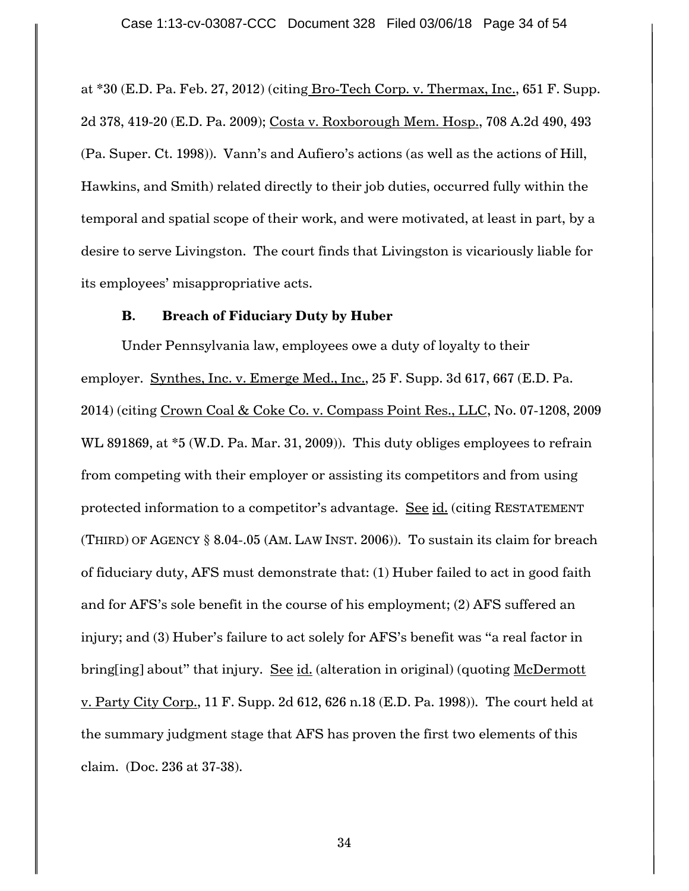at *30 (E.D. Pa. Feb. 27, 2012) (citing Bro-Tech Corp. v. Thermax, Inc., 651 F. Supp. 2d 378, 419-20 (E.D. Pa. 2009); Costa v. Roxborough Mem. Hosp., 708 A.2d 490, 493 (Pa. Super. Ct. 1998)). Vann's and Aufiero's actions (as well as the actions of Hill, Hawkins, and Smith) related directly to their job duties, occurred fully within the temporal and spatial scope of their work, and were motivated, at least in part, by a desire to serve Livingston. The court finds that Livingston is vicariously liable for its employees' misappropriative acts.

### B. Breach of Fiduciary Duty by Huber

Under Pennsylvania law, employees owe a duty of loyalty to their employer. Synthes, Inc. v. Emerge Med., Inc., 25 F. Supp. 3d 617, 667 (E.D. Pa. 2014) (citing Crown Coal & Coke Co. v. Compass Point Res., LLC, No. 07-1208, 2009 WL 891869, at *5 (W.D. Pa. Mar. 31, 2009)). This duty obliges employees to refrain from competing with their employer or assisting its competitors and from using protected information to a competitor's advantage. See id. (citing RESTATEMENT (THIRD) OF AGENCY § 8.04-.05 (AM. LAW INST. 2006)). To sustain its claim for breach of fiduciary duty, AFS must demonstrate that: (1) Huber failed to act in good faith and for AFS's sole benefit in the course of his employment; (2) AFS suffered an injury; and (3) Huber's failure to act solely for AFS's benefit was "a real factor in bring[ing] about" that injury. See id. (alteration in original) (quoting McDermott v. Party City Corp., 11 F. Supp. 2d 612, 626 n.18 (E.D. Pa. 1998)). The court held at the summary judgment stage that AFS has proven the first two elements of this claim. (Doc. 236 at 37-38).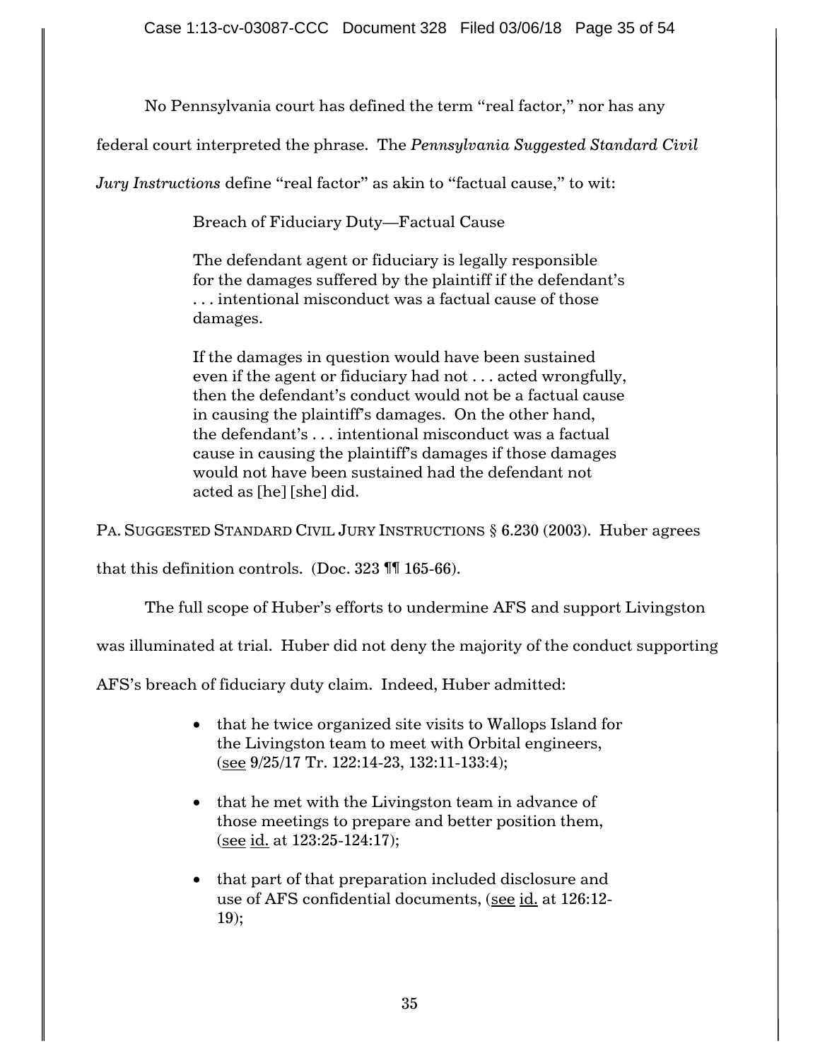No Pennsylvania court has defined the term "real factor," nor has any federal court interpreted the phrase. The *Pennsylvania Suggested Standard Civil Jury Instructions* define "real factor" as akin to "factual cause," to wit:

> Breach of Fiduciary Duty—Factual Cause
>
> The defendant agent or fiduciary is legally responsible for the damages suffered by the plaintiff if the defendant's . . . intentional misconduct was a factual cause of those damages.
>
> If the damages in question would have been sustained even if the agent or fiduciary had not . . . acted wrongfully, then the defendant's conduct would not be a factual cause in causing the plaintiff's damages. On the other hand, the defendant's . . . intentional misconduct was a factual cause in causing the plaintiff's damages if those damages would not have been sustained had the defendant not acted as [he] [she] did.

PA. SUGGESTED STANDARD CIVIL JURY INSTRUCTIONS § 6.230 (2003). Huber agrees that this definition controls. (Doc. 323 ¶¶ 165-66).

The full scope of Huber's efforts to undermine AFS and support Livingston was illuminated at trial. Huber did not deny the majority of the conduct supporting AFS's breach of fiduciary duty claim. Indeed, Huber admitted:

- that he twice organized site visits to Wallops Island for the Livingston team to meet with Orbital engineers, (see 9/25/17 Tr. 122:14-23, 132:11-133:4);
- that he met with the Livingston team in advance of those meetings to prepare and better position them, (see id. at 123:25-124:17);
- that part of that preparation included disclosure and use of AFS confidential documents, (see id. at 126:12-19);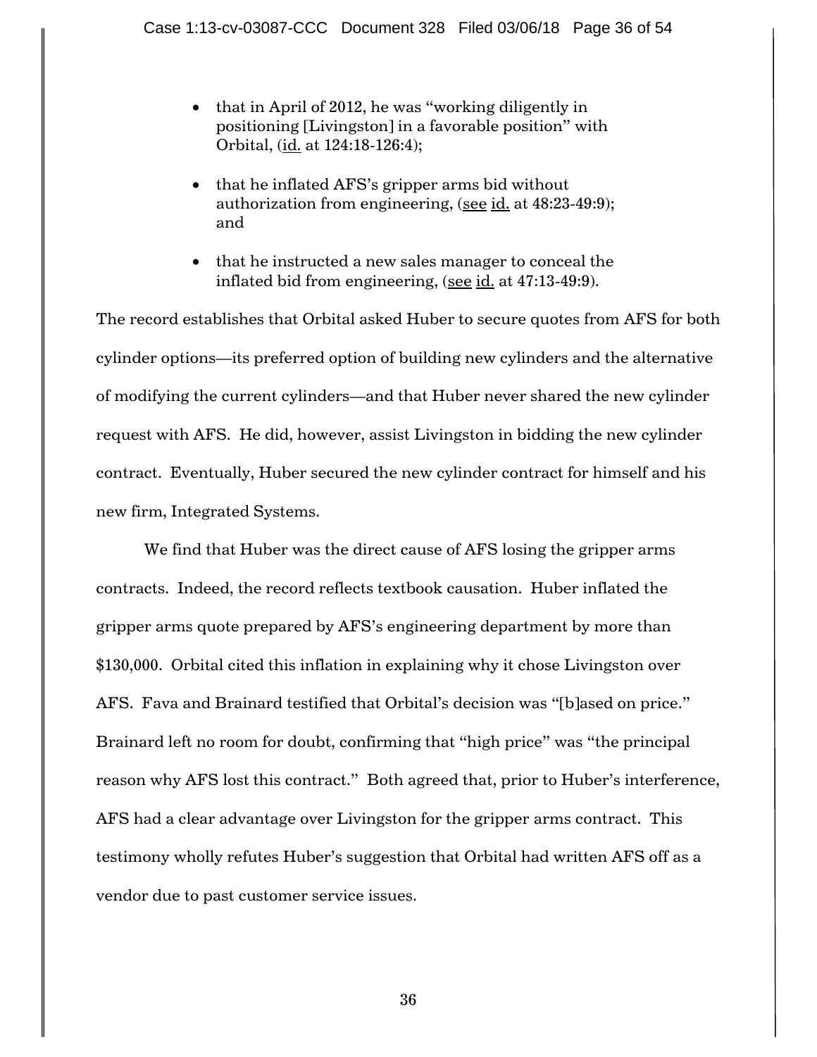- that in April of 2012, he was "working diligently in positioning [Livingston] in a favorable position" with Orbital, (id. at 124:18-126:4);
- that he inflated AFS's gripper arms bid without authorization from engineering, (see id. at 48:23-49:9); and
- that he instructed a new sales manager to conceal the inflated bid from engineering, (see id. at 47:13-49:9).

The record establishes that Orbital asked Huber to secure quotes from AFS for both cylinder options—its preferred option of building new cylinders and the alternative of modifying the current cylinders—and that Huber never shared the new cylinder request with AFS. He did, however, assist Livingston in bidding the new cylinder contract. Eventually, Huber secured the new cylinder contract for himself and his new firm, Integrated Systems.

We find that Huber was the direct cause of AFS losing the gripper arms contracts. Indeed, the record reflects textbook causation. Huber inflated the gripper arms quote prepared by AFS's engineering department by more than $130,000. Orbital cited this inflation in explaining why it chose Livingston over AFS. Fava and Brainard testified that Orbital's decision was "[b]ased on price." Brainard left no room for doubt, confirming that "high price" was "the principal reason why AFS lost this contract." Both agreed that, prior to Huber's interference, AFS had a clear advantage over Livingston for the gripper arms contract. This testimony wholly refutes Huber's suggestion that Orbital had written AFS off as a vendor due to past customer service issues.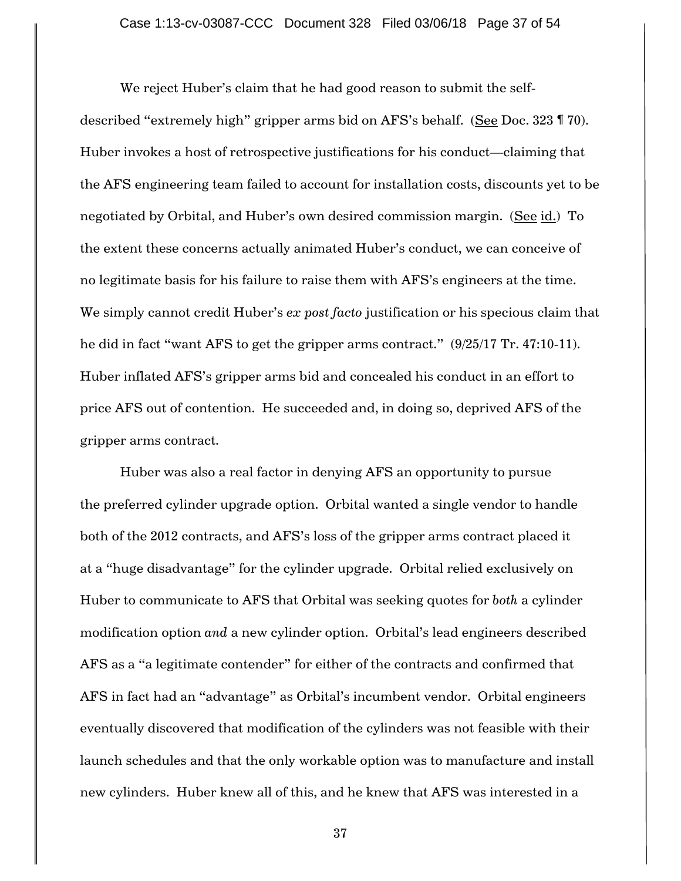We reject Huber's claim that he had good reason to submit the self-described "extremely high" gripper arms bid on AFS's behalf. (See Doc. 323 ¶ 70). Huber invokes a host of retrospective justifications for his conduct—claiming that the AFS engineering team failed to account for installation costs, discounts yet to be negotiated by Orbital, and Huber's own desired commission margin. (See id.) To the extent these concerns actually animated Huber's conduct, we can conceive of no legitimate basis for his failure to raise them with AFS's engineers at the time. We simply cannot credit Huber's *ex post facto* justification or his specious claim that he did in fact "want AFS to get the gripper arms contract." (9/25/17 Tr. 47:10-11). Huber inflated AFS's gripper arms bid and concealed his conduct in an effort to price AFS out of contention. He succeeded and, in doing so, deprived AFS of the gripper arms contract.

Huber was also a real factor in denying AFS an opportunity to pursue the preferred cylinder upgrade option. Orbital wanted a single vendor to handle both of the 2012 contracts, and AFS's loss of the gripper arms contract placed it at a "huge disadvantage" for the cylinder upgrade. Orbital relied exclusively on Huber to communicate to AFS that Orbital was seeking quotes for *both* a cylinder modification option *and* a new cylinder option. Orbital's lead engineers described AFS as a "a legitimate contender" for either of the contracts and confirmed that AFS in fact had an "advantage" as Orbital's incumbent vendor. Orbital engineers eventually discovered that modification of the cylinders was not feasible with their launch schedules and that the only workable option was to manufacture and install new cylinders. Huber knew all of this, and he knew that AFS was interested in a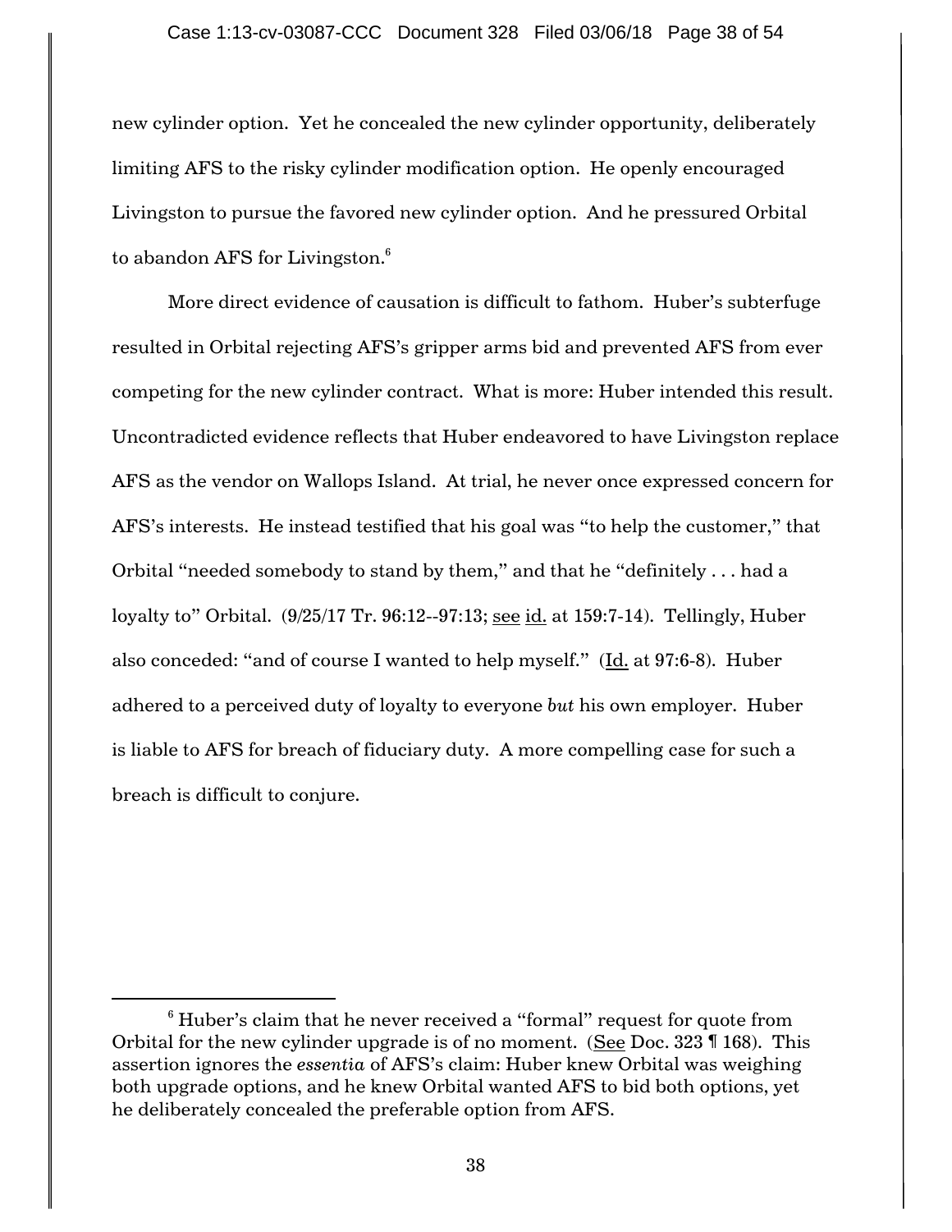new cylinder option. Yet he concealed the new cylinder opportunity, deliberately limiting AFS to the risky cylinder modification option. He openly encouraged Livingston to pursue the favored new cylinder option. And he pressured Orbital to abandon AFS for Livingston.[6]

More direct evidence of causation is difficult to fathom. Huber's subterfuge resulted in Orbital rejecting AFS's gripper arms bid and prevented AFS from ever competing for the new cylinder contract. What is more: Huber intended this result. Uncontradicted evidence reflects that Huber endeavored to have Livingston replace AFS as the vendor on Wallops Island. At trial, he never once expressed concern for AFS's interests. He instead testified that his goal was "to help the customer," that Orbital "needed somebody to stand by them," and that he "definitely . . . had a loyalty to" Orbital. (9/25/17 Tr. 96:12--97:13; see id. at 159:7-14). Tellingly, Huber also conceded: "and of course I wanted to help myself." (Id. at 97:6-8). Huber adhered to a perceived duty of loyalty to everyone *but* his own employer. Huber is liable to AFS for breach of fiduciary duty. A more compelling case for such a breach is difficult to conjure.

---

[6] Huber's claim that he never received a "formal" request for quote from Orbital for the new cylinder upgrade is of no moment. (See Doc. 323 ¶ 168). This assertion ignores the *essentia* of AFS's claim: Huber knew Orbital was weighing both upgrade options, and he knew Orbital wanted AFS to bid both options, yet he deliberately concealed the preferable option from AFS.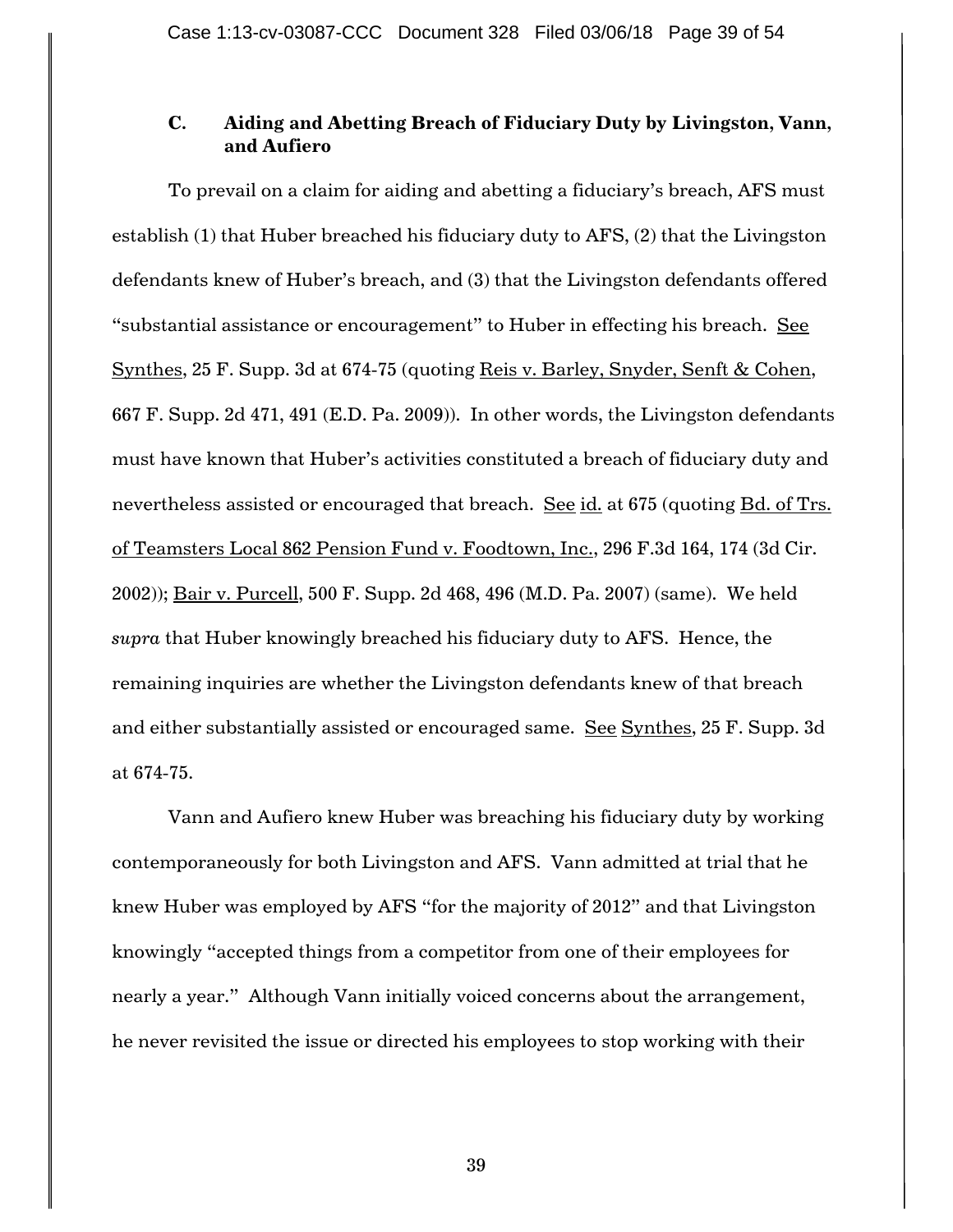### C. Aiding and Abetting Breach of Fiduciary Duty by Livingston, Vann, and Aufiero

To prevail on a claim for aiding and abetting a fiduciary's breach, AFS must establish (1) that Huber breached his fiduciary duty to AFS, (2) that the Livingston defendants knew of Huber's breach, and (3) that the Livingston defendants offered "substantial assistance or encouragement" to Huber in effecting his breach. See Synthes, 25 F. Supp. 3d at 674-75 (quoting Reis v. Barley, Snyder, Senft & Cohen, 667 F. Supp. 2d 471, 491 (E.D. Pa. 2009)). In other words, the Livingston defendants must have known that Huber's activities constituted a breach of fiduciary duty and nevertheless assisted or encouraged that breach. See id. at 675 (quoting Bd. of Trs. of Teamsters Local 862 Pension Fund v. Foodtown, Inc., 296 F.3d 164, 174 (3d Cir. 2002)); Bair v. Purcell, 500 F. Supp. 2d 468, 496 (M.D. Pa. 2007) (same). We held *supra* that Huber knowingly breached his fiduciary duty to AFS. Hence, the remaining inquiries are whether the Livingston defendants knew of that breach and either substantially assisted or encouraged same. See Synthes, 25 F. Supp. 3d at 674-75.

Vann and Aufiero knew Huber was breaching his fiduciary duty by working contemporaneously for both Livingston and AFS. Vann admitted at trial that he knew Huber was employed by AFS "for the majority of 2012" and that Livingston knowingly "accepted things from a competitor from one of their employees for nearly a year." Although Vann initially voiced concerns about the arrangement, he never revisited the issue or directed his employees to stop working with their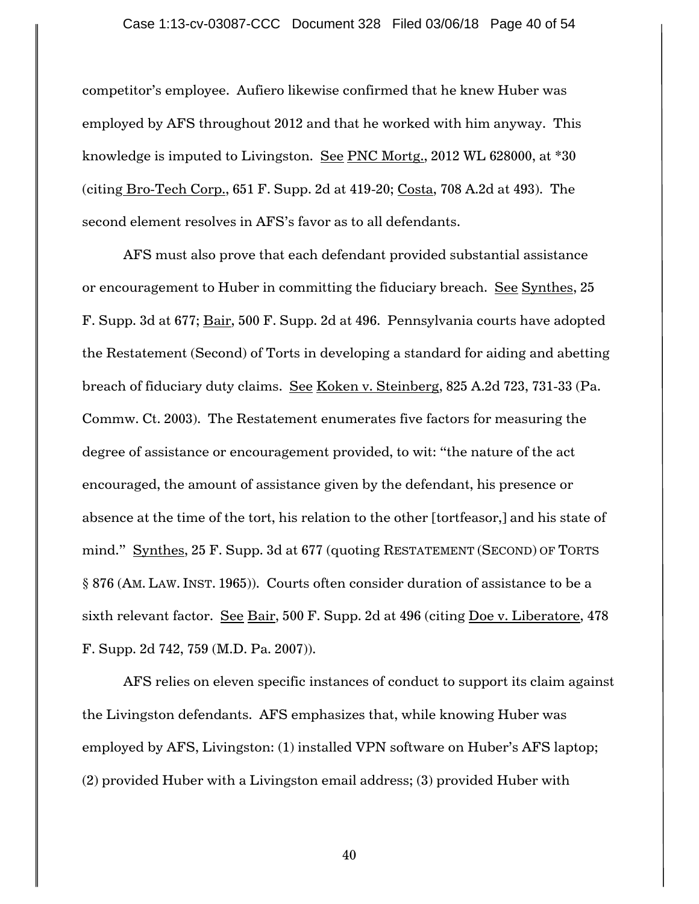competitor's employee. Aufiero likewise confirmed that he knew Huber was employed by AFS throughout 2012 and that he worked with him anyway. This knowledge is imputed to Livingston. See PNC Mortg., 2012 WL 628000, at *30 (citing Bro-Tech Corp., 651 F. Supp. 2d at 419-20; Costa, 708 A.2d at 493). The second element resolves in AFS's favor as to all defendants.

AFS must also prove that each defendant provided substantial assistance or encouragement to Huber in committing the fiduciary breach. See Synthes, 25 F. Supp. 3d at 677; Bair, 500 F. Supp. 2d at 496. Pennsylvania courts have adopted the Restatement (Second) of Torts in developing a standard for aiding and abetting breach of fiduciary duty claims. See Koken v. Steinberg, 825 A.2d 723, 731-33 (Pa. Commw. Ct. 2003). The Restatement enumerates five factors for measuring the degree of assistance or encouragement provided, to wit: "the nature of the act encouraged, the amount of assistance given by the defendant, his presence or absence at the time of the tort, his relation to the other [tortfeasor,] and his state of mind." Synthes, 25 F. Supp. 3d at 677 (quoting RESTATEMENT (SECOND) OF TORTS § 876 (AM. LAW. INST. 1965)). Courts often consider duration of assistance to be a sixth relevant factor. See Bair, 500 F. Supp. 2d at 496 (citing Doe v. Liberatore, 478 F. Supp. 2d 742, 759 (M.D. Pa. 2007)).

AFS relies on eleven specific instances of conduct to support its claim against the Livingston defendants. AFS emphasizes that, while knowing Huber was employed by AFS, Livingston: (1) installed VPN software on Huber's AFS laptop; (2) provided Huber with a Livingston email address; (3) provided Huber with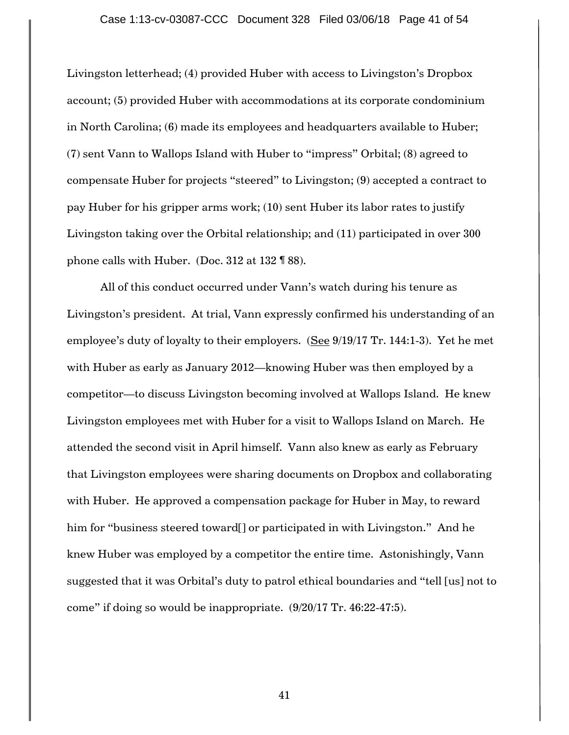Livingston letterhead; (4) provided Huber with access to Livingston's Dropbox account; (5) provided Huber with accommodations at its corporate condominium in North Carolina; (6) made its employees and headquarters available to Huber; (7) sent Vann to Wallops Island with Huber to "impress" Orbital; (8) agreed to compensate Huber for projects "steered" to Livingston; (9) accepted a contract to pay Huber for his gripper arms work; (10) sent Huber its labor rates to justify Livingston taking over the Orbital relationship; and (11) participated in over 300 phone calls with Huber. (Doc. 312 at 132 ¶ 88).

All of this conduct occurred under Vann's watch during his tenure as Livingston's president. At trial, Vann expressly confirmed his understanding of an employee's duty of loyalty to their employers. (See 9/19/17 Tr. 144:1-3). Yet he met with Huber as early as January 2012—knowing Huber was then employed by a competitor—to discuss Livingston becoming involved at Wallops Island. He knew Livingston employees met with Huber for a visit to Wallops Island on March. He attended the second visit in April himself. Vann also knew as early as February that Livingston employees were sharing documents on Dropbox and collaborating with Huber. He approved a compensation package for Huber in May, to reward him for "business steered toward[] or participated in with Livingston." And he knew Huber was employed by a competitor the entire time. Astonishingly, Vann suggested that it was Orbital's duty to patrol ethical boundaries and "tell [us] not to come" if doing so would be inappropriate. (9/20/17 Tr. 46:22-47:5).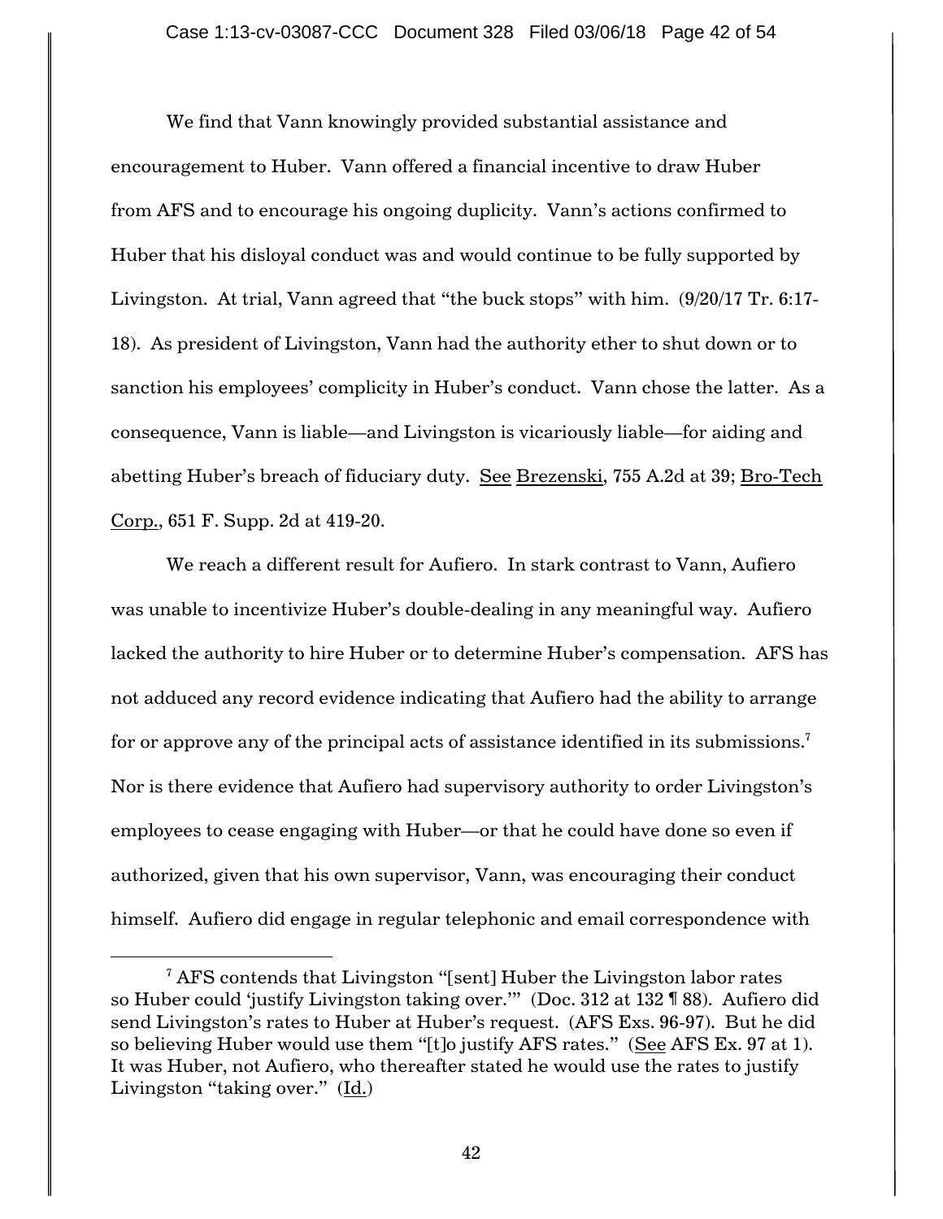We find that Vann knowingly provided substantial assistance and encouragement to Huber. Vann offered a financial incentive to draw Huber from AFS and to encourage his ongoing duplicity. Vann's actions confirmed to Huber that his disloyal conduct was and would continue to be fully supported by Livingston. At trial, Vann agreed that "the buck stops" with him. (9/20/17 Tr. 6:17-18). As president of Livingston, Vann had the authority ether to shut down or to sanction his employees' complicity in Huber's conduct. Vann chose the latter. As a consequence, Vann is liable—and Livingston is vicariously liable—for aiding and abetting Huber's breach of fiduciary duty. See Brezenski, 755 A.2d at 39; Bro-Tech Corp., 651 F. Supp. 2d at 419-20.

We reach a different result for Aufiero. In stark contrast to Vann, Aufiero was unable to incentivize Huber's double-dealing in any meaningful way. Aufiero lacked the authority to hire Huber or to determine Huber's compensation. AFS has not adduced any record evidence indicating that Aufiero had the ability to arrange for or approve any of the principal acts of assistance identified in its submissions.[7] Nor is there evidence that Aufiero had supervisory authority to order Livingston's employees to cease engaging with Huber—or that he could have done so even if authorized, given that his own supervisor, Vann, was encouraging their conduct himself. Aufiero did engage in regular telephonic and email correspondence with

[7] AFS contends that Livingston "[sent] Huber the Livingston labor rates so Huber could 'justify Livingston taking over.'" (Doc. 312 at 132 ¶ 88). Aufiero did send Livingston's rates to Huber at Huber's request. (AFS Exs. 96-97). But he did so believing Huber would use them "[t]o justify AFS rates." (See AFS Ex. 97 at 1). It was Huber, not Aufiero, who thereafter stated he would use the rates to justify Livingston "taking over." (Id.)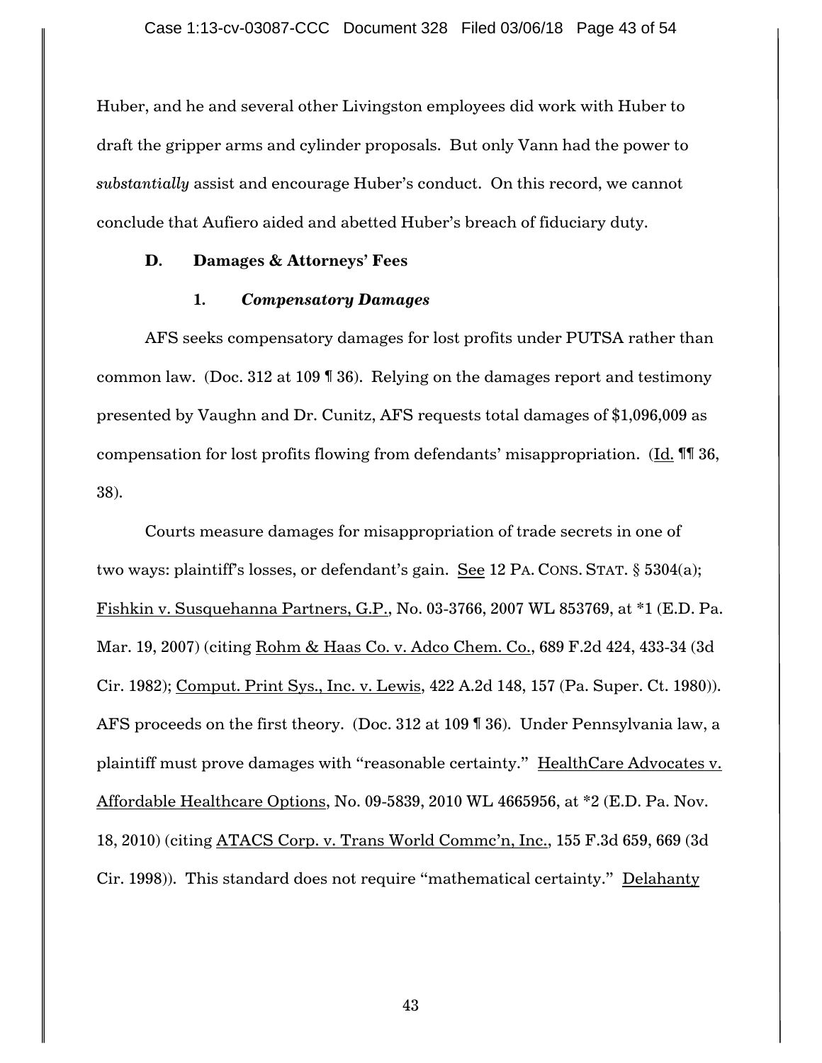Huber, and he and several other Livingston employees did work with Huber to draft the gripper arms and cylinder proposals. But only Vann had the power to *substantially* assist and encourage Huber's conduct. On this record, we cannot conclude that Aufiero aided and abetted Huber's breach of fiduciary duty.

### D. Damages & Attorneys' Fees

#### 1. *Compensatory Damages*

AFS seeks compensatory damages for lost profits under PUTSA rather than common law. (Doc. 312 at 109 ¶ 36). Relying on the damages report and testimony presented by Vaughn and Dr. Cunitz, AFS requests total damages of $1,096,009 as compensation for lost profits flowing from defendants' misappropriation. (Id. ¶¶ 36, 38).

Courts measure damages for misappropriation of trade secrets in one of two ways: plaintiff's losses, or defendant's gain. See 12 PA. CONS. STAT. § 5304(a); Fishkin v. Susquehanna Partners, G.P., No. 03-3766, 2007 WL 853769, at *1 (E.D. Pa. Mar. 19, 2007) (citing Rohm & Haas Co. v. Adco Chem. Co., 689 F.2d 424, 433-34 (3d Cir. 1982); Comput. Print Sys., Inc. v. Lewis, 422 A.2d 148, 157 (Pa. Super. Ct. 1980)). AFS proceeds on the first theory. (Doc. 312 at 109 ¶ 36). Under Pennsylvania law, a plaintiff must prove damages with "reasonable certainty." HealthCare Advocates v. Affordable Healthcare Options, No. 09-5839, 2010 WL 4665956, at *2 (E.D. Pa. Nov. 18, 2010) (citing ATACS Corp. v. Trans World Commc'n, Inc., 155 F.3d 659, 669 (3d Cir. 1998)). This standard does not require "mathematical certainty." Delahanty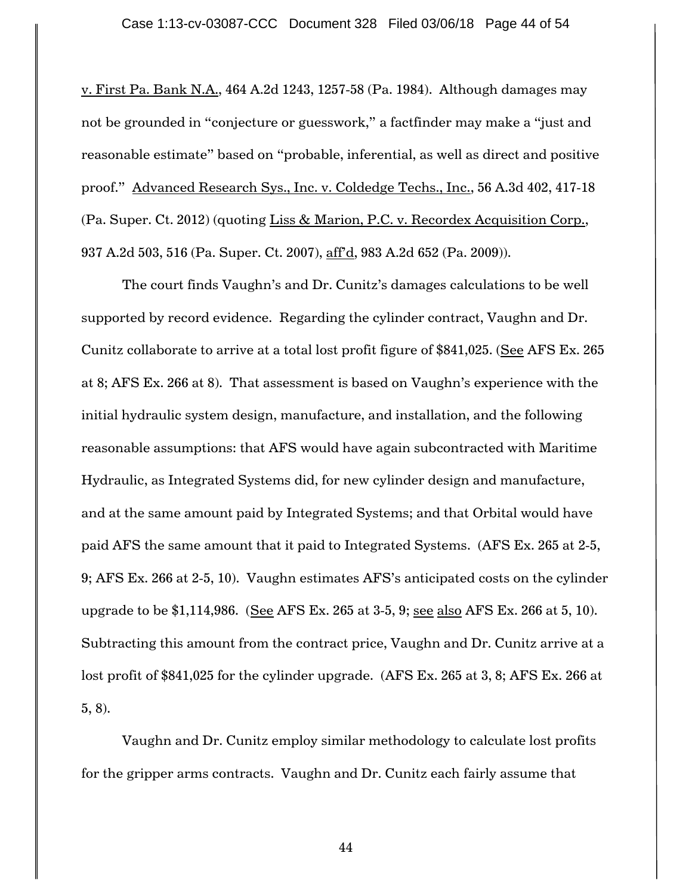v. First Pa. Bank N.A., 464 A.2d 1243, 1257-58 (Pa. 1984). Although damages may not be grounded in "conjecture or guesswork," a factfinder may make a "just and reasonable estimate" based on "probable, inferential, as well as direct and positive proof." Advanced Research Sys., Inc. v. Coldedge Techs., Inc., 56 A.3d 402, 417-18 (Pa. Super. Ct. 2012) (quoting Liss & Marion, P.C. v. Recordex Acquisition Corp., 937 A.2d 503, 516 (Pa. Super. Ct. 2007), aff'd, 983 A.2d 652 (Pa. 2009)).

The court finds Vaughn's and Dr. Cunitz's damages calculations to be well supported by record evidence. Regarding the cylinder contract, Vaughn and Dr. Cunitz collaborate to arrive at a total lost profit figure of $841,025. (See AFS Ex. 265 at 8; AFS Ex. 266 at 8). That assessment is based on Vaughn's experience with the initial hydraulic system design, manufacture, and installation, and the following reasonable assumptions: that AFS would have again subcontracted with Maritime Hydraulic, as Integrated Systems did, for new cylinder design and manufacture, and at the same amount paid by Integrated Systems; and that Orbital would have paid AFS the same amount that it paid to Integrated Systems. (AFS Ex. 265 at 2-5, 9; AFS Ex. 266 at 2-5, 10). Vaughn estimates AFS's anticipated costs on the cylinder upgrade to be $1,114,986. (See AFS Ex. 265 at 3-5, 9; see also AFS Ex. 266 at 5, 10). Subtracting this amount from the contract price, Vaughn and Dr. Cunitz arrive at a lost profit of $841,025 for the cylinder upgrade. (AFS Ex. 265 at 3, 8; AFS Ex. 266 at 5, 8).

Vaughn and Dr. Cunitz employ similar methodology to calculate lost profits for the gripper arms contracts. Vaughn and Dr. Cunitz each fairly assume that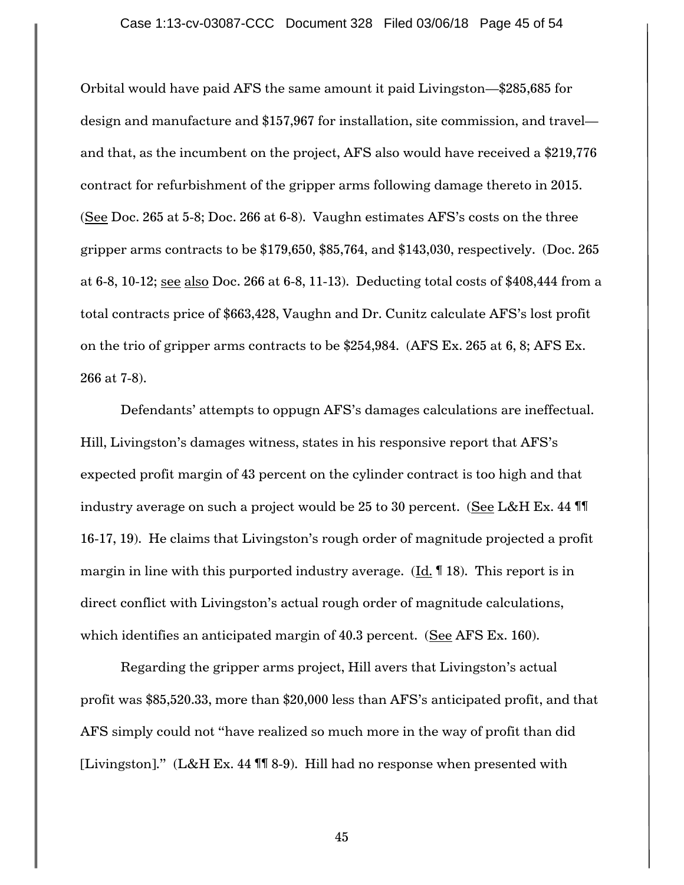Orbital would have paid AFS the same amount it paid Livingston—$285,685 for design and manufacture and $157,967 for installation, site commission, and travel—and that, as the incumbent on the project, AFS also would have received a $219,776 contract for refurbishment of the gripper arms following damage thereto in 2015. (See Doc. 265 at 5-8; Doc. 266 at 6-8). Vaughn estimates AFS's costs on the three gripper arms contracts to be $179,650, $85,764, and $143,030, respectively. (Doc. 265 at 6-8, 10-12; see also Doc. 266 at 6-8, 11-13). Deducting total costs of $408,444 from a total contracts price of $663,428, Vaughn and Dr. Cunitz calculate AFS's lost profit on the trio of gripper arms contracts to be $254,984. (AFS Ex. 265 at 6, 8; AFS Ex. 266 at 7-8).

Defendants' attempts to oppugn AFS's damages calculations are ineffectual. Hill, Livingston's damages witness, states in his responsive report that AFS's expected profit margin of 43 percent on the cylinder contract is too high and that industry average on such a project would be 25 to 30 percent. (See L&H Ex. 44 ¶¶ 16-17, 19). He claims that Livingston's rough order of magnitude projected a profit margin in line with this purported industry average. (Id. ¶ 18). This report is in direct conflict with Livingston's actual rough order of magnitude calculations, which identifies an anticipated margin of 40.3 percent. (See AFS Ex. 160).

Regarding the gripper arms project, Hill avers that Livingston's actual profit was $85,520.33, more than $20,000 less than AFS's anticipated profit, and that AFS simply could not "have realized so much more in the way of profit than did [Livingston]." (L&H Ex. 44 ¶¶ 8-9). Hill had no response when presented with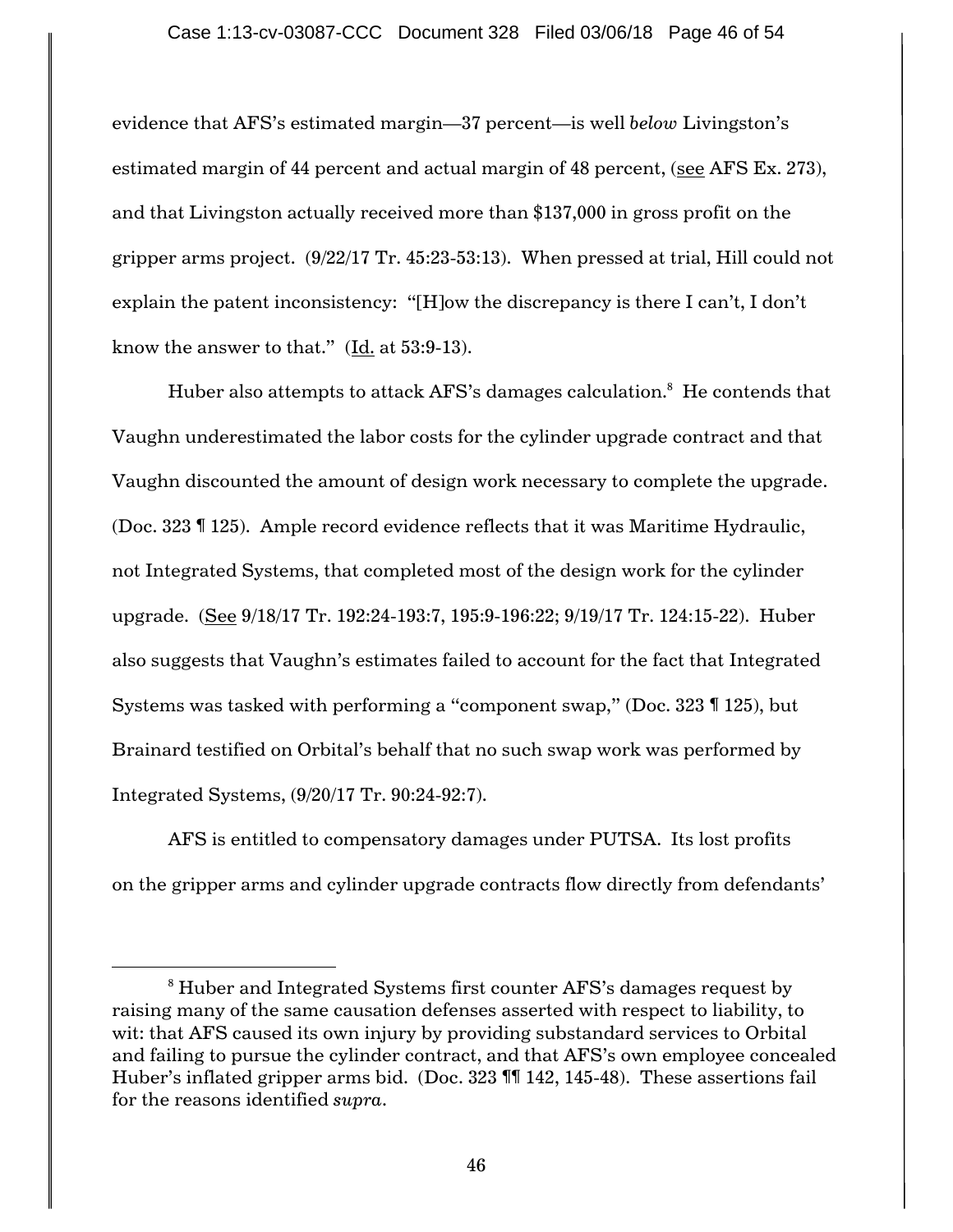evidence that AFS's estimated margin—37 percent—is well *below* Livingston's estimated margin of 44 percent and actual margin of 48 percent, (see AFS Ex. 273), and that Livingston actually received more than $137,000 in gross profit on the gripper arms project. (9/22/17 Tr. 45:23-53:13). When pressed at trial, Hill could not explain the patent inconsistency: "[H]ow the discrepancy is there I can't, I don't know the answer to that." (Id. at 53:9-13).

Huber also attempts to attack AFS's damages calculation.[8] He contends that Vaughn underestimated the labor costs for the cylinder upgrade contract and that Vaughn discounted the amount of design work necessary to complete the upgrade. (Doc. 323 ¶ 125). Ample record evidence reflects that it was Maritime Hydraulic, not Integrated Systems, that completed most of the design work for the cylinder upgrade. (See 9/18/17 Tr. 192:24-193:7, 195:9-196:22; 9/19/17 Tr. 124:15-22). Huber also suggests that Vaughn's estimates failed to account for the fact that Integrated Systems was tasked with performing a "component swap," (Doc. 323 ¶ 125), but Brainard testified on Orbital's behalf that no such swap work was performed by Integrated Systems, (9/20/17 Tr. 90:24-92:7).

AFS is entitled to compensatory damages under PUTSA. Its lost profits on the gripper arms and cylinder upgrade contracts flow directly from defendants'

---

[8] Huber and Integrated Systems first counter AFS's damages request by raising many of the same causation defenses asserted with respect to liability, to wit: that AFS caused its own injury by providing substandard services to Orbital and failing to pursue the cylinder contract, and that AFS's own employee concealed Huber's inflated gripper arms bid. (Doc. 323 ¶¶ 142, 145-48). These assertions fail for the reasons identified *supra*.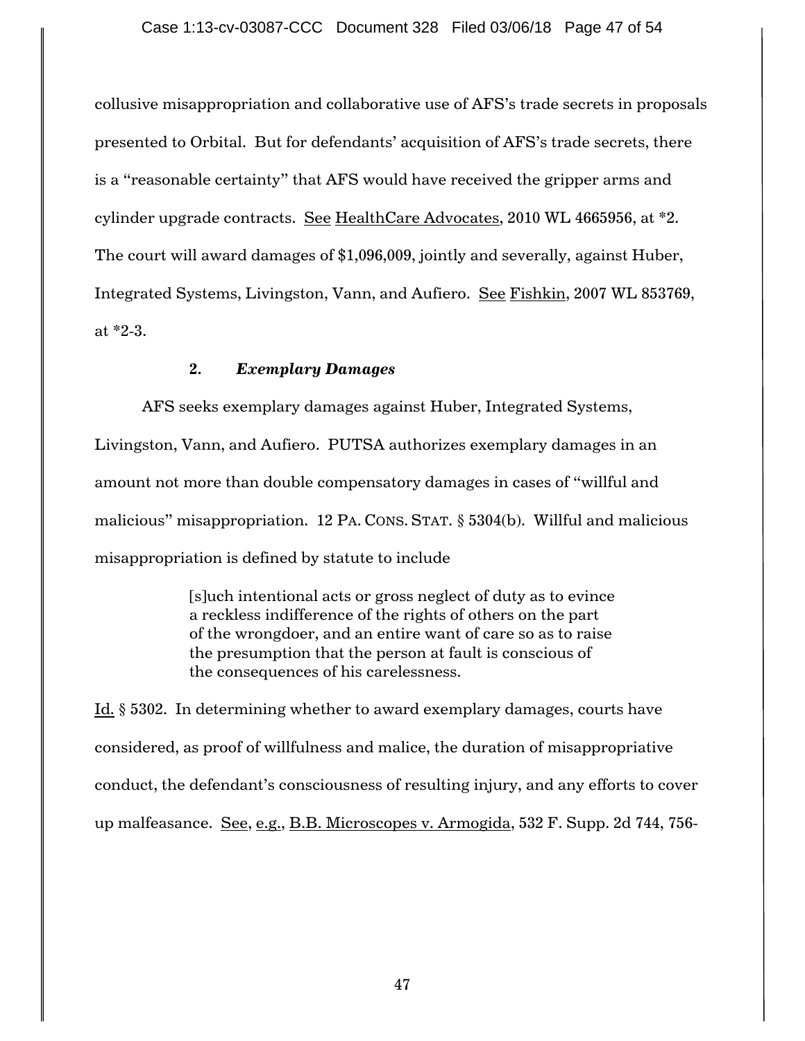collusive misappropriation and collaborative use of AFS's trade secrets in proposals presented to Orbital. But for defendants' acquisition of AFS's trade secrets, there is a "reasonable certainty" that AFS would have received the gripper arms and cylinder upgrade contracts. See HealthCare Advocates, 2010 WL 4665956, at *2. The court will award damages of $1,096,009, jointly and severally, against Huber, Integrated Systems, Livingston, Vann, and Aufiero. See Fishkin, 2007 WL 853769, at *2-3.

### 2. *Exemplary Damages*

AFS seeks exemplary damages against Huber, Integrated Systems, Livingston, Vann, and Aufiero. PUTSA authorizes exemplary damages in an amount not more than double compensatory damages in cases of "willful and malicious" misappropriation. 12 PA. CONS. STAT. § 5304(b). Willful and malicious misappropriation is defined by statute to include

> [s]uch intentional acts or gross neglect of duty as to evince a reckless indifference of the rights of others on the part of the wrongdoer, and an entire want of care so as to raise the presumption that the person at fault is conscious of the consequences of his carelessness.

Id. § 5302. In determining whether to award exemplary damages, courts have considered, as proof of willfulness and malice, the duration of misappropriative conduct, the defendant's consciousness of resulting injury, and any efforts to cover up malfeasance. See, e.g., B.B. Microscopes v. Armogida, 532 F. Supp. 2d 744, 756-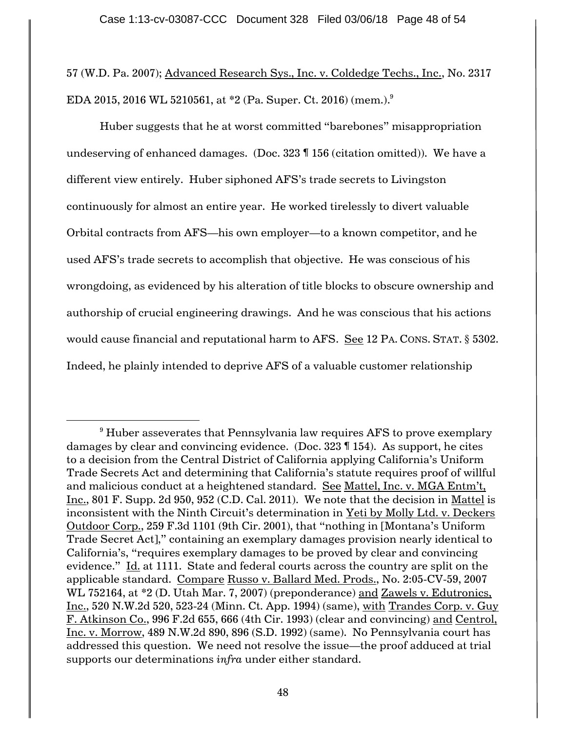57 (W.D. Pa. 2007); Advanced Research Sys., Inc. v. Coldedge Techs., Inc., No. 2317 EDA 2015, 2016 WL 5210561, at *2 (Pa. Super. Ct. 2016) (mem.).[9]

Huber suggests that he at worst committed "barebones" misappropriation undeserving of enhanced damages. (Doc. 323 ¶ 156 (citation omitted)). We have a different view entirely. Huber siphoned AFS's trade secrets to Livingston continuously for almost an entire year. He worked tirelessly to divert valuable Orbital contracts from AFS—his own employer—to a known competitor, and he used AFS's trade secrets to accomplish that objective. He was conscious of his wrongdoing, as evidenced by his alteration of title blocks to obscure ownership and authorship of crucial engineering drawings. And he was conscious that his actions would cause financial and reputational harm to AFS. See 12 PA. CONS. STAT. § 5302. Indeed, he plainly intended to deprive AFS of a valuable customer relationship

---

[9] Huber asseverates that Pennsylvania law requires AFS to prove exemplary damages by clear and convincing evidence. (Doc. 323 ¶ 154). As support, he cites to a decision from the Central District of California applying California's Uniform Trade Secrets Act and determining that California's statute requires proof of willful and malicious conduct at a heightened standard. See Mattel, Inc. v. MGA Entm't, Inc., 801 F. Supp. 2d 950, 952 (C.D. Cal. 2011). We note that the decision in Mattel is inconsistent with the Ninth Circuit's determination in Yeti by Molly Ltd. v. Deckers Outdoor Corp., 259 F.3d 1101 (9th Cir. 2001), that "nothing in [Montana's Uniform Trade Secret Act]," containing an exemplary damages provision nearly identical to California's, "requires exemplary damages to be proved by clear and convincing evidence." Id. at 1111. State and federal courts across the country are split on the applicable standard. Compare Russo v. Ballard Med. Prods., No. 2:05-CV-59, 2007 WL 752164, at *2 (D. Utah Mar. 7, 2007) (preponderance) and Zawels v. Edutronics, Inc., 520 N.W.2d 520, 523-24 (Minn. Ct. App. 1994) (same), with Trandes Corp. v. Guy F. Atkinson Co., 996 F.2d 655, 666 (4th Cir. 1993) (clear and convincing) and Centrol, Inc. v. Morrow, 489 N.W.2d 890, 896 (S.D. 1992) (same). No Pennsylvania court has addressed this question. We need not resolve the issue—the proof adduced at trial supports our determinations *infra* under either standard.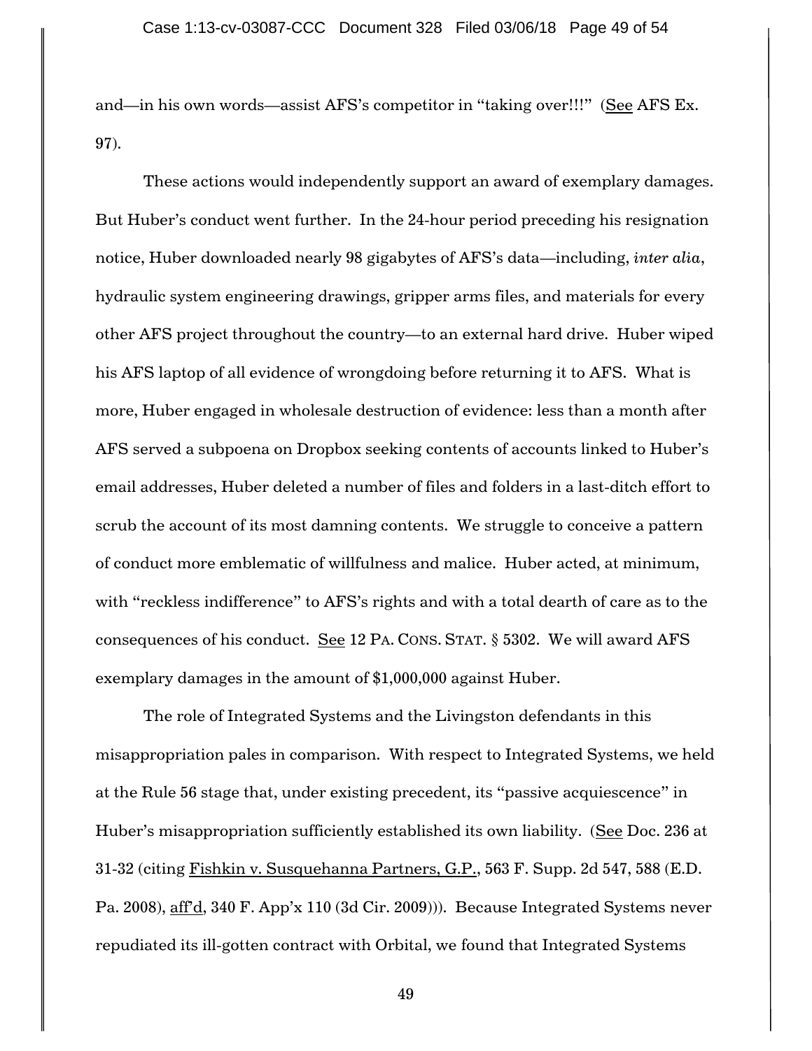and—in his own words—assist AFS's competitor in "taking over!!!" (See AFS Ex. 97).

These actions would independently support an award of exemplary damages. But Huber's conduct went further. In the 24-hour period preceding his resignation notice, Huber downloaded nearly 98 gigabytes of AFS's data—including, *inter alia*, hydraulic system engineering drawings, gripper arms files, and materials for every other AFS project throughout the country—to an external hard drive. Huber wiped his AFS laptop of all evidence of wrongdoing before returning it to AFS. What is more, Huber engaged in wholesale destruction of evidence: less than a month after AFS served a subpoena on Dropbox seeking contents of accounts linked to Huber's email addresses, Huber deleted a number of files and folders in a last-ditch effort to scrub the account of its most damning contents. We struggle to conceive a pattern of conduct more emblematic of willfulness and malice. Huber acted, at minimum, with "reckless indifference" to AFS's rights and with a total dearth of care as to the consequences of his conduct. See 12 PA. CONS. STAT. § 5302. We will award AFS exemplary damages in the amount of $1,000,000 against Huber.

The role of Integrated Systems and the Livingston defendants in this misappropriation pales in comparison. With respect to Integrated Systems, we held at the Rule 56 stage that, under existing precedent, its "passive acquiescence" in Huber's misappropriation sufficiently established its own liability. (See Doc. 236 at 31-32 (citing Fishkin v. Susquehanna Partners, G.P., 563 F. Supp. 2d 547, 588 (E.D. Pa. 2008), aff'd, 340 F. App'x 110 (3d Cir. 2009))). Because Integrated Systems never repudiated its ill-gotten contract with Orbital, we found that Integrated Systems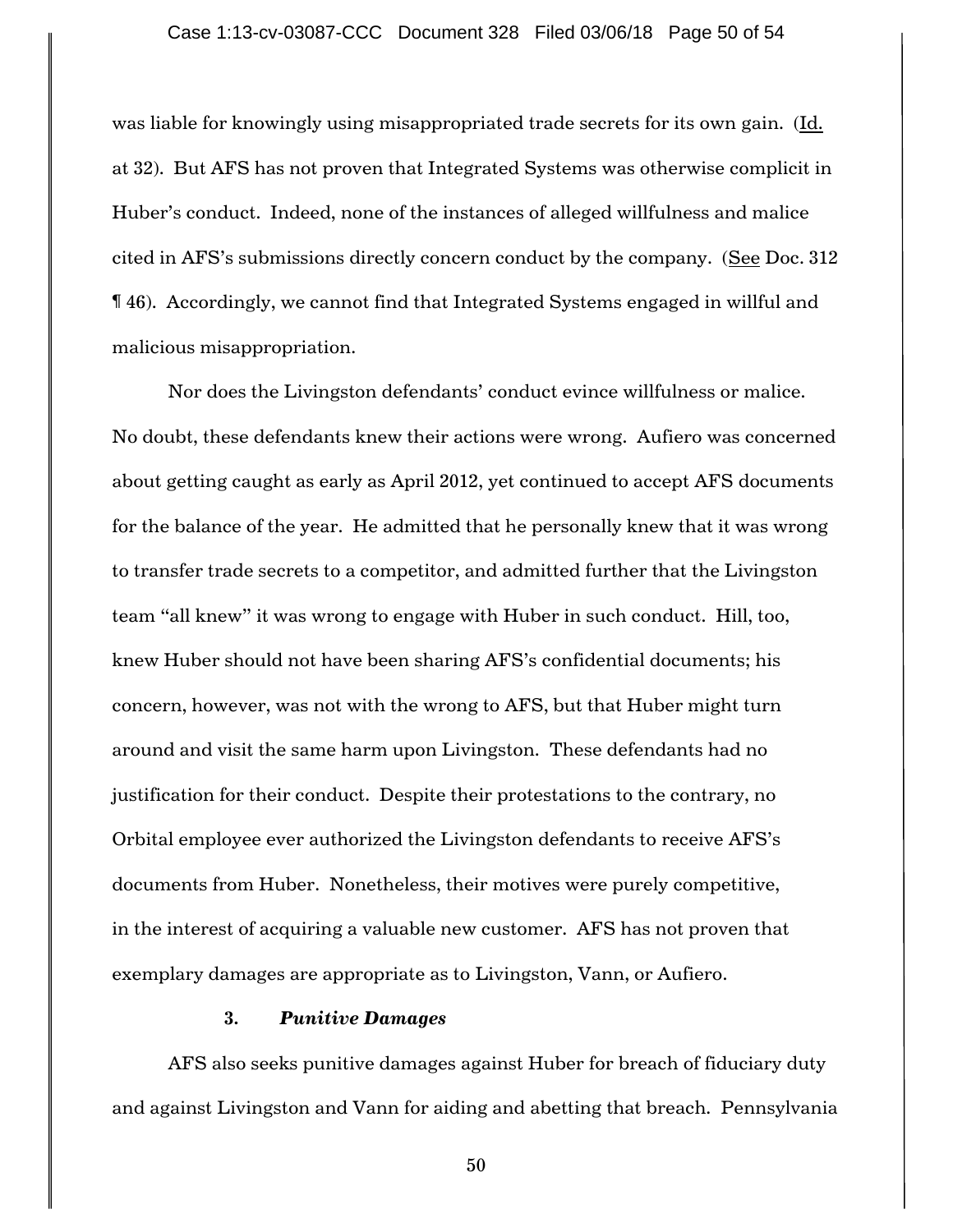was liable for knowingly using misappropriated trade secrets for its own gain. (Id. at 32). But AFS has not proven that Integrated Systems was otherwise complicit in Huber's conduct. Indeed, none of the instances of alleged willfulness and malice cited in AFS's submissions directly concern conduct by the company. (See Doc. 312 ¶ 46). Accordingly, we cannot find that Integrated Systems engaged in willful and malicious misappropriation.

Nor does the Livingston defendants' conduct evince willfulness or malice. No doubt, these defendants knew their actions were wrong. Aufiero was concerned about getting caught as early as April 2012, yet continued to accept AFS documents for the balance of the year. He admitted that he personally knew that it was wrong to transfer trade secrets to a competitor, and admitted further that the Livingston team "all knew" it was wrong to engage with Huber in such conduct. Hill, too, knew Huber should not have been sharing AFS's confidential documents; his concern, however, was not with the wrong to AFS, but that Huber might turn around and visit the same harm upon Livingston. These defendants had no justification for their conduct. Despite their protestations to the contrary, no Orbital employee ever authorized the Livingston defendants to receive AFS's documents from Huber. Nonetheless, their motives were purely competitive, in the interest of acquiring a valuable new customer. AFS has not proven that exemplary damages are appropriate as to Livingston, Vann, or Aufiero.

### 3. *Punitive Damages*

AFS also seeks punitive damages against Huber for breach of fiduciary duty and against Livingston and Vann for aiding and abetting that breach. Pennsylvania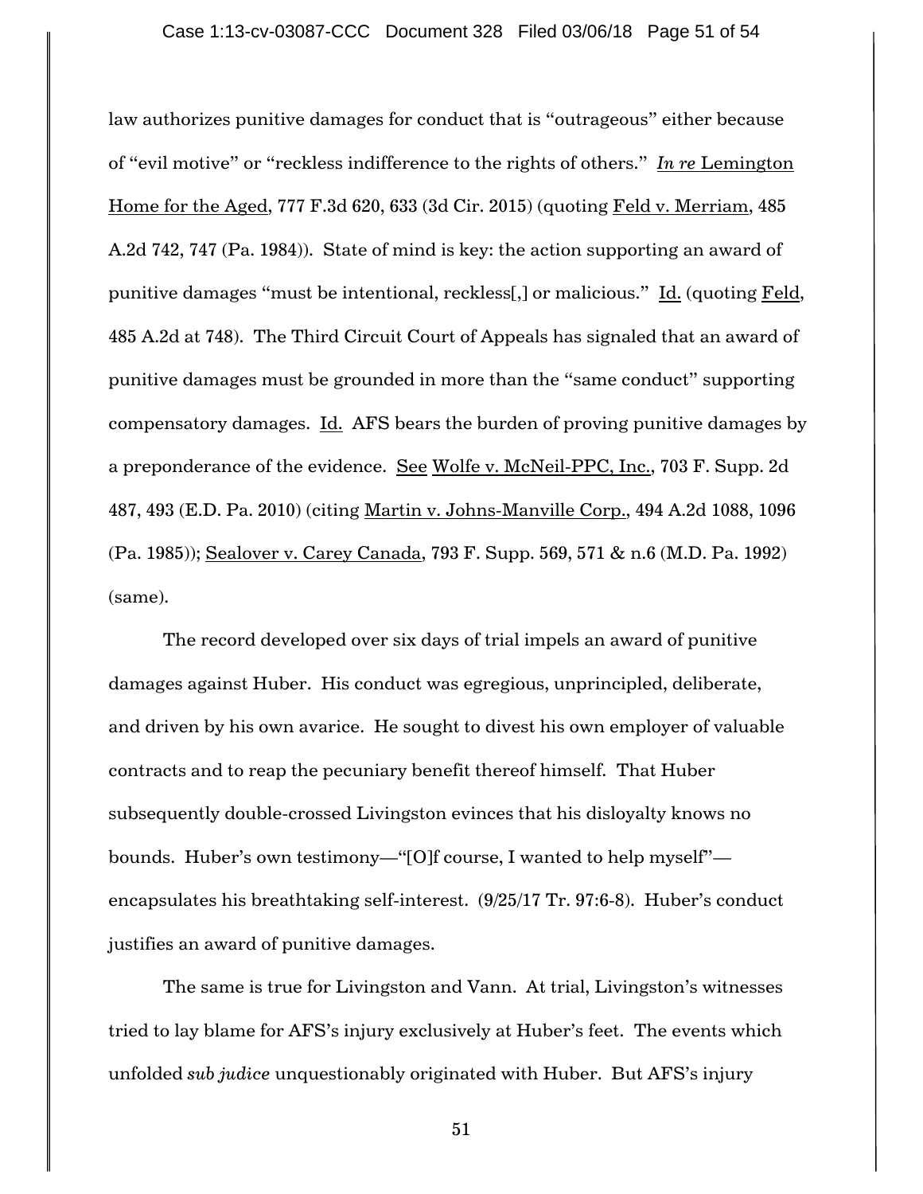law authorizes punitive damages for conduct that is "outrageous" either because of "evil motive" or "reckless indifference to the rights of others." *In re* Lemington Home for the Aged, 777 F.3d 620, 633 (3d Cir. 2015) (quoting Feld v. Merriam, 485 A.2d 742, 747 (Pa. 1984)). State of mind is key: the action supporting an award of punitive damages "must be intentional, reckless[,] or malicious." Id. (quoting Feld, 485 A.2d at 748). The Third Circuit Court of Appeals has signaled that an award of punitive damages must be grounded in more than the "same conduct" supporting compensatory damages. Id. AFS bears the burden of proving punitive damages by a preponderance of the evidence. See Wolfe v. McNeil-PPC, Inc., 703 F. Supp. 2d 487, 493 (E.D. Pa. 2010) (citing Martin v. Johns-Manville Corp., 494 A.2d 1088, 1096 (Pa. 1985)); Sealover v. Carey Canada, 793 F. Supp. 569, 571 & n.6 (M.D. Pa. 1992) (same).

The record developed over six days of trial impels an award of punitive damages against Huber. His conduct was egregious, unprincipled, deliberate, and driven by his own avarice. He sought to divest his own employer of valuable contracts and to reap the pecuniary benefit thereof himself. That Huber subsequently double-crossed Livingston evinces that his disloyalty knows no bounds. Huber's own testimony—"[O]f course, I wanted to help myself"—encapsulates his breathtaking self-interest. (9/25/17 Tr. 97:6-8). Huber's conduct justifies an award of punitive damages.

The same is true for Livingston and Vann. At trial, Livingston's witnesses tried to lay blame for AFS's injury exclusively at Huber's feet. The events which unfolded *sub judice* unquestionably originated with Huber. But AFS's injury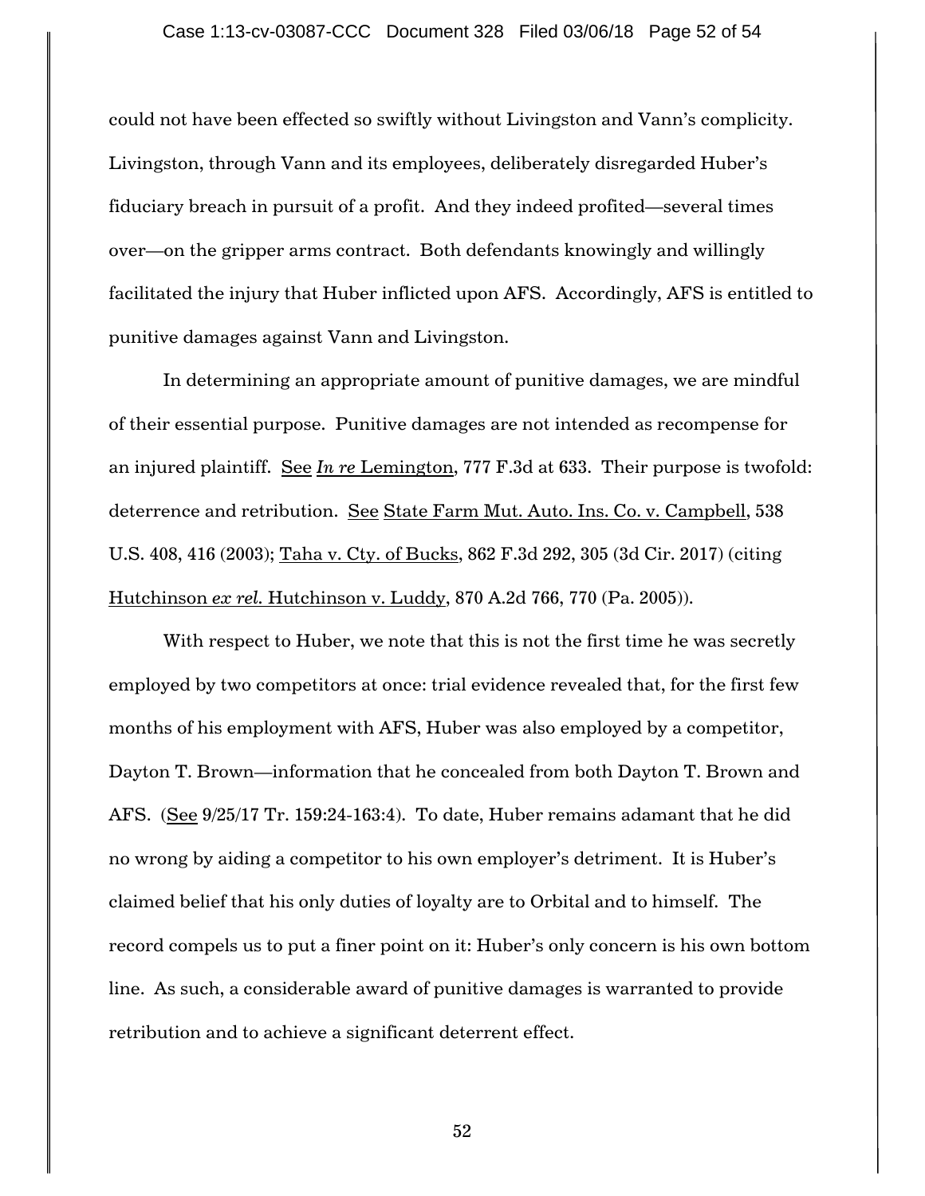could not have been effected so swiftly without Livingston and Vann's complicity. Livingston, through Vann and its employees, deliberately disregarded Huber's fiduciary breach in pursuit of a profit. And they indeed profited—several times over—on the gripper arms contract. Both defendants knowingly and willingly facilitated the injury that Huber inflicted upon AFS. Accordingly, AFS is entitled to punitive damages against Vann and Livingston.

In determining an appropriate amount of punitive damages, we are mindful of their essential purpose. Punitive damages are not intended as recompense for an injured plaintiff. See *In re* Lemington, 777 F.3d at 633. Their purpose is twofold: deterrence and retribution. See State Farm Mut. Auto. Ins. Co. v. Campbell, 538 U.S. 408, 416 (2003); Taha v. Cty. of Bucks, 862 F.3d 292, 305 (3d Cir. 2017) (citing Hutchinson *ex rel.* Hutchinson v. Luddy, 870 A.2d 766, 770 (Pa. 2005)).

With respect to Huber, we note that this is not the first time he was secretly employed by two competitors at once: trial evidence revealed that, for the first few months of his employment with AFS, Huber was also employed by a competitor, Dayton T. Brown—information that he concealed from both Dayton T. Brown and AFS. (See 9/25/17 Tr. 159:24-163:4). To date, Huber remains adamant that he did no wrong by aiding a competitor to his own employer's detriment. It is Huber's claimed belief that his only duties of loyalty are to Orbital and to himself. The record compels us to put a finer point on it: Huber's only concern is his own bottom line. As such, a considerable award of punitive damages is warranted to provide retribution and to achieve a significant deterrent effect.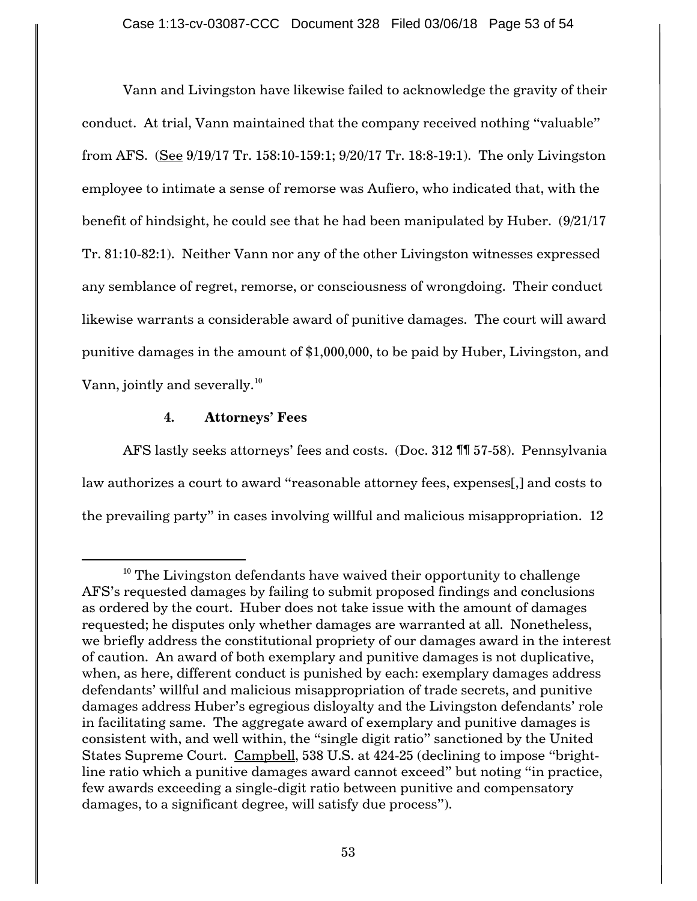Vann and Livingston have likewise failed to acknowledge the gravity of their conduct. At trial, Vann maintained that the company received nothing "valuable" from AFS. (See 9/19/17 Tr. 158:10-159:1; 9/20/17 Tr. 18:8-19:1). The only Livingston employee to intimate a sense of remorse was Aufiero, who indicated that, with the benefit of hindsight, he could see that he had been manipulated by Huber. (9/21/17 Tr. 81:10-82:1). Neither Vann nor any of the other Livingston witnesses expressed any semblance of regret, remorse, or consciousness of wrongdoing. Their conduct likewise warrants a considerable award of punitive damages. The court will award punitive damages in the amount of $1,000,000, to be paid by Huber, Livingston, and Vann, jointly and severally.[10]

**4. Attorneys' Fees**

AFS lastly seeks attorneys' fees and costs. (Doc. 312 ¶¶ 57-58). Pennsylvania law authorizes a court to award "reasonable attorney fees, expenses[,] and costs to the prevailing party" in cases involving willful and malicious misappropriation. 12

[10] The Livingston defendants have waived their opportunity to challenge AFS's requested damages by failing to submit proposed findings and conclusions as ordered by the court. Huber does not take issue with the amount of damages requested; he disputes only whether damages are warranted at all. Nonetheless, we briefly address the constitutional propriety of our damages award in the interest of caution. An award of both exemplary and punitive damages is not duplicative, when, as here, different conduct is punished by each: exemplary damages address defendants' willful and malicious misappropriation of trade secrets, and punitive damages address Huber's egregious disloyalty and the Livingston defendants' role in facilitating same. The aggregate award of exemplary and punitive damages is consistent with, and well within, the "single digit ratio" sanctioned by the United States Supreme Court. Campbell, 538 U.S. at 424-25 (declining to impose "bright-line ratio which a punitive damages award cannot exceed" but noting "in practice, few awards exceeding a single-digit ratio between punitive and compensatory damages, to a significant degree, will satisfy due process").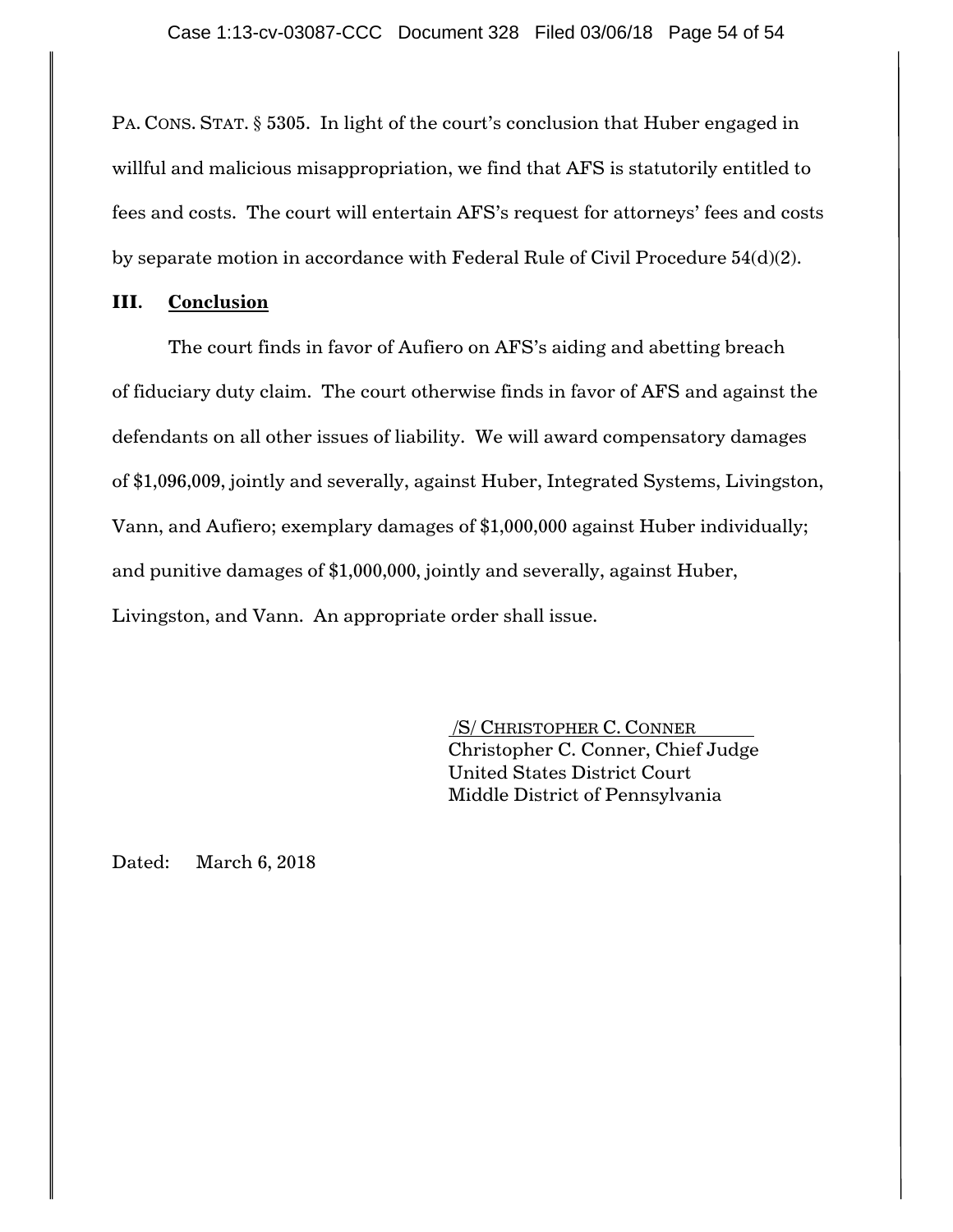PA. CONS. STAT. § 5305. In light of the court's conclusion that Huber engaged in willful and malicious misappropriation, we find that AFS is statutorily entitled to fees and costs. The court will entertain AFS's request for attorneys' fees and costs by separate motion in accordance with Federal Rule of Civil Procedure 54(d)(2).

## III. Conclusion

The court finds in favor of Aufiero on AFS's aiding and abetting breach of fiduciary duty claim. The court otherwise finds in favor of AFS and against the defendants on all other issues of liability. We will award compensatory damages of $1,096,009, jointly and severally, against Huber, Integrated Systems, Livingston, Vann, and Aufiero; exemplary damages of $1,000,000 against Huber individually; and punitive damages of $1,000,000, jointly and severally, against Huber, Livingston, and Vann. An appropriate order shall issue.

/S/ CHRISTOPHER C. CONNER
Christopher C. Conner, Chief Judge
United States District Court
Middle District of Pennsylvania

Dated: March 6, 2018